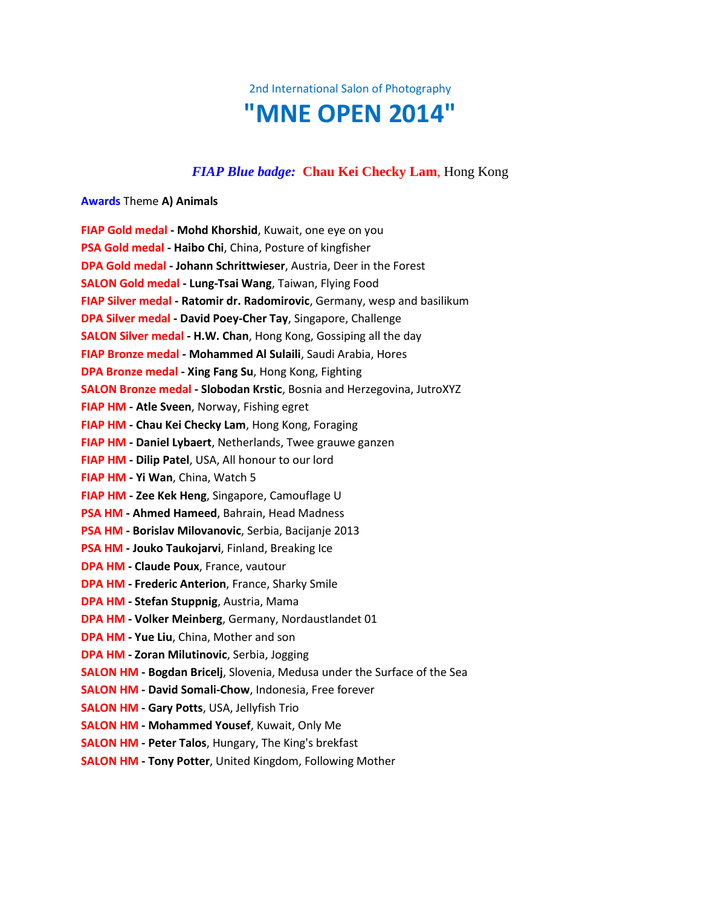2nd International Salon of Photography

# "MNE OPEN 2014"

***FIAP Blue badge:* Chau Kei Checky Lam**, Hong Kong

**Awards** Theme **A) Animals**

**FIAP Gold medal - Mohd Khorshid**, Kuwait, one eye on you
**PSA Gold medal - Haibo Chi**, China, Posture of kingfisher
**DPA Gold medal - Johann Schrittwieser**, Austria, Deer in the Forest
**SALON Gold medal - Lung-Tsai Wang**, Taiwan, Flying Food
**FIAP Silver medal - Ratomir dr. Radomirovic**, Germany, wesp and basilikum
**DPA Silver medal - David Poey-Cher Tay**, Singapore, Challenge
**SALON Silver medal - H.W. Chan**, Hong Kong, Gossiping all the day
**FIAP Bronze medal - Mohammed Al Sulaili**, Saudi Arabia, Hores
**DPA Bronze medal - Xing Fang Su**, Hong Kong, Fighting
**SALON Bronze medal - Slobodan Krstic**, Bosnia and Herzegovina, JutroXYZ
**FIAP HM - Atle Sveen**, Norway, Fishing egret
**FIAP HM - Chau Kei Checky Lam**, Hong Kong, Foraging
**FIAP HM - Daniel Lybaert**, Netherlands, Twee grauwe ganzen
**FIAP HM - Dilip Patel**, USA, All honour to our lord
**FIAP HM - Yi Wan**, China, Watch 5
**FIAP HM - Zee Kek Heng**, Singapore, Camouflage U
**PSA HM - Ahmed Hameed**, Bahrain, Head Madness
**PSA HM - Borislav Milovanovic**, Serbia, Bacijanje 2013
**PSA HM - Jouko Taukojarvi**, Finland, Breaking Ice
**DPA HM - Claude Poux**, France, vautour
**DPA HM - Frederic Anterion**, France, Sharky Smile
**DPA HM - Stefan Stuppnig**, Austria, Mama
**DPA HM - Volker Meinberg**, Germany, Nordaustlandet 01
**DPA HM - Yue Liu**, China, Mother and son
**DPA HM - Zoran Milutinovic**, Serbia, Jogging
**SALON HM - Bogdan Bricelj**, Slovenia, Medusa under the Surface of the Sea
**SALON HM - David Somali-Chow**, Indonesia, Free forever
**SALON HM - Gary Potts**, USA, Jellyfish Trio
**SALON HM - Mohammed Yousef**, Kuwait, Only Me
**SALON HM - Peter Talos**, Hungary, The King's brekfast
**SALON HM - Tony Potter**, United Kingdom, Following Mother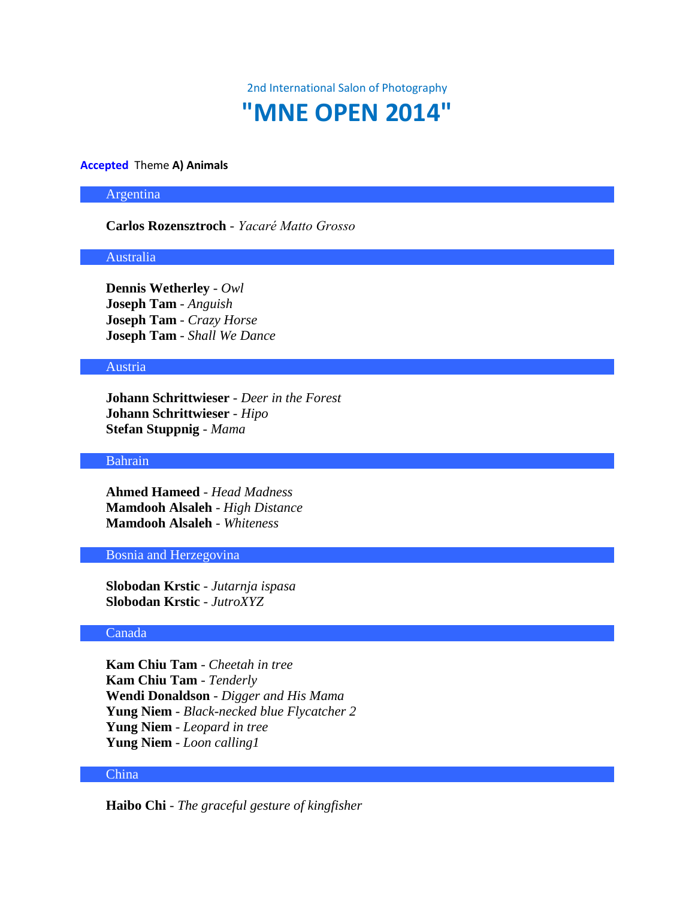2nd International Salon of Photography

# "MNE OPEN 2014"

**Accepted** Theme **A) Animals**

## Argentina

**Carlos Rozensztroch** - *Yacaré Matto Grosso*

## Australia

**Dennis Wetherley** - *Owl*
**Joseph Tam** - *Anguish*
**Joseph Tam** - *Crazy Horse*
**Joseph Tam** - *Shall We Dance*

## Austria

**Johann Schrittwieser** - *Deer in the Forest*
**Johann Schrittwieser** - *Hipo*
**Stefan Stuppnig** - *Mama*

## Bahrain

**Ahmed Hameed** - *Head Madness*
**Mamdooh Alsaleh** - *High Distance*
**Mamdooh Alsaleh** - *Whiteness*

## Bosnia and Herzegovina

**Slobodan Krstic** - *Jutarnja ispasa*
**Slobodan Krstic** - *JutroXYZ*

## Canada

**Kam Chiu Tam** - *Cheetah in tree*
**Kam Chiu Tam** - *Tenderly*
**Wendi Donaldson** - *Digger and His Mama*
**Yung Niem** - *Black-necked blue Flycatcher 2*
**Yung Niem** - *Leopard in tree*
**Yung Niem** - *Loon calling1*

## China

**Haibo Chi** - *The graceful gesture of kingfisher*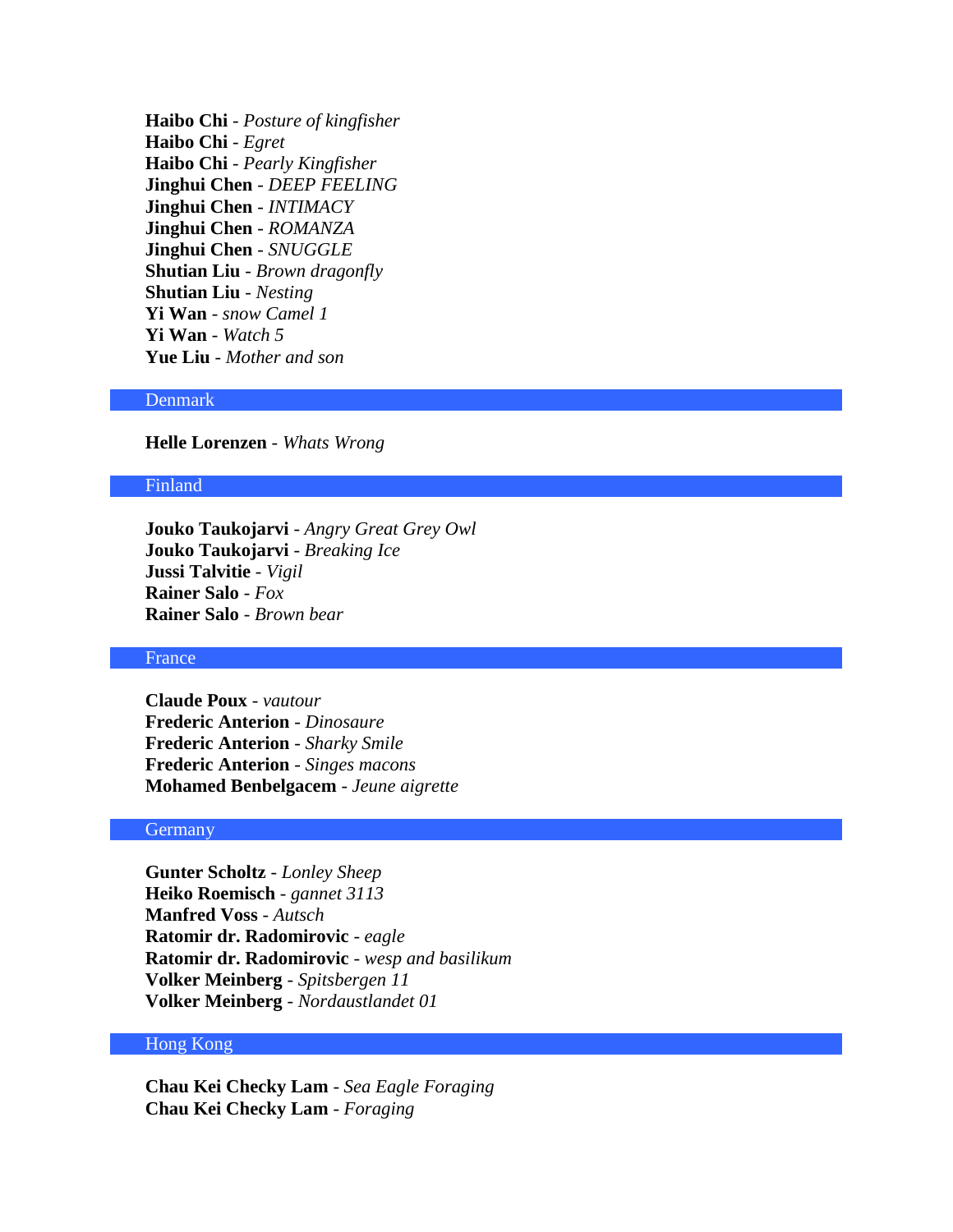**Haibo Chi** - *Posture of kingfisher*
**Haibo Chi** - *Egret*
**Haibo Chi** - *Pearly Kingfisher*
**Jinghui Chen** - *DEEP FEELING*
**Jinghui Chen** - *INTIMACY*
**Jinghui Chen** - *ROMANZA*
**Jinghui Chen** - *SNUGGLE*
**Shutian Liu** - *Brown dragonfly*
**Shutian Liu** - *Nesting*
**Yi Wan** - *snow Camel 1*
**Yi Wan** - *Watch 5*
**Yue Liu** - *Mother and son*

## Denmark

**Helle Lorenzen** - *Whats Wrong*

## Finland

**Jouko Taukojarvi** - *Angry Great Grey Owl*
**Jouko Taukojarvi** - *Breaking Ice*
**Jussi Talvitie** - *Vigil*
**Rainer Salo** - *Fox*
**Rainer Salo** - *Brown bear*

## France

**Claude Poux** - *vautour*
**Frederic Anterion** - *Dinosaure*
**Frederic Anterion** - *Sharky Smile*
**Frederic Anterion** - *Singes macons*
**Mohamed Benbelgacem** - *Jeune aigrette*

## Germany

**Gunter Scholtz** - *Lonley Sheep*
**Heiko Roemisch** - *gannet 3113*
**Manfred Voss** - *Autsch*
**Ratomir dr. Radomirovic** - *eagle*
**Ratomir dr. Radomirovic** - *wesp and basilikum*
**Volker Meinberg** - *Spitsbergen 11*
**Volker Meinberg** - *Nordaustlandet 01*

## Hong Kong

**Chau Kei Checky Lam** - *Sea Eagle Foraging*
**Chau Kei Checky Lam** - *Foraging*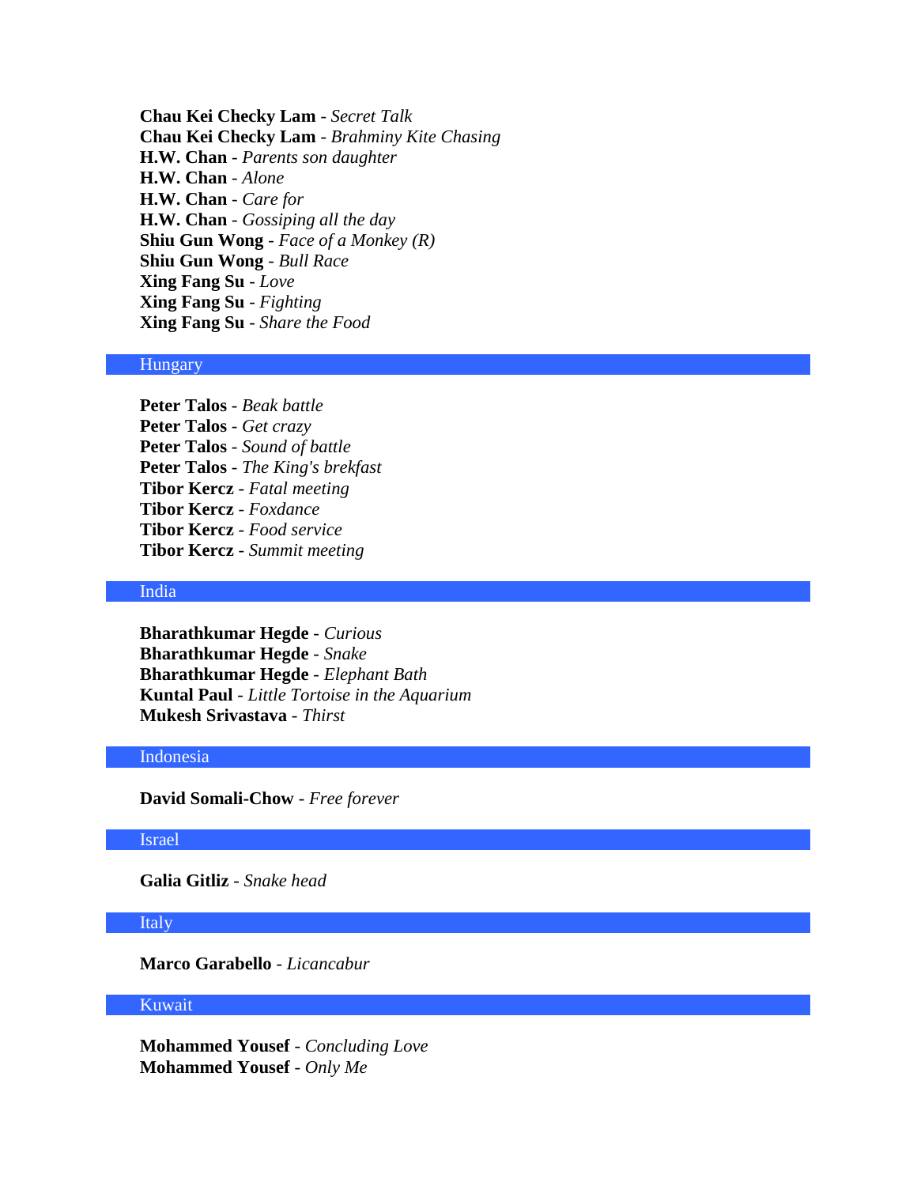**Chau Kei Checky Lam** - *Secret Talk*
**Chau Kei Checky Lam** - *Brahminy Kite Chasing*
**H.W. Chan** - *Parents son daughter*
**H.W. Chan** - *Alone*
**H.W. Chan** - *Care for*
**H.W. Chan** - *Gossiping all the day*
**Shiu Gun Wong** - *Face of a Monkey (R)*
**Shiu Gun Wong** - *Bull Race*
**Xing Fang Su** - *Love*
**Xing Fang Su** - *Fighting*
**Xing Fang Su** - *Share the Food*

## Hungary

**Peter Talos** - *Beak battle*
**Peter Talos** - *Get crazy*
**Peter Talos** - *Sound of battle*
**Peter Talos** - *The King's brekfast*
**Tibor Kercz** - *Fatal meeting*
**Tibor Kercz** - *Foxdance*
**Tibor Kercz** - *Food service*
**Tibor Kercz** - *Summit meeting*

## India

**Bharathkumar Hegde** - *Curious*
**Bharathkumar Hegde** - *Snake*
**Bharathkumar Hegde** - *Elephant Bath*
**Kuntal Paul** - *Little Tortoise in the Aquarium*
**Mukesh Srivastava** - *Thirst*

## Indonesia

**David Somali-Chow** - *Free forever*

## Israel

**Galia Gitliz** - *Snake head*

## Italy

**Marco Garabello** - *Licancabur*

## Kuwait

**Mohammed Yousef** - *Concluding Love*
**Mohammed Yousef** - *Only Me*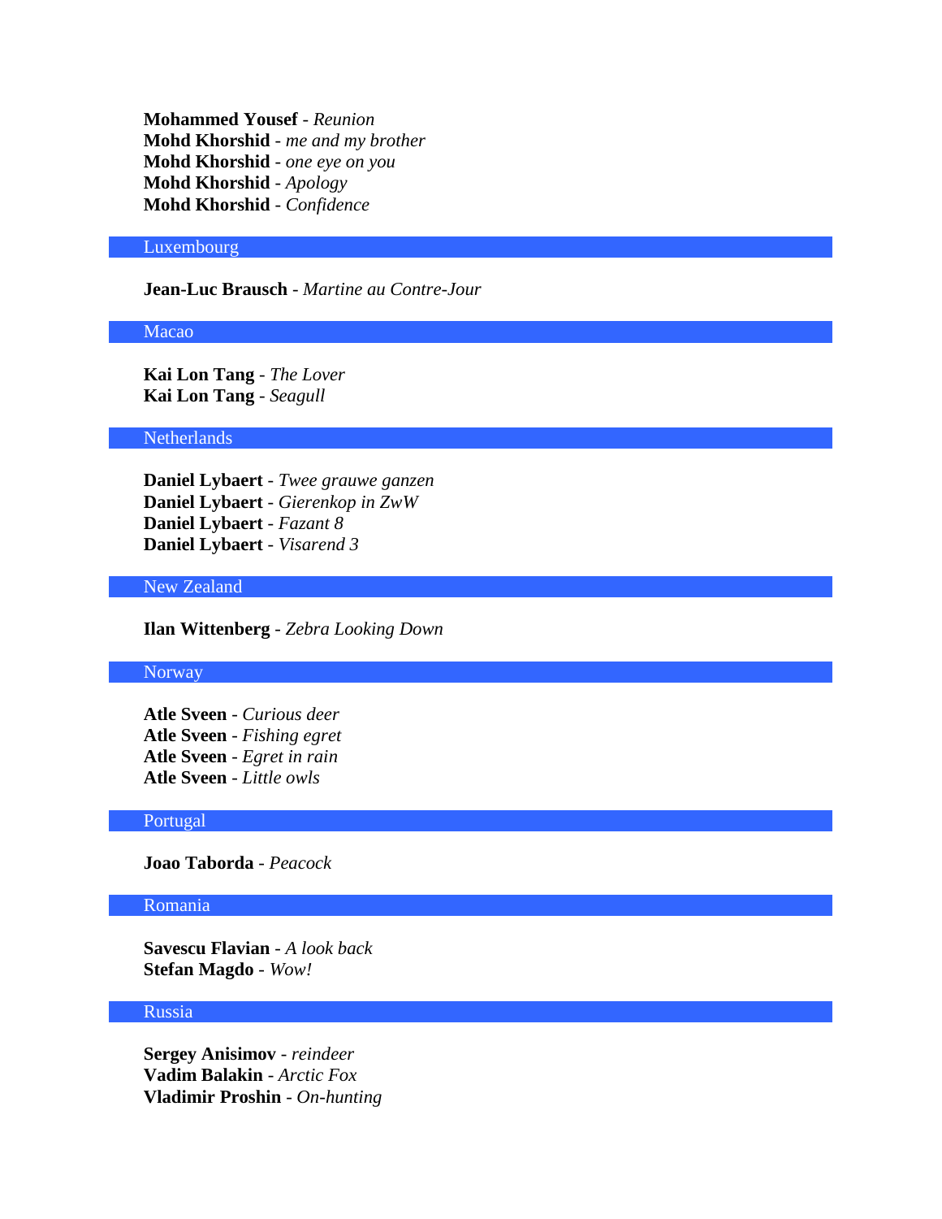**Mohammed Yousef** - *Reunion*
**Mohd Khorshid** - *me and my brother*
**Mohd Khorshid** - *one eye on you*
**Mohd Khorshid** - *Apology*
**Mohd Khorshid** - *Confidence*

## Luxembourg

**Jean-Luc Brausch** - *Martine au Contre-Jour*

## Macao

**Kai Lon Tang** - *The Lover*
**Kai Lon Tang** - *Seagull*

## Netherlands

**Daniel Lybaert** - *Twee grauwe ganzen*
**Daniel Lybaert** - *Gierenkop in ZwW*
**Daniel Lybaert** - *Fazant 8*
**Daniel Lybaert** - *Visarend 3*

## New Zealand

**Ilan Wittenberg** - *Zebra Looking Down*

## Norway

**Atle Sveen** - *Curious deer*
**Atle Sveen** - *Fishing egret*
**Atle Sveen** - *Egret in rain*
**Atle Sveen** - *Little owls*

## Portugal

**Joao Taborda** - *Peacock*

## Romania

**Savescu Flavian** - *A look back*
**Stefan Magdo** - *Wow!*

## Russia

**Sergey Anisimov** - *reindeer*
**Vadim Balakin** - *Arctic Fox*
**Vladimir Proshin** - *On-hunting*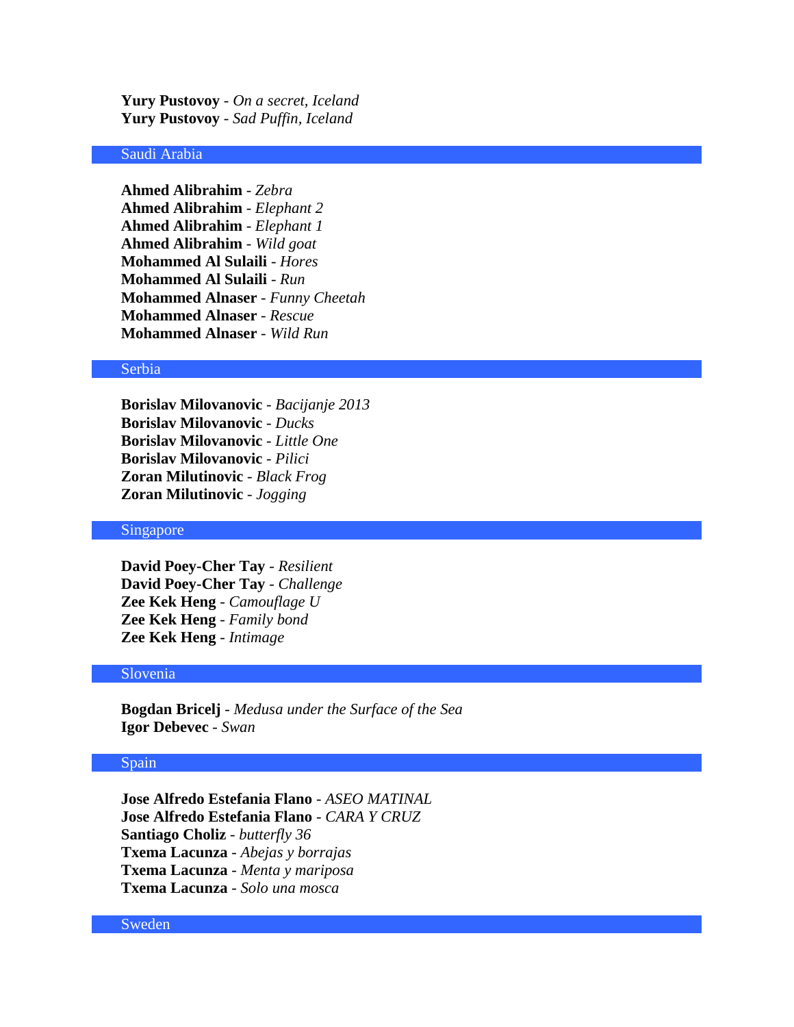**Yury Pustovoy** - *On a secret, Iceland*
**Yury Pustovoy** - *Sad Puffin, Iceland*

## Saudi Arabia

**Ahmed Alibrahim** - *Zebra*
**Ahmed Alibrahim** - *Elephant 2*
**Ahmed Alibrahim** - *Elephant 1*
**Ahmed Alibrahim** - *Wild goat*
**Mohammed Al Sulaili** - *Hores*
**Mohammed Al Sulaili** - *Run*
**Mohammed Alnaser** - *Funny Cheetah*
**Mohammed Alnaser** - *Rescue*
**Mohammed Alnaser** - *Wild Run*

## Serbia

**Borislav Milovanovic** - *Bacijanje 2013*
**Borislav Milovanovic** - *Ducks*
**Borislav Milovanovic** - *Little One*
**Borislav Milovanovic** - *Pilici*
**Zoran Milutinovic** - *Black Frog*
**Zoran Milutinovic** - *Jogging*

## Singapore

**David Poey-Cher Tay** - *Resilient*
**David Poey-Cher Tay** - *Challenge*
**Zee Kek Heng** - *Camouflage U*
**Zee Kek Heng** - *Family bond*
**Zee Kek Heng** - *Intimage*

## Slovenia

**Bogdan Bricelj** - *Medusa under the Surface of the Sea*
**Igor Debevec** - *Swan*

## Spain

**Jose Alfredo Estefania Flano** - *ASEO MATINAL*
**Jose Alfredo Estefania Flano** - *CARA Y CRUZ*
**Santiago Choliz** - *butterfly 36*
**Txema Lacunza** - *Abejas y borrajas*
**Txema Lacunza** - *Menta y mariposa*
**Txema Lacunza** - *Solo una mosca*

## Sweden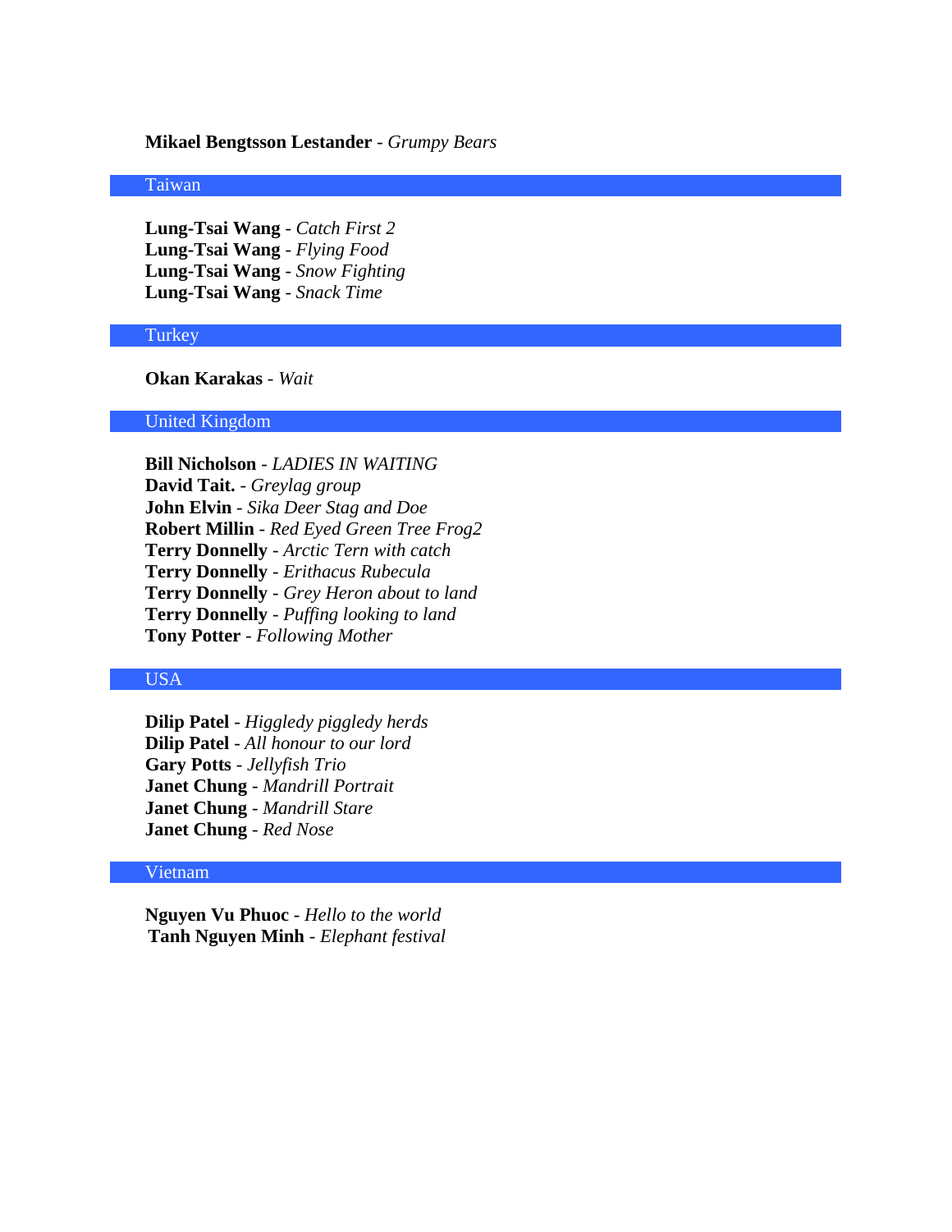**Mikael Bengtsson Lestander** - *Grumpy Bears*

## Taiwan

**Lung-Tsai Wang** - *Catch First 2*
**Lung-Tsai Wang** - *Flying Food*
**Lung-Tsai Wang** - *Snow Fighting*
**Lung-Tsai Wang** - *Snack Time*

## Turkey

**Okan Karakas** - *Wait*

## United Kingdom

**Bill Nicholson** - *LADIES IN WAITING*
**David Tait.** - *Greylag group*
**John Elvin** - *Sika Deer Stag and Doe*
**Robert Millin** - *Red Eyed Green Tree Frog2*
**Terry Donnelly** - *Arctic Tern with catch*
**Terry Donnelly** - *Erithacus Rubecula*
**Terry Donnelly** - *Grey Heron about to land*
**Terry Donnelly** - *Puffing looking to land*
**Tony Potter** - *Following Mother*

## USA

**Dilip Patel** - *Higgledy piggledy herds*
**Dilip Patel** - *All honour to our lord*
**Gary Potts** - *Jellyfish Trio*
**Janet Chung** - *Mandrill Portrait*
**Janet Chung** - *Mandrill Stare*
**Janet Chung** - *Red Nose*

## Vietnam

**Nguyen Vu Phuoc** - *Hello to the world*
**Tanh Nguyen Minh** - *Elephant festival*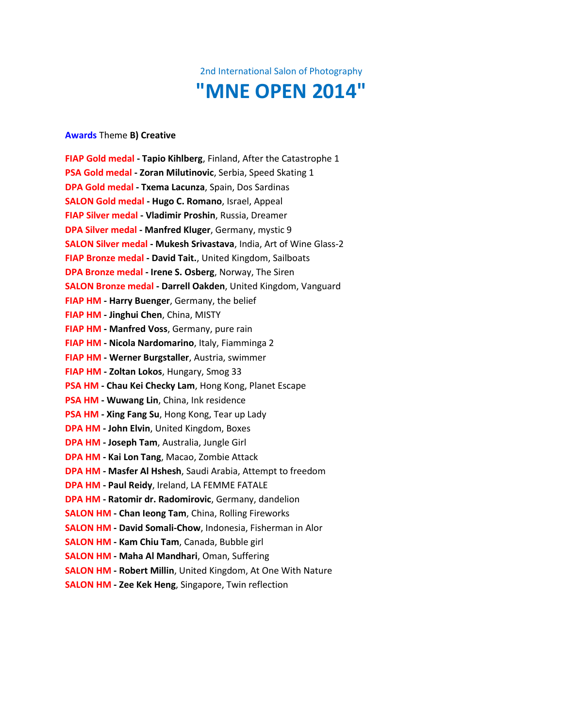2nd International Salon of Photography

# "MNE OPEN 2014"

**Awards** Theme **B) Creative**

**FIAP Gold medal - Tapio Kihlberg**, Finland, After the Catastrophe 1
**PSA Gold medal - Zoran Milutinovic**, Serbia, Speed Skating 1
**DPA Gold medal - Txema Lacunza**, Spain, Dos Sardinas
**SALON Gold medal - Hugo C. Romano**, Israel, Appeal
**FIAP Silver medal - Vladimir Proshin**, Russia, Dreamer
**DPA Silver medal - Manfred Kluger**, Germany, mystic 9
**SALON Silver medal - Mukesh Srivastava**, India, Art of Wine Glass-2
**FIAP Bronze medal - David Tait.**, United Kingdom, Sailboats
**DPA Bronze medal - Irene S. Osberg**, Norway, The Siren
**SALON Bronze medal - Darrell Oakden**, United Kingdom, Vanguard
**FIAP HM - Harry Buenger**, Germany, the belief
**FIAP HM - Jinghui Chen**, China, MISTY
**FIAP HM - Manfred Voss**, Germany, pure rain
**FIAP HM - Nicola Nardomarino**, Italy, Fiamminga 2
**FIAP HM - Werner Burgstaller**, Austria, swimmer
**FIAP HM - Zoltan Lokos**, Hungary, Smog 33
**PSA HM - Chau Kei Checky Lam**, Hong Kong, Planet Escape
**PSA HM - Wuwang Lin**, China, Ink residence
**PSA HM - Xing Fang Su**, Hong Kong, Tear up Lady
**DPA HM - John Elvin**, United Kingdom, Boxes
**DPA HM - Joseph Tam**, Australia, Jungle Girl
**DPA HM - Kai Lon Tang**, Macao, Zombie Attack
**DPA HM - Masfer Al Hshesh**, Saudi Arabia, Attempt to freedom
**DPA HM - Paul Reidy**, Ireland, LA FEMME FATALE
**DPA HM - Ratomir dr. Radomirovic**, Germany, dandelion
**SALON HM - Chan Ieong Tam**, China, Rolling Fireworks
**SALON HM - David Somali-Chow**, Indonesia, Fisherman in Alor
**SALON HM - Kam Chiu Tam**, Canada, Bubble girl
**SALON HM - Maha Al Mandhari**, Oman, Suffering
**SALON HM - Robert Millin**, United Kingdom, At One With Nature
**SALON HM - Zee Kek Heng**, Singapore, Twin reflection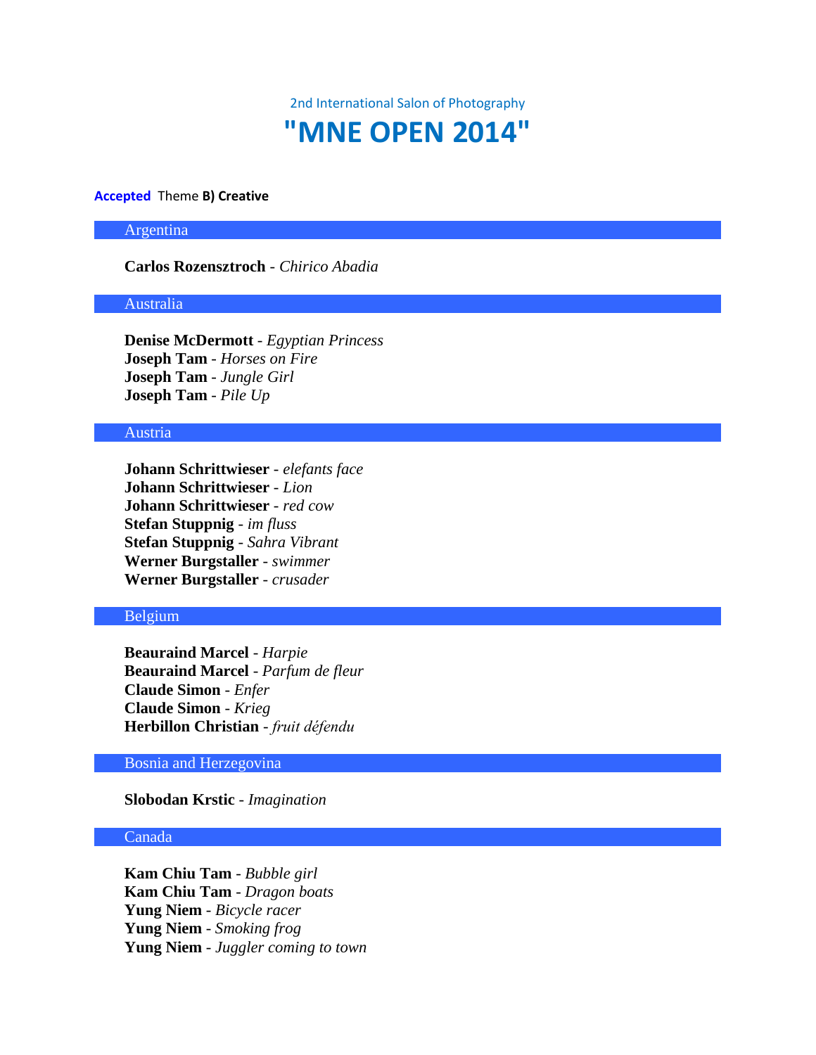2nd International Salon of Photography

# "MNE OPEN 2014"

**Accepted** Theme **B) Creative**

## Argentina

**Carlos Rozensztroch** - *Chirico Abadia*

## Australia

**Denise McDermott** - *Egyptian Princess*
**Joseph Tam** - *Horses on Fire*
**Joseph Tam** - *Jungle Girl*
**Joseph Tam** - *Pile Up*

## Austria

**Johann Schrittwieser** - *elefants face*
**Johann Schrittwieser** - *Lion*
**Johann Schrittwieser** - *red cow*
**Stefan Stuppnig** - *im fluss*
**Stefan Stuppnig** - *Sahra Vibrant*
**Werner Burgstaller** - *swimmer*
**Werner Burgstaller** - *crusader*

## Belgium

**Beauraind Marcel** - *Harpie*
**Beauraind Marcel** - *Parfum de fleur*
**Claude Simon** - *Enfer*
**Claude Simon** - *Krieg*
**Herbillon Christian** - *fruit défendu*

## Bosnia and Herzegovina

**Slobodan Krstic** - *Imagination*

## Canada

**Kam Chiu Tam** - *Bubble girl*
**Kam Chiu Tam** - *Dragon boats*
**Yung Niem** - *Bicycle racer*
**Yung Niem** - *Smoking frog*
**Yung Niem** - *Juggler coming to town*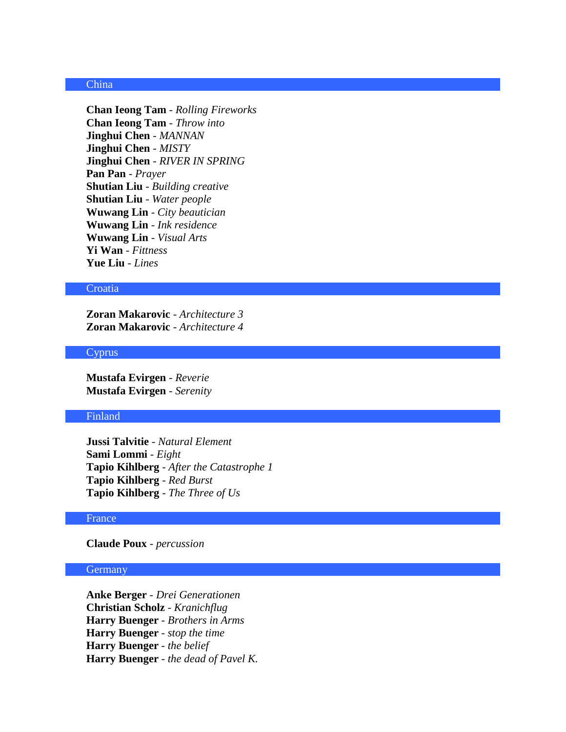## China

**Chan Ieong Tam** - *Rolling Fireworks*
**Chan Ieong Tam** - *Throw into*
**Jinghui Chen** - *MANNAN*
**Jinghui Chen** - *MISTY*
**Jinghui Chen** - *RIVER IN SPRING*
**Pan Pan** - *Prayer*
**Shutian Liu** - *Building creative*
**Shutian Liu** - *Water people*
**Wuwang Lin** - *City beautician*
**Wuwang Lin** - *Ink residence*
**Wuwang Lin** - *Visual Arts*
**Yi Wan** - *Fittness*
**Yue Liu** - *Lines*

## Croatia

**Zoran Makarovic** - *Architecture 3*
**Zoran Makarovic** - *Architecture 4*

## Cyprus

**Mustafa Evirgen** - *Reverie*
**Mustafa Evirgen** - *Serenity*

## Finland

**Jussi Talvitie** - *Natural Element*
**Sami Lommi** - *Eight*
**Tapio Kihlberg** - *After the Catastrophe 1*
**Tapio Kihlberg** - *Red Burst*
**Tapio Kihlberg** - *The Three of Us*

## France

**Claude Poux** - *percussion*

## Germany

**Anke Berger** - *Drei Generationen*
**Christian Scholz** - *Kranichflug*
**Harry Buenger** - *Brothers in Arms*
**Harry Buenger** - *stop the time*
**Harry Buenger** - *the belief*
**Harry Buenger** - *the dead of Pavel K.*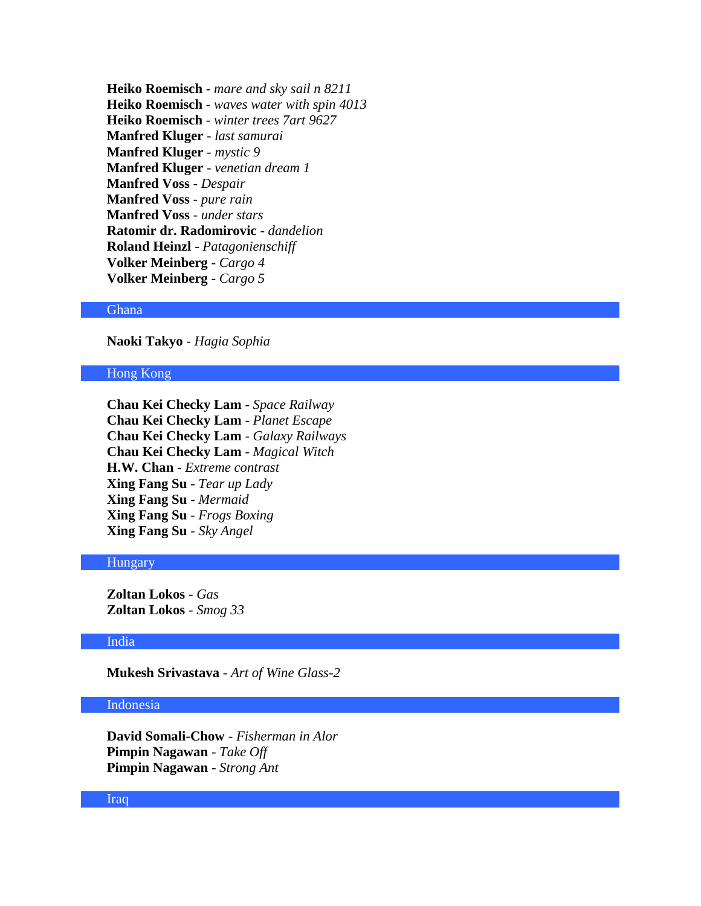**Heiko Roemisch** - *mare and sky sail n 8211*
**Heiko Roemisch** - *waves water with spin 4013*
**Heiko Roemisch** - *winter trees 7art 9627*
**Manfred Kluger** - *last samurai*
**Manfred Kluger** - *mystic 9*
**Manfred Kluger** - *venetian dream 1*
**Manfred Voss** - *Despair*
**Manfred Voss** - *pure rain*
**Manfred Voss** - *under stars*
**Ratomir dr. Radomirovic** - *dandelion*
**Roland Heinzl** - *Patagonienschiff*
**Volker Meinberg** - *Cargo 4*
**Volker Meinberg** - *Cargo 5*

## Ghana

**Naoki Takyo** - *Hagia Sophia*

## Hong Kong

**Chau Kei Checky Lam** - *Space Railway*
**Chau Kei Checky Lam** - *Planet Escape*
**Chau Kei Checky Lam** - *Galaxy Railways*
**Chau Kei Checky Lam** - *Magical Witch*
**H.W. Chan** - *Extreme contrast*
**Xing Fang Su** - *Tear up Lady*
**Xing Fang Su** - *Mermaid*
**Xing Fang Su** - *Frogs Boxing*
**Xing Fang Su** - *Sky Angel*

## Hungary

**Zoltan Lokos** - *Gas*
**Zoltan Lokos** - *Smog 33*

## India

**Mukesh Srivastava** - *Art of Wine Glass-2*

## Indonesia

**David Somali-Chow** - *Fisherman in Alor*
**Pimpin Nagawan** - *Take Off*
**Pimpin Nagawan** - *Strong Ant*

## Iraq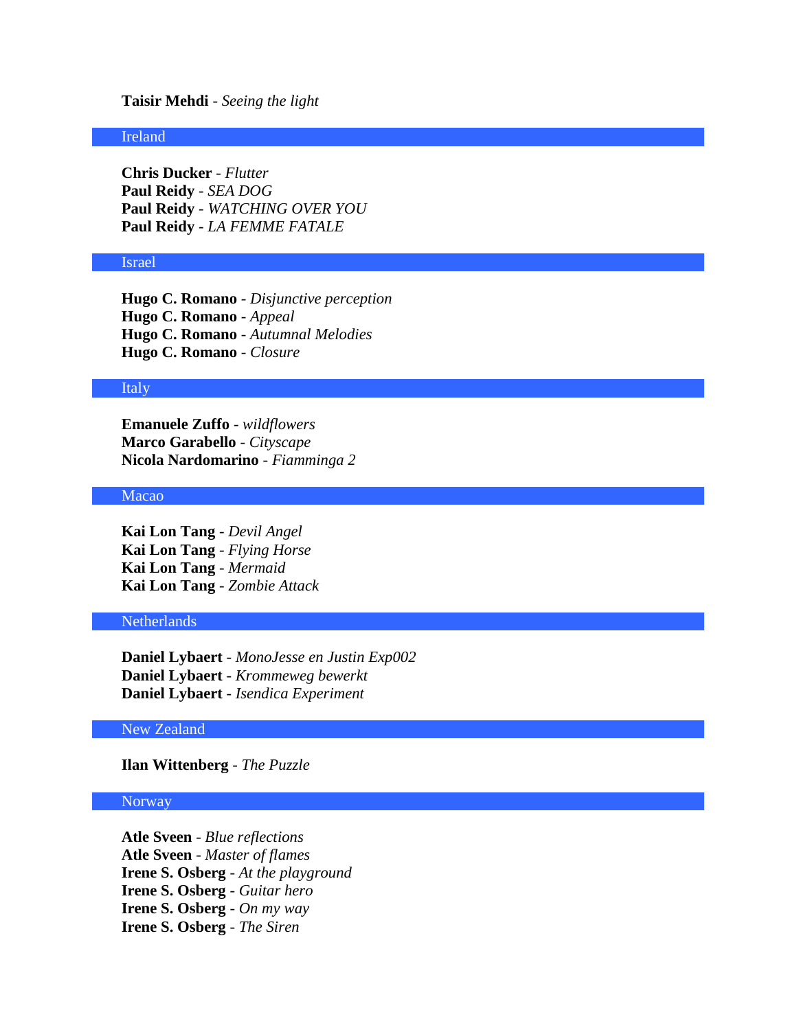**Taisir Mehdi** - *Seeing the light*

## Ireland

**Chris Ducker** - *Flutter*
**Paul Reidy** - *SEA DOG*
**Paul Reidy** - *WATCHING OVER YOU*
**Paul Reidy** - *LA FEMME FATALE*

## Israel

**Hugo C. Romano** - *Disjunctive perception*
**Hugo C. Romano** - *Appeal*
**Hugo C. Romano** - *Autumnal Melodies*
**Hugo C. Romano** - *Closure*

## Italy

**Emanuele Zuffo** - *wildflowers*
**Marco Garabello** - *Cityscape*
**Nicola Nardomarino** - *Fiamminga 2*

## Macao

**Kai Lon Tang** - *Devil Angel*
**Kai Lon Tang** - *Flying Horse*
**Kai Lon Tang** - *Mermaid*
**Kai Lon Tang** - *Zombie Attack*

## Netherlands

**Daniel Lybaert** - *MonoJesse en Justin Exp002*
**Daniel Lybaert** - *Krommeweg bewerkt*
**Daniel Lybaert** - *Isendica Experiment*

## New Zealand

**Ilan Wittenberg** - *The Puzzle*

## Norway

**Atle Sveen** - *Blue reflections*
**Atle Sveen** - *Master of flames*
**Irene S. Osberg** - *At the playground*
**Irene S. Osberg** - *Guitar hero*
**Irene S. Osberg** - *On my way*
**Irene S. Osberg** - *The Siren*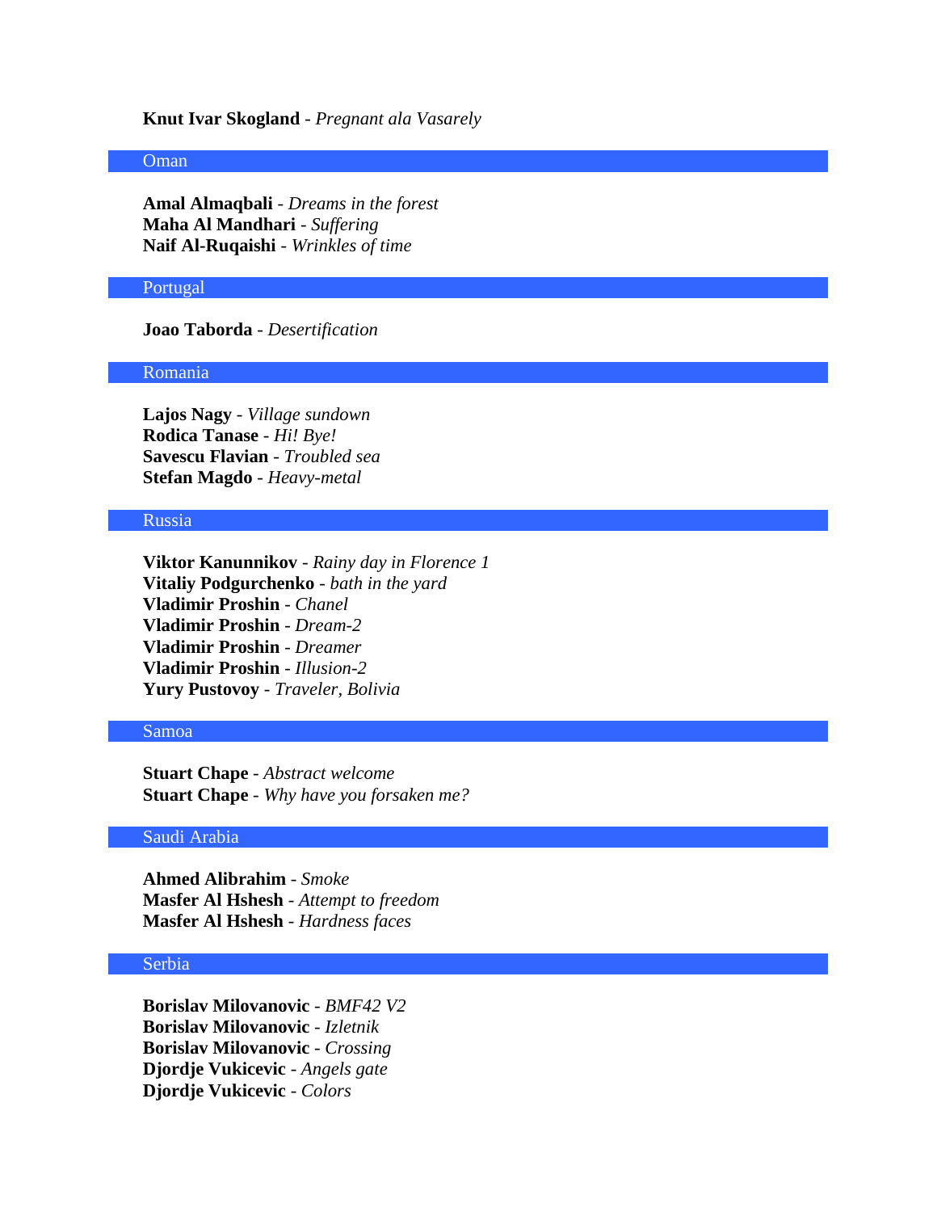**Knut Ivar Skogland** - *Pregnant ala Vasarely*

## Oman

**Amal Almaqbali** - *Dreams in the forest*
**Maha Al Mandhari** - *Suffering*
**Naif Al-Ruqaishi** - *Wrinkles of time*

## Portugal

**Joao Taborda** - *Desertification*

## Romania

**Lajos Nagy** - *Village sundown*
**Rodica Tanase** - *Hi! Bye!*
**Savescu Flavian** - *Troubled sea*
**Stefan Magdo** - *Heavy-metal*

## Russia

**Viktor Kanunnikov** - *Rainy day in Florence 1*
**Vitaliy Podgurchenko** - *bath in the yard*
**Vladimir Proshin** - *Chanel*
**Vladimir Proshin** - *Dream-2*
**Vladimir Proshin** - *Dreamer*
**Vladimir Proshin** - *Illusion-2*
**Yury Pustovoy** - *Traveler, Bolivia*

## Samoa

**Stuart Chape** - *Abstract welcome*
**Stuart Chape** - *Why have you forsaken me?*

## Saudi Arabia

**Ahmed Alibrahim** - *Smoke*
**Masfer Al Hshesh** - *Attempt to freedom*
**Masfer Al Hshesh** - *Hardness faces*

## Serbia

**Borislav Milovanovic** - *BMF42 V2*
**Borislav Milovanovic** - *Izletnik*
**Borislav Milovanovic** - *Crossing*
**Djordje Vukicevic** - *Angels gate*
**Djordje Vukicevic** - *Colors*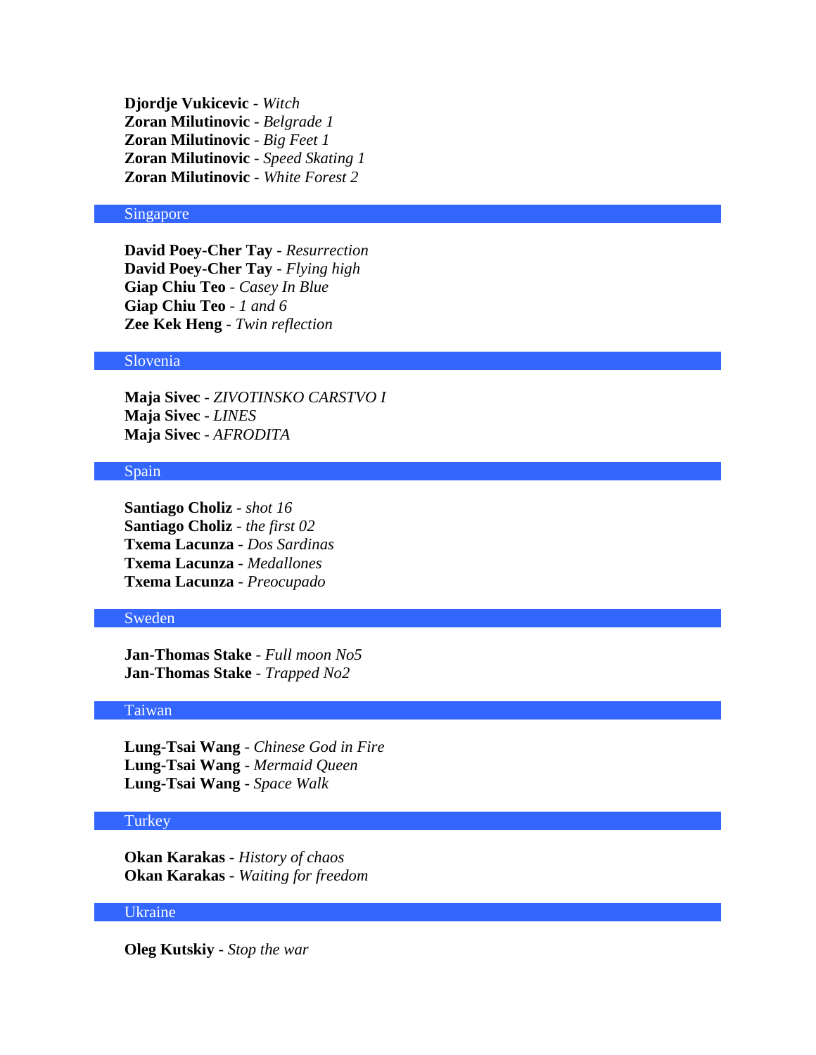**Djordje Vukicevic** - *Witch*
**Zoran Milutinovic** - *Belgrade 1*
**Zoran Milutinovic** - *Big Feet 1*
**Zoran Milutinovic** - *Speed Skating 1*
**Zoran Milutinovic** - *White Forest 2*

## Singapore

**David Poey-Cher Tay** - *Resurrection*
**David Poey-Cher Tay** - *Flying high*
**Giap Chiu Teo** - *Casey In Blue*
**Giap Chiu Teo** - *1 and 6*
**Zee Kek Heng** - *Twin reflection*

## Slovenia

**Maja Sivec** - *ZIVOTINSKO CARSTVO I*
**Maja Sivec** - *LINES*
**Maja Sivec** - *AFRODITA*

## Spain

**Santiago Choliz** - *shot 16*
**Santiago Choliz** - *the first 02*
**Txema Lacunza** - *Dos Sardinas*
**Txema Lacunza** - *Medallones*
**Txema Lacunza** - *Preocupado*

## Sweden

**Jan-Thomas Stake** - *Full moon No5*
**Jan-Thomas Stake** - *Trapped No2*

## Taiwan

**Lung-Tsai Wang** - *Chinese God in Fire*
**Lung-Tsai Wang** - *Mermaid Queen*
**Lung-Tsai Wang** - *Space Walk*

## Turkey

**Okan Karakas** - *History of chaos*
**Okan Karakas** - *Waiting for freedom*

## Ukraine

**Oleg Kutskiy** - *Stop the war*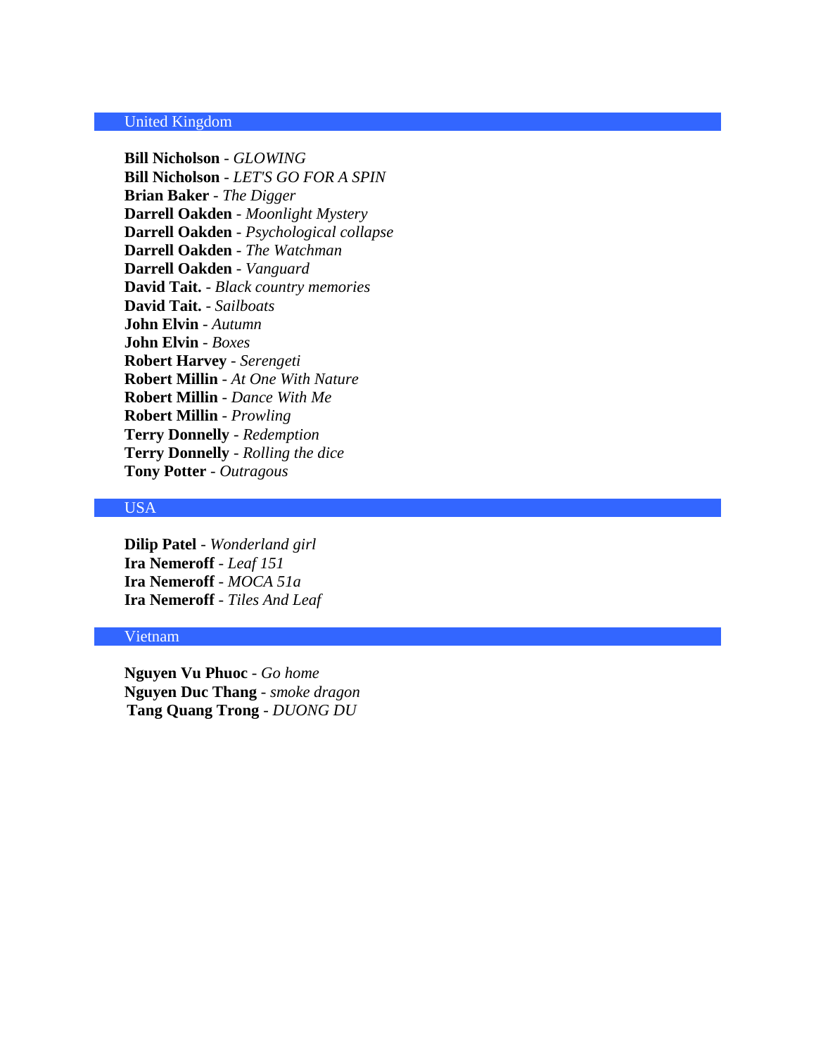## United Kingdom

**Bill Nicholson** - *GLOWING*
**Bill Nicholson** - *LET'S GO FOR A SPIN*
**Brian Baker** - *The Digger*
**Darrell Oakden** - *Moonlight Mystery*
**Darrell Oakden** - *Psychological collapse*
**Darrell Oakden** - *The Watchman*
**Darrell Oakden** - *Vanguard*
**David Tait.** - *Black country memories*
**David Tait.** - *Sailboats*
**John Elvin** - *Autumn*
**John Elvin** - *Boxes*
**Robert Harvey** - *Serengeti*
**Robert Millin** - *At One With Nature*
**Robert Millin** - *Dance With Me*
**Robert Millin** - *Prowling*
**Terry Donnelly** - *Redemption*
**Terry Donnelly** - *Rolling the dice*
**Tony Potter** - *Outragous*

## USA

**Dilip Patel** - *Wonderland girl*
**Ira Nemeroff** - *Leaf 151*
**Ira Nemeroff** - *MOCA 51a*
**Ira Nemeroff** - *Tiles And Leaf*

## Vietnam

**Nguyen Vu Phuoc** - *Go home*
**Nguyen Duc Thang** - *smoke dragon*
**Tang Quang Trong** - *DUONG DU*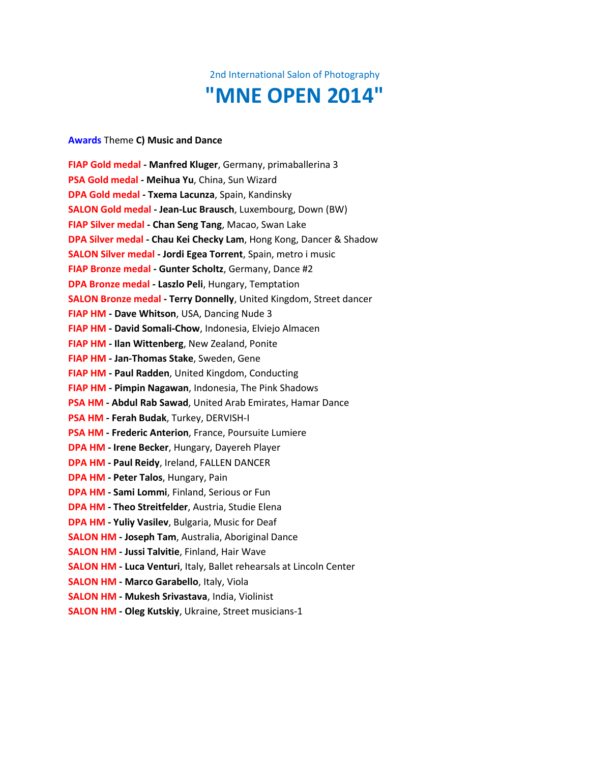2nd International Salon of Photography

# "MNE OPEN 2014"

**Awards** Theme **C) Music and Dance**

**FIAP Gold medal - Manfred Kluger**, Germany, primaballerina 3
**PSA Gold medal - Meihua Yu**, China, Sun Wizard
**DPA Gold medal - Txema Lacunza**, Spain, Kandinsky
**SALON Gold medal - Jean-Luc Brausch**, Luxembourg, Down (BW)
**FIAP Silver medal - Chan Seng Tang**, Macao, Swan Lake
**DPA Silver medal - Chau Kei Checky Lam**, Hong Kong, Dancer & Shadow
**SALON Silver medal - Jordi Egea Torrent**, Spain, metro i music
**FIAP Bronze medal - Gunter Scholtz**, Germany, Dance #2
**DPA Bronze medal - Laszlo Peli**, Hungary, Temptation
**SALON Bronze medal - Terry Donnelly**, United Kingdom, Street dancer
**FIAP HM - Dave Whitson**, USA, Dancing Nude 3
**FIAP HM - David Somali-Chow**, Indonesia, Elviejo Almacen
**FIAP HM - Ilan Wittenberg**, New Zealand, Ponite
**FIAP HM - Jan-Thomas Stake**, Sweden, Gene
**FIAP HM - Paul Radden**, United Kingdom, Conducting
**FIAP HM - Pimpin Nagawan**, Indonesia, The Pink Shadows
**PSA HM - Abdul Rab Sawad**, United Arab Emirates, Hamar Dance
**PSA HM - Ferah Budak**, Turkey, DERVISH-I
**PSA HM - Frederic Anterion**, France, Poursuite Lumiere
**DPA HM - Irene Becker**, Hungary, Dayereh Player
**DPA HM - Paul Reidy**, Ireland, FALLEN DANCER
**DPA HM - Peter Talos**, Hungary, Pain
**DPA HM - Sami Lommi**, Finland, Serious or Fun
**DPA HM - Theo Streitfelder**, Austria, Studie Elena
**DPA HM - Yuliy Vasilev**, Bulgaria, Music for Deaf
**SALON HM - Joseph Tam**, Australia, Aboriginal Dance
**SALON HM - Jussi Talvitie**, Finland, Hair Wave
**SALON HM - Luca Venturi**, Italy, Ballet rehearsals at Lincoln Center
**SALON HM - Marco Garabello**, Italy, Viola
**SALON HM - Mukesh Srivastava**, India, Violinist
**SALON HM - Oleg Kutskiy**, Ukraine, Street musicians-1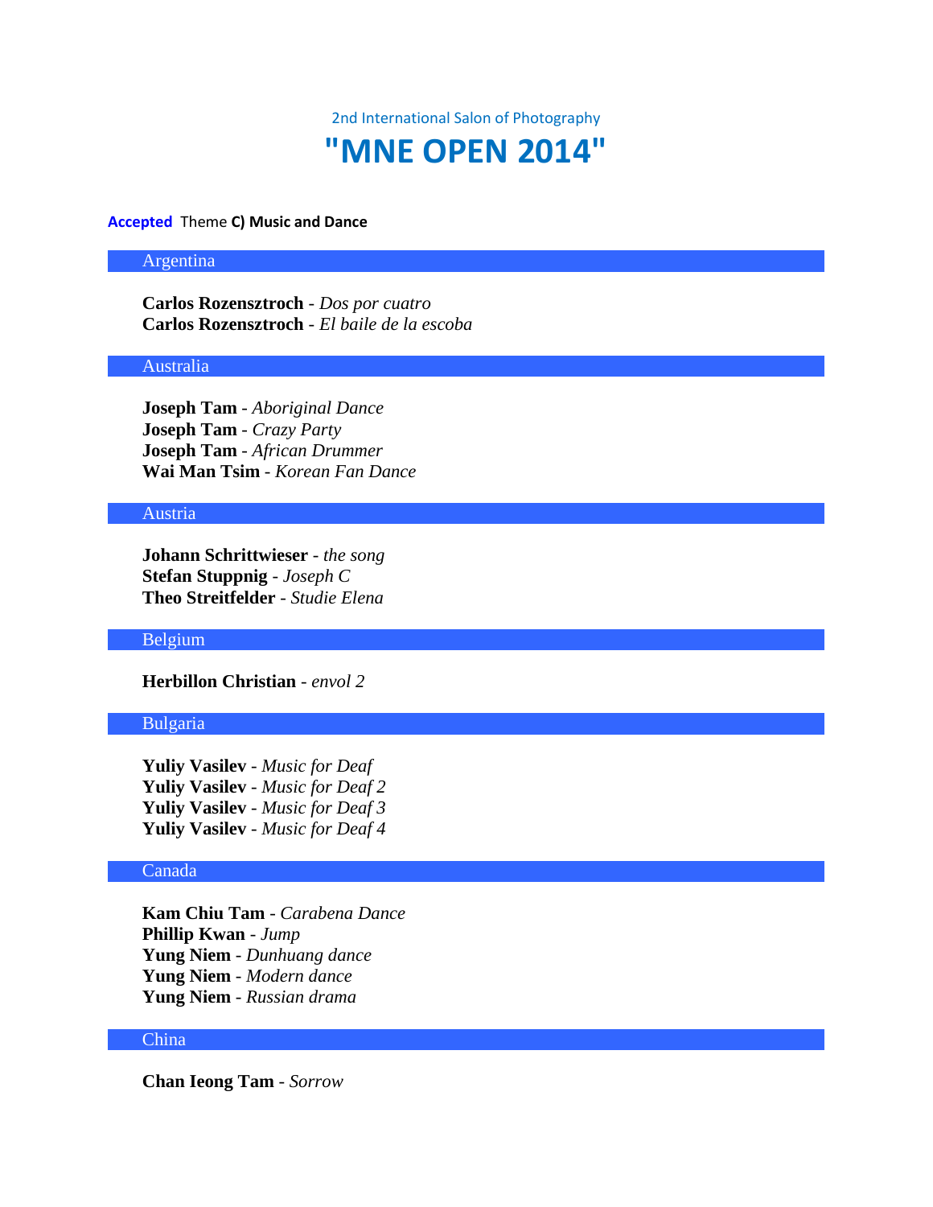2nd International Salon of Photography

# "MNE OPEN 2014"

**Accepted** Theme **C) Music and Dance**

## Argentina

**Carlos Rozensztroch** - *Dos por cuatro*
**Carlos Rozensztroch** - *El baile de la escoba*

## Australia

**Joseph Tam** - *Aboriginal Dance*
**Joseph Tam** - *Crazy Party*
**Joseph Tam** - *African Drummer*
**Wai Man Tsim** - *Korean Fan Dance*

## Austria

**Johann Schrittwieser** - *the song*
**Stefan Stuppnig** - *Joseph C*
**Theo Streitfelder** - *Studie Elena*

## Belgium

**Herbillon Christian** - *envol 2*

## Bulgaria

**Yuliy Vasilev** - *Music for Deaf*
**Yuliy Vasilev** - *Music for Deaf 2*
**Yuliy Vasilev** - *Music for Deaf 3*
**Yuliy Vasilev** - *Music for Deaf 4*

## Canada

**Kam Chiu Tam** - *Carabena Dance*
**Phillip Kwan** - *Jump*
**Yung Niem** - *Dunhuang dance*
**Yung Niem** - *Modern dance*
**Yung Niem** - *Russian drama*

## China

**Chan Ieong Tam** - *Sorrow*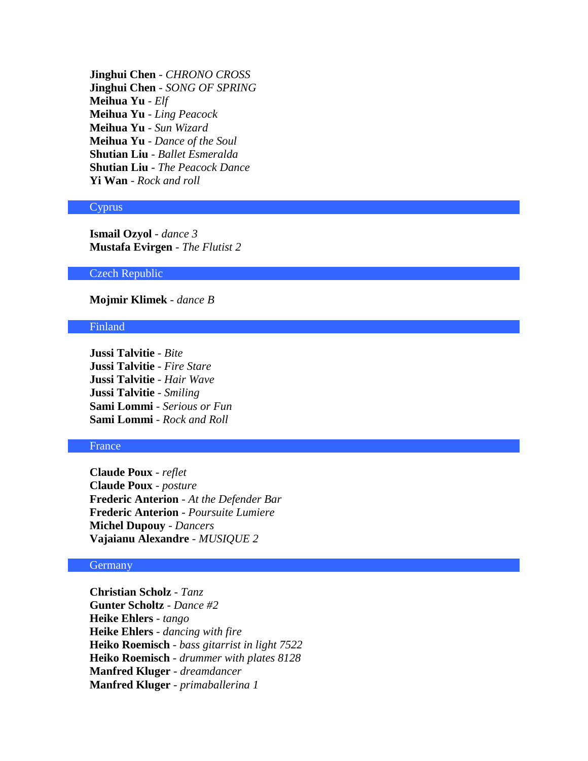**Jinghui Chen** - *CHRONO CROSS*
**Jinghui Chen** - *SONG OF SPRING*
**Meihua Yu** - *Elf*
**Meihua Yu** - *Ling Peacock*
**Meihua Yu** - *Sun Wizard*
**Meihua Yu** - *Dance of the Soul*
**Shutian Liu** - *Ballet Esmeralda*
**Shutian Liu** - *The Peacock Dance*
**Yi Wan** - *Rock and roll*

## Cyprus

**Ismail Ozyol** - *dance 3*
**Mustafa Evirgen** - *The Flutist 2*

## Czech Republic

**Mojmir Klimek** - *dance B*

## Finland

**Jussi Talvitie** - *Bite*
**Jussi Talvitie** - *Fire Stare*
**Jussi Talvitie** - *Hair Wave*
**Jussi Talvitie** - *Smiling*
**Sami Lommi** - *Serious or Fun*
**Sami Lommi** - *Rock and Roll*

## France

**Claude Poux** - *reflet*
**Claude Poux** - *posture*
**Frederic Anterion** - *At the Defender Bar*
**Frederic Anterion** - *Poursuite Lumiere*
**Michel Dupouy** - *Dancers*
**Vajaianu Alexandre** - *MUSIQUE 2*

## Germany

**Christian Scholz** - *Tanz*
**Gunter Scholtz** - *Dance #2*
**Heike Ehlers** - *tango*
**Heike Ehlers** - *dancing with fire*
**Heiko Roemisch** - *bass gitarrist in light 7522*
**Heiko Roemisch** - *drummer with plates 8128*
**Manfred Kluger** - *dreamdancer*
**Manfred Kluger** - *primaballerina 1*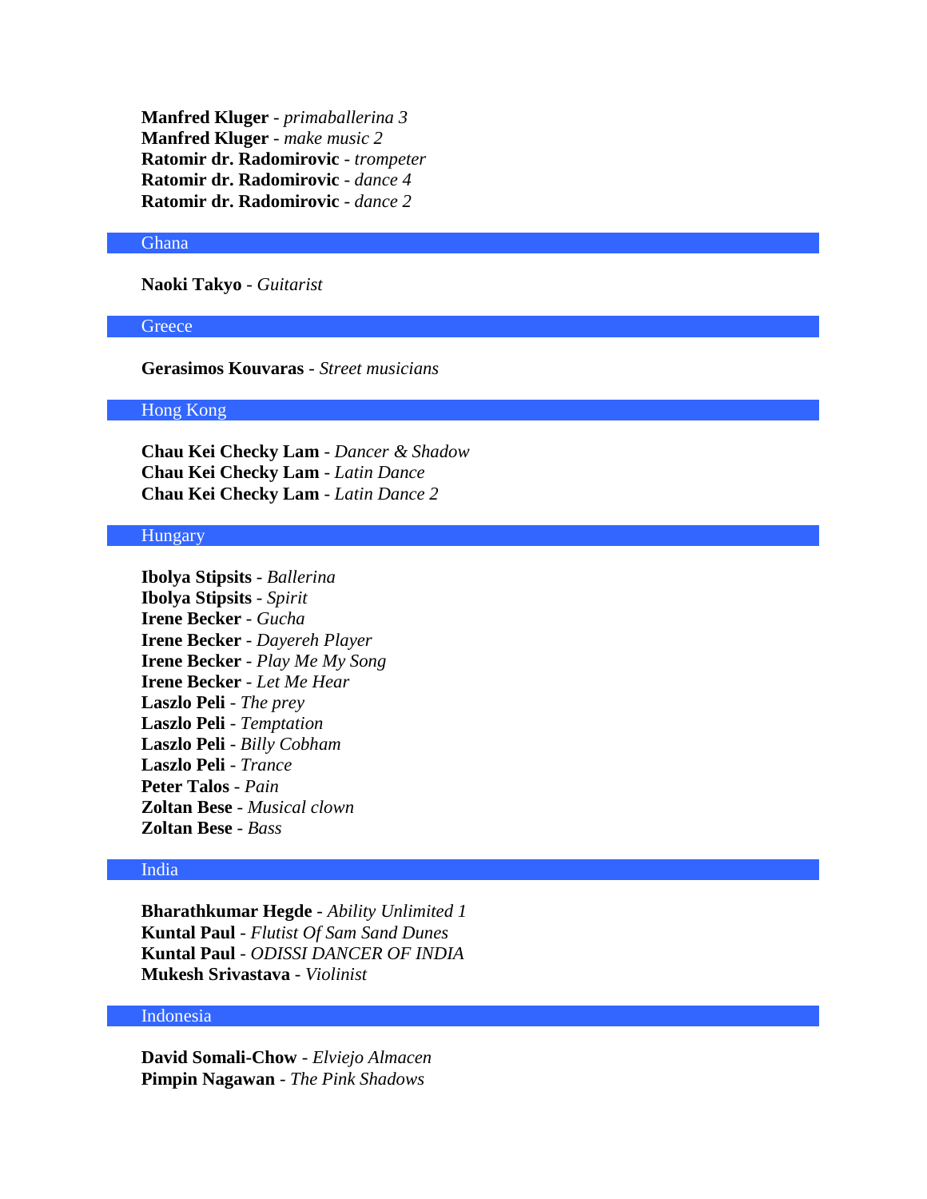**Manfred Kluger** - *primaballerina 3*
**Manfred Kluger** - *make music 2*
**Ratomir dr. Radomirovic** - *trompeter*
**Ratomir dr. Radomirovic** - *dance 4*
**Ratomir dr. Radomirovic** - *dance 2*

## Ghana

**Naoki Takyo** - *Guitarist*

## Greece

**Gerasimos Kouvaras** - *Street musicians*

## Hong Kong

**Chau Kei Checky Lam** - *Dancer & Shadow*
**Chau Kei Checky Lam** - *Latin Dance*
**Chau Kei Checky Lam** - *Latin Dance 2*

## Hungary

**Ibolya Stipsits** - *Ballerina*
**Ibolya Stipsits** - *Spirit*
**Irene Becker** - *Gucha*
**Irene Becker** - *Dayereh Player*
**Irene Becker** - *Play Me My Song*
**Irene Becker** - *Let Me Hear*
**Laszlo Peli** - *The prey*
**Laszlo Peli** - *Temptation*
**Laszlo Peli** - *Billy Cobham*
**Laszlo Peli** - *Trance*
**Peter Talos** - *Pain*
**Zoltan Bese** - *Musical clown*
**Zoltan Bese** - *Bass*

## India

**Bharathkumar Hegde** - *Ability Unlimited 1*
**Kuntal Paul** - *Flutist Of Sam Sand Dunes*
**Kuntal Paul** - *ODISSI DANCER OF INDIA*
**Mukesh Srivastava** - *Violinist*

## Indonesia

**David Somali-Chow** - *Elviejo Almacen*
**Pimpin Nagawan** - *The Pink Shadows*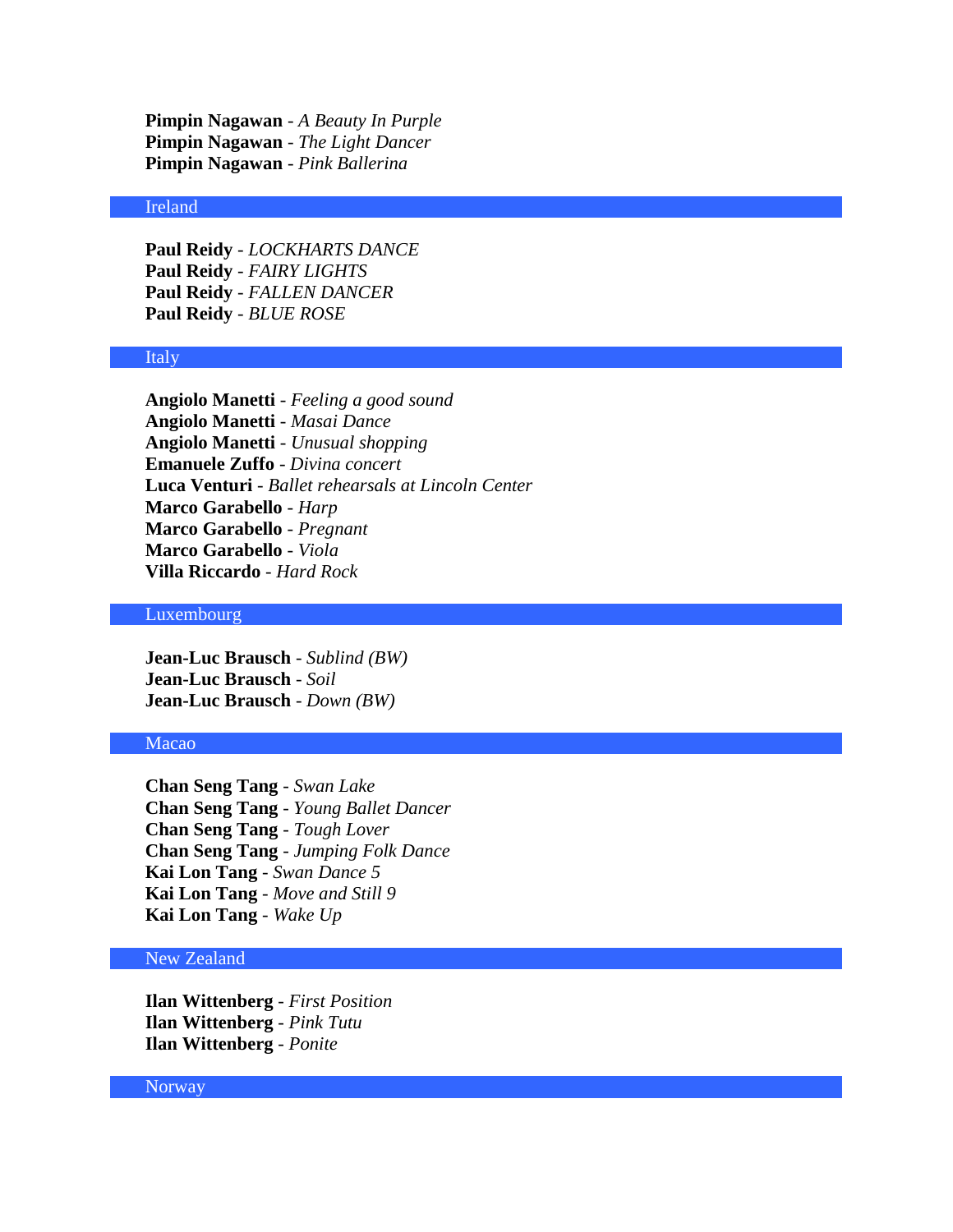**Pimpin Nagawan** - *A Beauty In Purple*
**Pimpin Nagawan** - *The Light Dancer*
**Pimpin Nagawan** - *Pink Ballerina*

## Ireland

**Paul Reidy** - *LOCKHARTS DANCE*
**Paul Reidy** - *FAIRY LIGHTS*
**Paul Reidy** - *FALLEN DANCER*
**Paul Reidy** - *BLUE ROSE*

## Italy

**Angiolo Manetti** - *Feeling a good sound*
**Angiolo Manetti** - *Masai Dance*
**Angiolo Manetti** - *Unusual shopping*
**Emanuele Zuffo** - *Divina concert*
**Luca Venturi** - *Ballet rehearsals at Lincoln Center*
**Marco Garabello** - *Harp*
**Marco Garabello** - *Pregnant*
**Marco Garabello** - *Viola*
**Villa Riccardo** - *Hard Rock*

## Luxembourg

**Jean-Luc Brausch** - *Sublind (BW)*
**Jean-Luc Brausch** - *Soil*
**Jean-Luc Brausch** - *Down (BW)*

## Macao

**Chan Seng Tang** - *Swan Lake*
**Chan Seng Tang** - *Young Ballet Dancer*
**Chan Seng Tang** - *Tough Lover*
**Chan Seng Tang** - *Jumping Folk Dance*
**Kai Lon Tang** - *Swan Dance 5*
**Kai Lon Tang** - *Move and Still 9*
**Kai Lon Tang** - *Wake Up*

## New Zealand

**Ilan Wittenberg** - *First Position*
**Ilan Wittenberg** - *Pink Tutu*
**Ilan Wittenberg** - *Ponite*

## Norway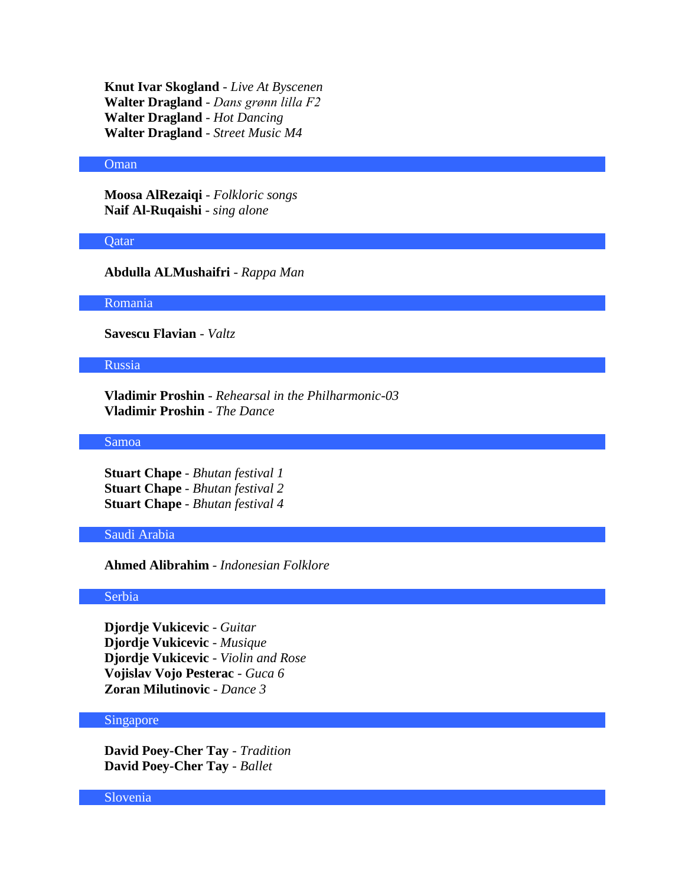**Knut Ivar Skogland** - *Live At Byscenen*
**Walter Dragland** - *Dans grønn lilla F2*
**Walter Dragland** - *Hot Dancing*
**Walter Dragland** - *Street Music M4*

## Oman

**Moosa AlRezaiqi** - *Folkloric songs*
**Naif Al-Ruqaishi** - *sing alone*

## Qatar

**Abdulla ALMushaifri** - *Rappa Man*

## Romania

**Savescu Flavian** - *Valtz*

## Russia

**Vladimir Proshin** - *Rehearsal in the Philharmonic-03*
**Vladimir Proshin** - *The Dance*

## Samoa

**Stuart Chape** - *Bhutan festival 1*
**Stuart Chape** - *Bhutan festival 2*
**Stuart Chape** - *Bhutan festival 4*

## Saudi Arabia

**Ahmed Alibrahim** - *Indonesian Folklore*

## Serbia

**Djordje Vukicevic** - *Guitar*
**Djordje Vukicevic** - *Musique*
**Djordje Vukicevic** - *Violin and Rose*
**Vojislav Vojo Pesterac** - *Guca 6*
**Zoran Milutinovic** - *Dance 3*

## Singapore

**David Poey-Cher Tay** - *Tradition*
**David Poey-Cher Tay** - *Ballet*

## Slovenia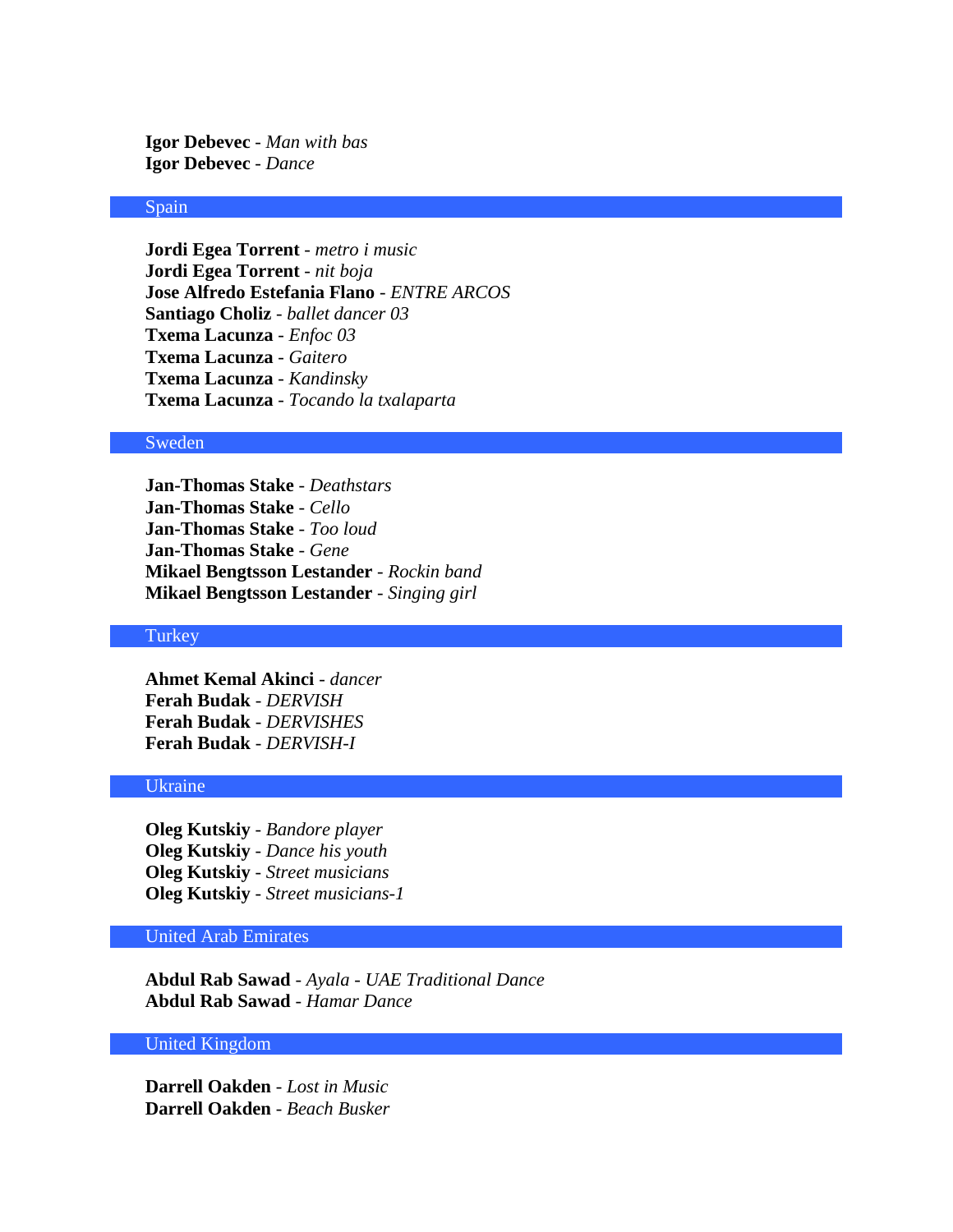**Igor Debevec** - *Man with bas*
**Igor Debevec** - *Dance*

## Spain

**Jordi Egea Torrent** - *metro i music*
**Jordi Egea Torrent** - *nit boja*
**Jose Alfredo Estefania Flano** - *ENTRE ARCOS*
**Santiago Choliz** - *ballet dancer 03*
**Txema Lacunza** - *Enfoc 03*
**Txema Lacunza** - *Gaitero*
**Txema Lacunza** - *Kandinsky*
**Txema Lacunza** - *Tocando la txalaparta*

## Sweden

**Jan-Thomas Stake** - *Deathstars*
**Jan-Thomas Stake** - *Cello*
**Jan-Thomas Stake** - *Too loud*
**Jan-Thomas Stake** - *Gene*
**Mikael Bengtsson Lestander** - *Rockin band*
**Mikael Bengtsson Lestander** - *Singing girl*

## Turkey

**Ahmet Kemal Akinci** - *dancer*
**Ferah Budak** - *DERVISH*
**Ferah Budak** - *DERVISHES*
**Ferah Budak** - *DERVISH-I*

## Ukraine

**Oleg Kutskiy** - *Bandore player*
**Oleg Kutskiy** - *Dance his youth*
**Oleg Kutskiy** - *Street musicians*
**Oleg Kutskiy** - *Street musicians-1*

## United Arab Emirates

**Abdul Rab Sawad** - *Ayala - UAE Traditional Dance*
**Abdul Rab Sawad** - *Hamar Dance*

## United Kingdom

**Darrell Oakden** - *Lost in Music*
**Darrell Oakden** - *Beach Busker*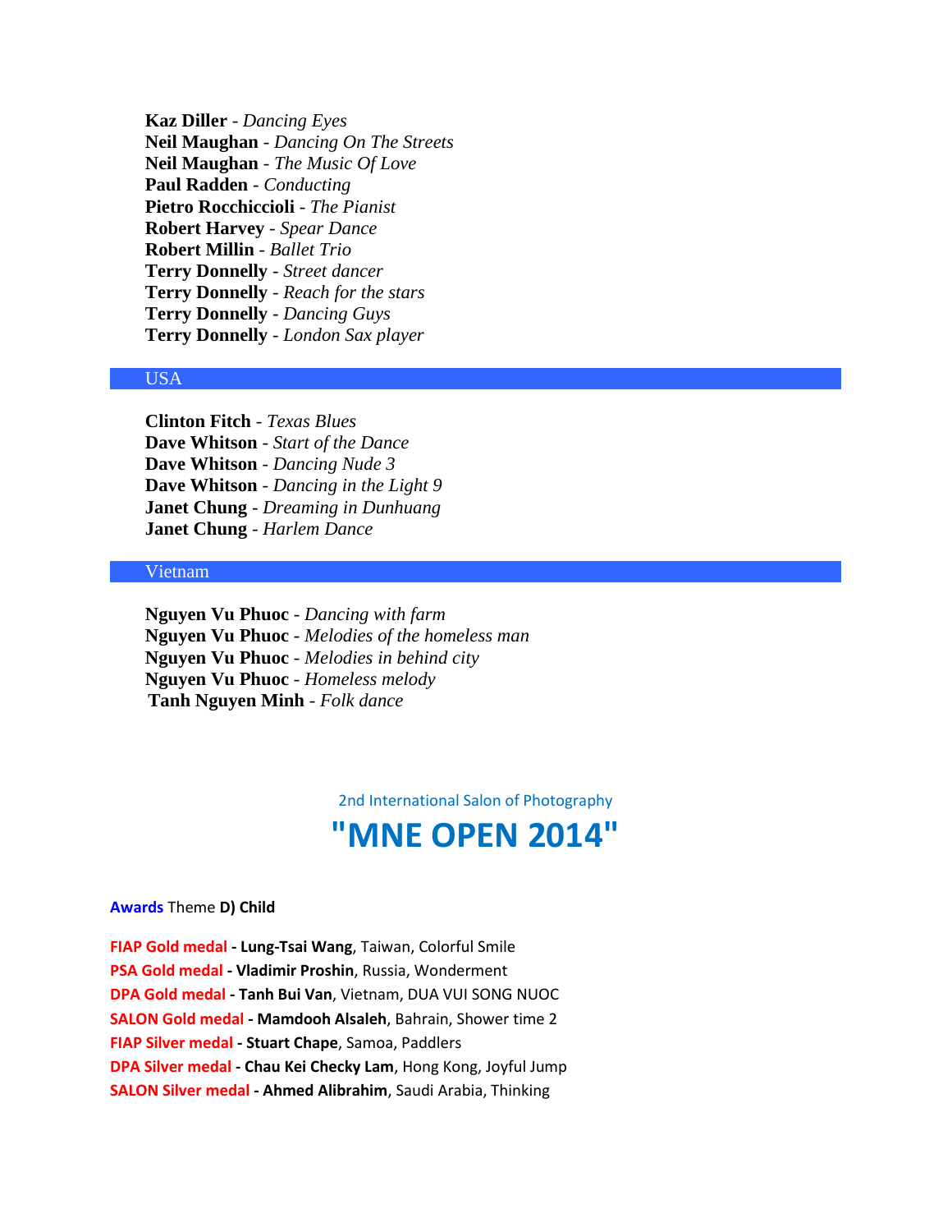**Kaz Diller** - *Dancing Eyes*
**Neil Maughan** - *Dancing On The Streets*
**Neil Maughan** - *The Music Of Love*
**Paul Radden** - *Conducting*
**Pietro Rocchiccioli** - *The Pianist*
**Robert Harvey** - *Spear Dance*
**Robert Millin** - *Ballet Trio*
**Terry Donnelly** - *Street dancer*
**Terry Donnelly** - *Reach for the stars*
**Terry Donnelly** - *Dancing Guys*
**Terry Donnelly** - *London Sax player*

## USA

**Clinton Fitch** - *Texas Blues*
**Dave Whitson** - *Start of the Dance*
**Dave Whitson** - *Dancing Nude 3*
**Dave Whitson** - *Dancing in the Light 9*
**Janet Chung** - *Dreaming in Dunhuang*
**Janet Chung** - *Harlem Dance*

## Vietnam

**Nguyen Vu Phuoc** - *Dancing with farm*
**Nguyen Vu Phuoc** - *Melodies of the homeless man*
**Nguyen Vu Phuoc** - *Melodies in behind city*
**Nguyen Vu Phuoc** - *Homeless melody*
**Tanh Nguyen Minh** - *Folk dance*

2nd International Salon of Photography

# "MNE OPEN 2014"

**Awards** Theme **D) Child**

**FIAP Gold medal - Lung-Tsai Wang**, Taiwan, Colorful Smile
**PSA Gold medal - Vladimir Proshin**, Russia, Wonderment
**DPA Gold medal - Tanh Bui Van**, Vietnam, DUA VUI SONG NUOC
**SALON Gold medal - Mamdooh Alsaleh**, Bahrain, Shower time 2
**FIAP Silver medal - Stuart Chape**, Samoa, Paddlers
**DPA Silver medal - Chau Kei Checky Lam**, Hong Kong, Joyful Jump
**SALON Silver medal - Ahmed Alibrahim**, Saudi Arabia, Thinking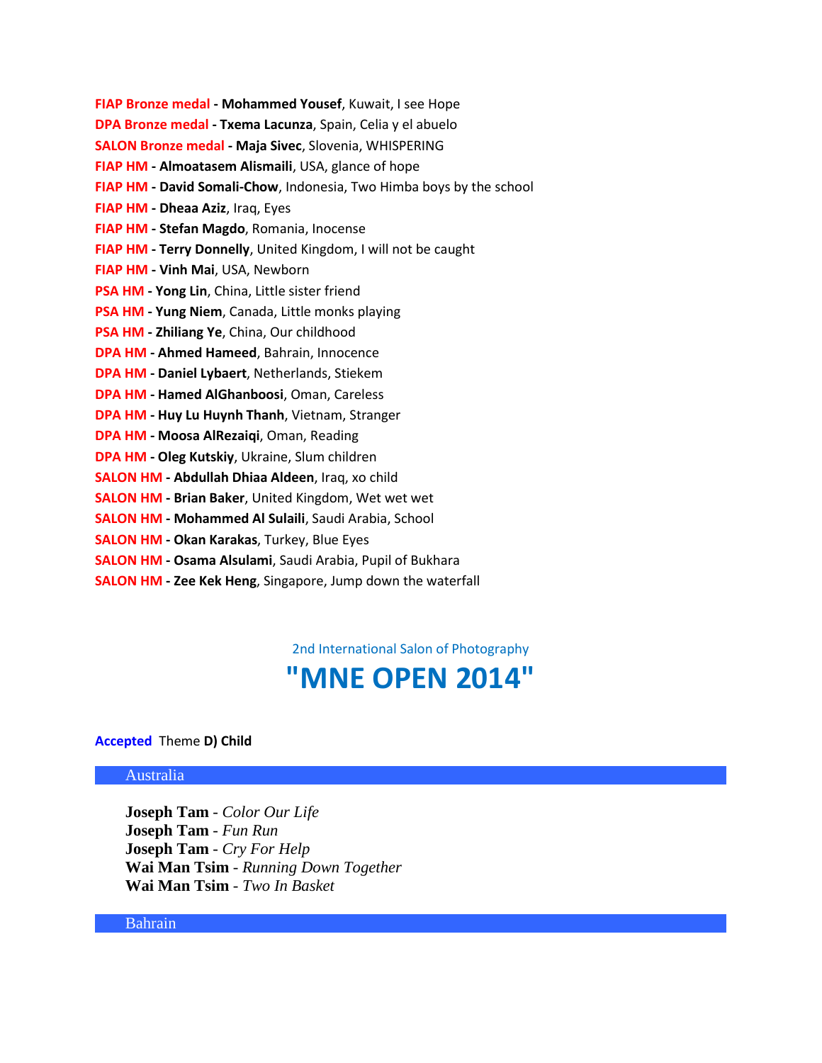**FIAP Bronze medal - Mohammed Yousef**, Kuwait, I see Hope
**DPA Bronze medal - Txema Lacunza**, Spain, Celia y el abuelo
**SALON Bronze medal - Maja Sivec**, Slovenia, WHISPERING
**FIAP HM - Almoatasem Alismaili**, USA, glance of hope
**FIAP HM - David Somali-Chow**, Indonesia, Two Himba boys by the school
**FIAP HM - Dheaa Aziz**, Iraq, Eyes
**FIAP HM - Stefan Magdo**, Romania, Inocense
**FIAP HM - Terry Donnelly**, United Kingdom, I will not be caught
**FIAP HM - Vinh Mai**, USA, Newborn
**PSA HM - Yong Lin**, China, Little sister friend
**PSA HM - Yung Niem**, Canada, Little monks playing
**PSA HM - Zhiliang Ye**, China, Our childhood
**DPA HM - Ahmed Hameed**, Bahrain, Innocence
**DPA HM - Daniel Lybaert**, Netherlands, Stiekem
**DPA HM - Hamed AlGhanboosi**, Oman, Careless
**DPA HM - Huy Lu Huynh Thanh**, Vietnam, Stranger
**DPA HM - Moosa AlRezaiqi**, Oman, Reading
**DPA HM - Oleg Kutskiy**, Ukraine, Slum children
**SALON HM - Abdullah Dhiaa Aldeen**, Iraq, xo child
**SALON HM - Brian Baker**, United Kingdom, Wet wet wet
**SALON HM - Mohammed Al Sulaili**, Saudi Arabia, School
**SALON HM - Okan Karakas**, Turkey, Blue Eyes
**SALON HM - Osama Alsulami**, Saudi Arabia, Pupil of Bukhara
**SALON HM - Zee Kek Heng**, Singapore, Jump down the waterfall

2nd International Salon of Photography

# "MNE OPEN 2014"

**Accepted** Theme **D) Child**

## Australia

**Joseph Tam** - *Color Our Life*
**Joseph Tam** - *Fun Run*
**Joseph Tam** - *Cry For Help*
**Wai Man Tsim** - *Running Down Together*
**Wai Man Tsim** - *Two In Basket*

## Bahrain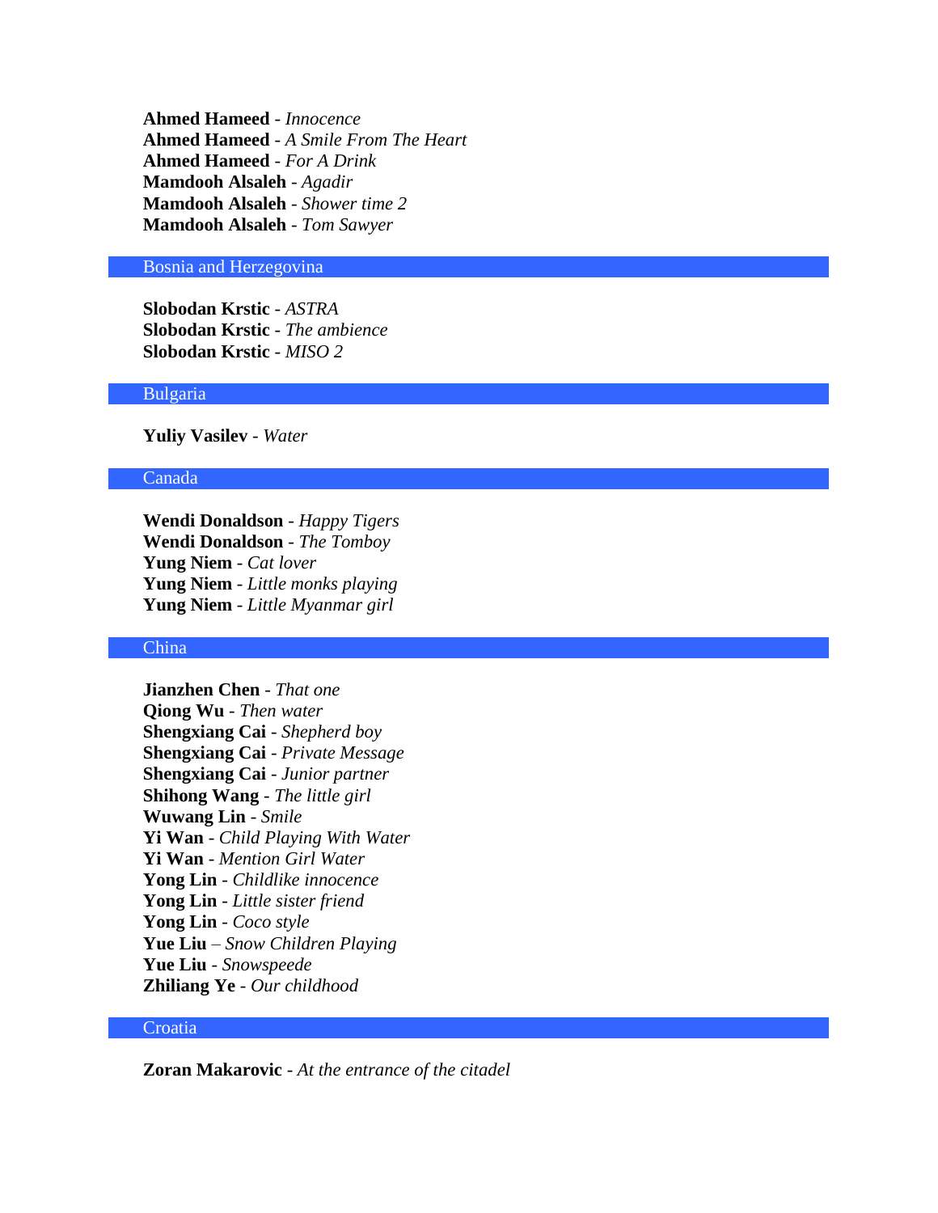**Ahmed Hameed** - *Innocence*
**Ahmed Hameed** - *A Smile From The Heart*
**Ahmed Hameed** - *For A Drink*
**Mamdooh Alsaleh** - *Agadir*
**Mamdooh Alsaleh** - *Shower time 2*
**Mamdooh Alsaleh** - *Tom Sawyer*

## Bosnia and Herzegovina

**Slobodan Krstic** - *ASTRA*
**Slobodan Krstic** - *The ambience*
**Slobodan Krstic** - *MISO 2*

## Bulgaria

**Yuliy Vasilev** - *Water*

## Canada

**Wendi Donaldson** - *Happy Tigers*
**Wendi Donaldson** - *The Tomboy*
**Yung Niem** - *Cat lover*
**Yung Niem** - *Little monks playing*
**Yung Niem** - *Little Myanmar girl*

## China

**Jianzhen Chen** - *That one*
**Qiong Wu** - *Then water*
**Shengxiang Cai** - *Shepherd boy*
**Shengxiang Cai** - *Private Message*
**Shengxiang Cai** - *Junior partner*
**Shihong Wang** - *The little girl*
**Wuwang Lin** - *Smile*
**Yi Wan** - *Child Playing With Water*
**Yi Wan** - *Mention Girl Water*
**Yong Lin** - *Childlike innocence*
**Yong Lin** - *Little sister friend*
**Yong Lin** - *Coco style*
**Yue Liu** – *Snow Children Playing*
**Yue Liu** - *Snowspeede*
**Zhiliang Ye** - *Our childhood*

## Croatia

**Zoran Makarovic** - *At the entrance of the citadel*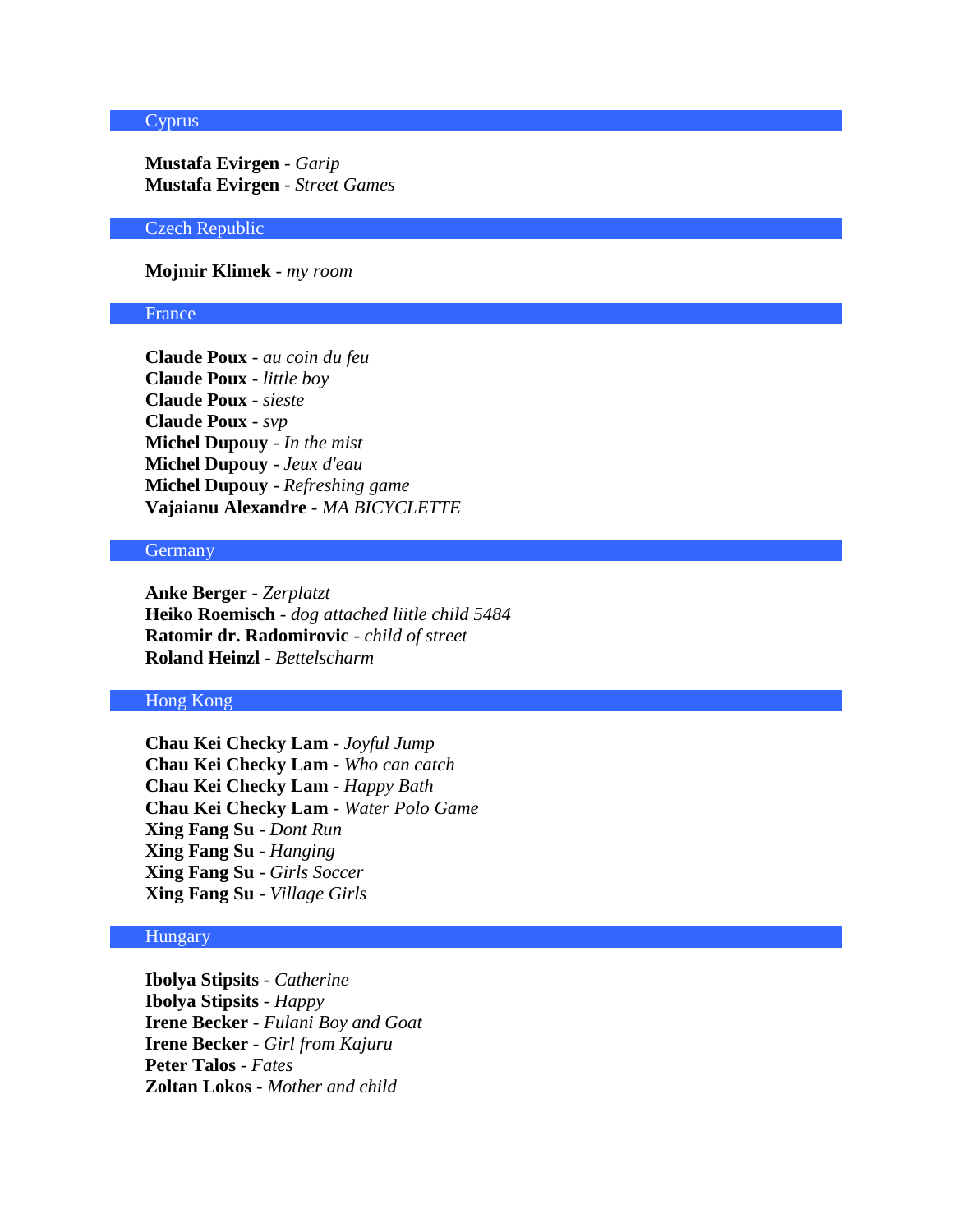## Cyprus

**Mustafa Evirgen** - *Garip*
**Mustafa Evirgen** - *Street Games*

## Czech Republic

**Mojmir Klimek** - *my room*

## France

**Claude Poux** - *au coin du feu*
**Claude Poux** - *little boy*
**Claude Poux** - *sieste*
**Claude Poux** - *svp*
**Michel Dupouy** - *In the mist*
**Michel Dupouy** - *Jeux d'eau*
**Michel Dupouy** - *Refreshing game*
**Vajaianu Alexandre** - *MA BICYCLETTE*

## Germany

**Anke Berger** - *Zerplatzt*
**Heiko Roemisch** - *dog attached liitle child 5484*
**Ratomir dr. Radomirovic** - *child of street*
**Roland Heinzl** - *Bettelscharm*

## Hong Kong

**Chau Kei Checky Lam** - *Joyful Jump*
**Chau Kei Checky Lam** - *Who can catch*
**Chau Kei Checky Lam** - *Happy Bath*
**Chau Kei Checky Lam** - *Water Polo Game*
**Xing Fang Su** - *Dont Run*
**Xing Fang Su** - *Hanging*
**Xing Fang Su** - *Girls Soccer*
**Xing Fang Su** - *Village Girls*

## Hungary

**Ibolya Stipsits** - *Catherine*
**Ibolya Stipsits** - *Happy*
**Irene Becker** - *Fulani Boy and Goat*
**Irene Becker** - *Girl from Kajuru*
**Peter Talos** - *Fates*
**Zoltan Lokos** - *Mother and child*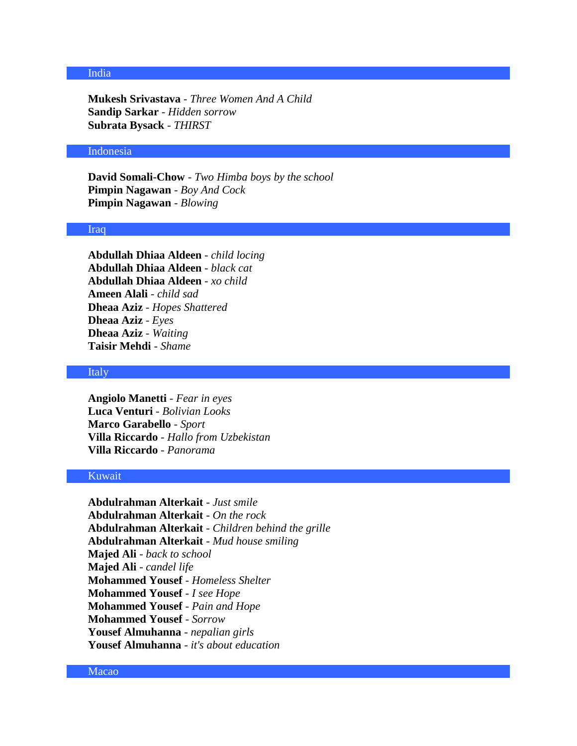## India

**Mukesh Srivastava** - *Three Women And A Child*
**Sandip Sarkar** - *Hidden sorrow*
**Subrata Bysack** - *THIRST*

## Indonesia

**David Somali-Chow** - *Two Himba boys by the school*
**Pimpin Nagawan** - *Boy And Cock*
**Pimpin Nagawan** - *Blowing*

## Iraq

**Abdullah Dhiaa Aldeen** - *child locing*
**Abdullah Dhiaa Aldeen** - *black cat*
**Abdullah Dhiaa Aldeen** - *xo child*
**Ameen Alali** - *child sad*
**Dheaa Aziz** - *Hopes Shattered*
**Dheaa Aziz** - *Eyes*
**Dheaa Aziz** - *Waiting*
**Taisir Mehdi** - *Shame*

## Italy

**Angiolo Manetti** - *Fear in eyes*
**Luca Venturi** - *Bolivian Looks*
**Marco Garabello** - *Sport*
**Villa Riccardo** - *Hallo from Uzbekistan*
**Villa Riccardo** - *Panorama*

## Kuwait

**Abdulrahman Alterkait** - *Just smile*
**Abdulrahman Alterkait** - *On the rock*
**Abdulrahman Alterkait** - *Children behind the grille*
**Abdulrahman Alterkait** - *Mud house smiling*
**Majed Ali** - *back to school*
**Majed Ali** - *candel life*
**Mohammed Yousef** - *Homeless Shelter*
**Mohammed Yousef** - *I see Hope*
**Mohammed Yousef** - *Pain and Hope*
**Mohammed Yousef** - *Sorrow*
**Yousef Almuhanna** - *nepalian girls*
**Yousef Almuhanna** - *it's about education*

## Macao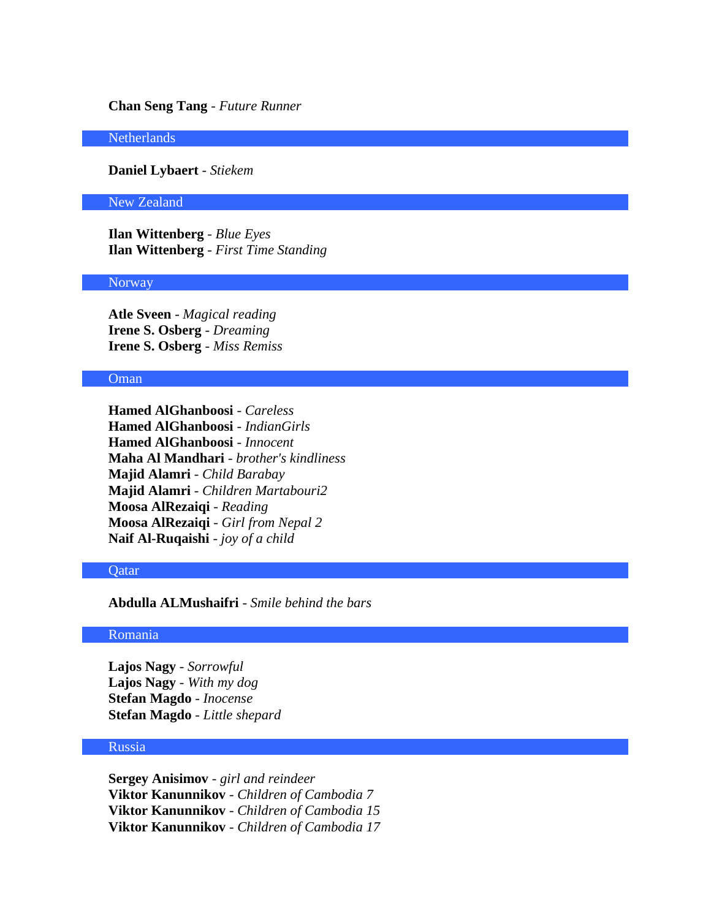**Chan Seng Tang** - *Future Runner*

## Netherlands

**Daniel Lybaert** - *Stiekem*

## New Zealand

**Ilan Wittenberg** - *Blue Eyes*
**Ilan Wittenberg** - *First Time Standing*

## Norway

**Atle Sveen** - *Magical reading*
**Irene S. Osberg** - *Dreaming*
**Irene S. Osberg** - *Miss Remiss*

## Oman

**Hamed AlGhanboosi** - *Careless*
**Hamed AlGhanboosi** - *IndianGirls*
**Hamed AlGhanboosi** - *Innocent*
**Maha Al Mandhari** - *brother's kindliness*
**Majid Alamri** - *Child Barabay*
**Majid Alamri** - *Children Martabouri2*
**Moosa AlRezaiqi** - *Reading*
**Moosa AlRezaiqi** - *Girl from Nepal 2*
**Naif Al-Ruqaishi** - *joy of a child*

## Qatar

**Abdulla ALMushaifri** - *Smile behind the bars*

## Romania

**Lajos Nagy** - *Sorrowful*
**Lajos Nagy** - *With my dog*
**Stefan Magdo** - *Inocense*
**Stefan Magdo** - *Little shepard*

## Russia

**Sergey Anisimov** - *girl and reindeer*
**Viktor Kanunnikov** - *Children of Cambodia 7*
**Viktor Kanunnikov** - *Children of Cambodia 15*
**Viktor Kanunnikov** - *Children of Cambodia 17*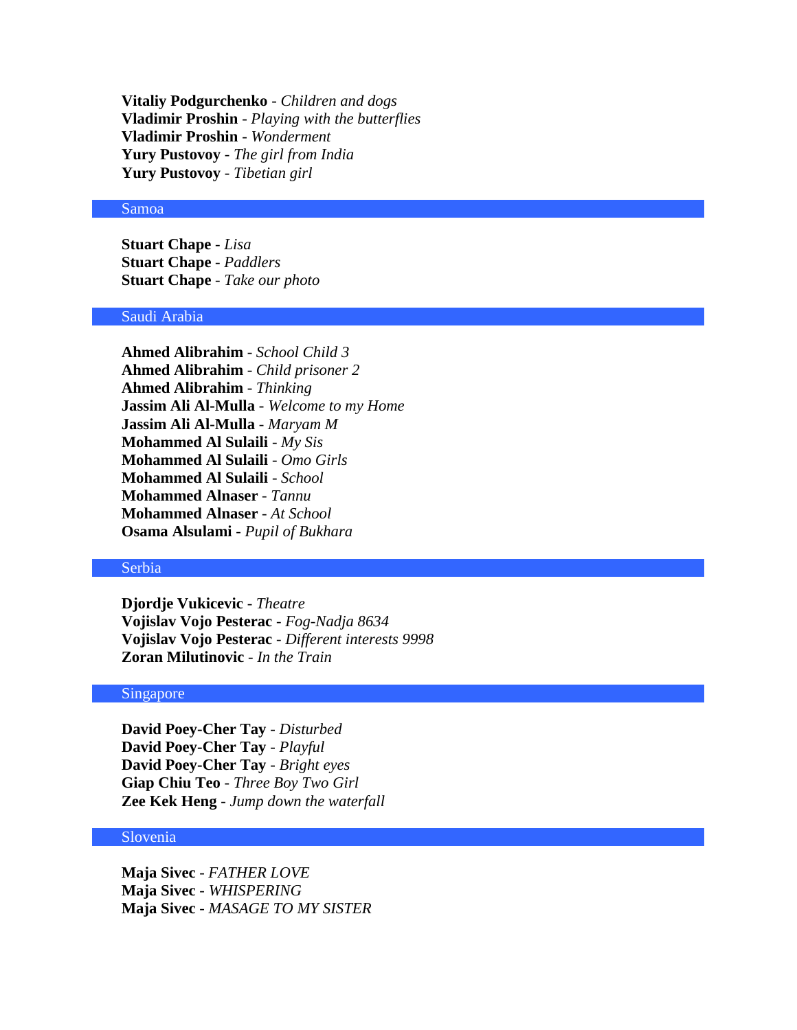**Vitaliy Podgurchenko** - *Children and dogs*
**Vladimir Proshin** - *Playing with the butterflies*
**Vladimir Proshin** - *Wonderment*
**Yury Pustovoy** - *The girl from India*
**Yury Pustovoy** - *Tibetian girl*

## Samoa

**Stuart Chape** - *Lisa*
**Stuart Chape** - *Paddlers*
**Stuart Chape** - *Take our photo*

## Saudi Arabia

**Ahmed Alibrahim** - *School Child 3*
**Ahmed Alibrahim** - *Child prisoner 2*
**Ahmed Alibrahim** - *Thinking*
**Jassim Ali Al-Mulla** - *Welcome to my Home*
**Jassim Ali Al-Mulla** - *Maryam M*
**Mohammed Al Sulaili** - *My Sis*
**Mohammed Al Sulaili** - *Omo Girls*
**Mohammed Al Sulaili** - *School*
**Mohammed Alnaser** - *Tannu*
**Mohammed Alnaser** - *At School*
**Osama Alsulami** - *Pupil of Bukhara*

## Serbia

**Djordje Vukicevic** - *Theatre*
**Vojislav Vojo Pesterac** - *Fog-Nadja 8634*
**Vojislav Vojo Pesterac** - *Different interests 9998*
**Zoran Milutinovic** - *In the Train*

## Singapore

**David Poey-Cher Tay** - *Disturbed*
**David Poey-Cher Tay** - *Playful*
**David Poey-Cher Tay** - *Bright eyes*
**Giap Chiu Teo** - *Three Boy Two Girl*
**Zee Kek Heng** - *Jump down the waterfall*

## Slovenia

**Maja Sivec** - *FATHER LOVE*
**Maja Sivec** - *WHISPERING*
**Maja Sivec** - *MASAGE TO MY SISTER*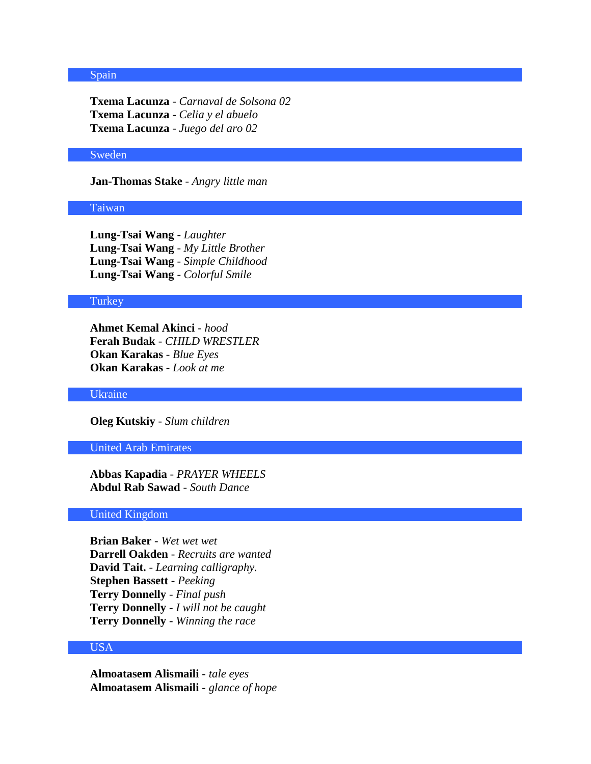## Spain

**Txema Lacunza** - *Carnaval de Solsona 02*
**Txema Lacunza** - *Celia y el abuelo*
**Txema Lacunza** - *Juego del aro 02*

## Sweden

**Jan-Thomas Stake** - *Angry little man*

## Taiwan

**Lung-Tsai Wang** - *Laughter*
**Lung-Tsai Wang** - *My Little Brother*
**Lung-Tsai Wang** - *Simple Childhood*
**Lung-Tsai Wang** - *Colorful Smile*

## Turkey

**Ahmet Kemal Akinci** - *hood*
**Ferah Budak** - *CHILD WRESTLER*
**Okan Karakas** - *Blue Eyes*
**Okan Karakas** - *Look at me*

## Ukraine

**Oleg Kutskiy** - *Slum children*

## United Arab Emirates

**Abbas Kapadia** - *PRAYER WHEELS*
**Abdul Rab Sawad** - *South Dance*

## United Kingdom

**Brian Baker** - *Wet wet wet*
**Darrell Oakden** - *Recruits are wanted*
**David Tait.** - *Learning calligraphy.*
**Stephen Bassett** - *Peeking*
**Terry Donnelly** - *Final push*
**Terry Donnelly** - *I will not be caught*
**Terry Donnelly** - *Winning the race*

## USA

**Almoatasem Alismaili** - *tale eyes*
**Almoatasem Alismaili** - *glance of hope*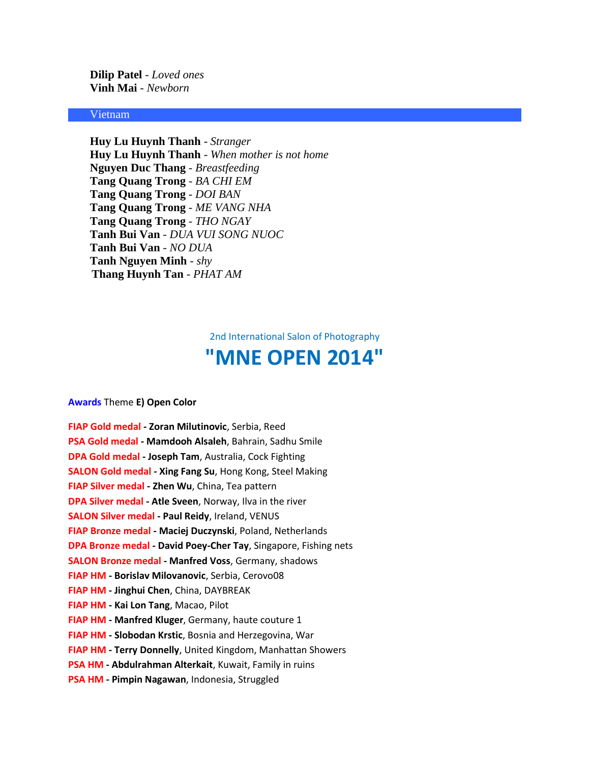**Dilip Patel** - *Loved ones*
**Vinh Mai** - *Newborn*

## Vietnam

**Huy Lu Huynh Thanh** - *Stranger*
**Huy Lu Huynh Thanh** - *When mother is not home*
**Nguyen Duc Thang** - *Breastfeeding*
**Tang Quang Trong** - *BA CHI EM*
**Tang Quang Trong** - *DOI BAN*
**Tang Quang Trong** - *ME VANG NHA*
**Tang Quang Trong** - *THO NGAY*
**Tanh Bui Van** - *DUA VUI SONG NUOC*
**Tanh Bui Van** - *NO DUA*
**Tanh Nguyen Minh** - *shy*
**Thang Huynh Tan** - *PHAT AM*

2nd International Salon of Photography

# "MNE OPEN 2014"

**Awards** Theme **E) Open Color**

**FIAP Gold medal - Zoran Milutinovic**, Serbia, Reed
**PSA Gold medal - Mamdooh Alsaleh**, Bahrain, Sadhu Smile
**DPA Gold medal - Joseph Tam**, Australia, Cock Fighting
**SALON Gold medal - Xing Fang Su**, Hong Kong, Steel Making
**FIAP Silver medal - Zhen Wu**, China, Tea pattern
**DPA Silver medal - Atle Sveen**, Norway, Ilva in the river
**SALON Silver medal - Paul Reidy**, Ireland, VENUS
**FIAP Bronze medal - Maciej Duczynski**, Poland, Netherlands
**DPA Bronze medal - David Poey-Cher Tay**, Singapore, Fishing nets
**SALON Bronze medal - Manfred Voss**, Germany, shadows
**FIAP HM - Borislav Milovanovic**, Serbia, Cerovo08
**FIAP HM - Jinghui Chen**, China, DAYBREAK
**FIAP HM - Kai Lon Tang**, Macao, Pilot
**FIAP HM - Manfred Kluger**, Germany, haute couture 1
**FIAP HM - Slobodan Krstic**, Bosnia and Herzegovina, War
**FIAP HM - Terry Donnelly**, United Kingdom, Manhattan Showers
**PSA HM - Abdulrahman Alterkait**, Kuwait, Family in ruins
**PSA HM - Pimpin Nagawan**, Indonesia, Struggled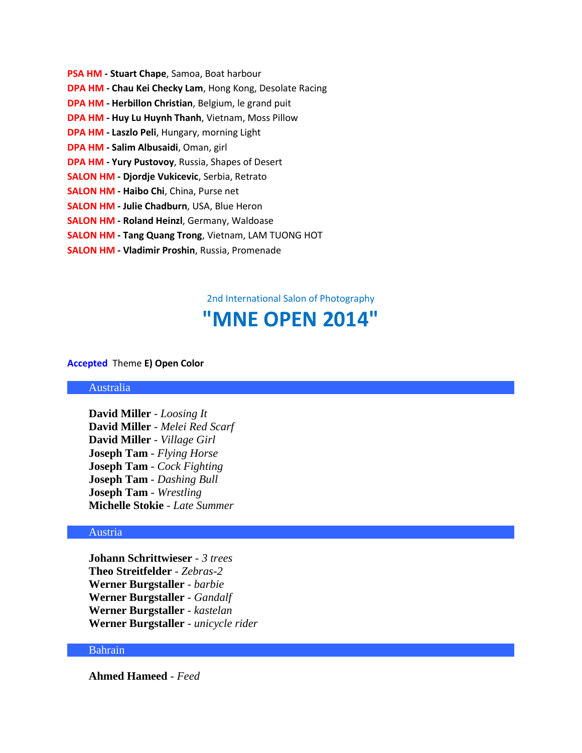**PSA HM - Stuart Chape**, Samoa, Boat harbour
**DPA HM - Chau Kei Checky Lam**, Hong Kong, Desolate Racing
**DPA HM - Herbillon Christian**, Belgium, le grand puit
**DPA HM - Huy Lu Huynh Thanh**, Vietnam, Moss Pillow
**DPA HM - Laszlo Peli**, Hungary, morning Light
**DPA HM - Salim Albusaidi**, Oman, girl
**DPA HM - Yury Pustovoy**, Russia, Shapes of Desert
**SALON HM - Djordje Vukicevic**, Serbia, Retrato
**SALON HM - Haibo Chi**, China, Purse net
**SALON HM - Julie Chadburn**, USA, Blue Heron
**SALON HM - Roland Heinzl**, Germany, Waldoase
**SALON HM - Tang Quang Trong**, Vietnam, LAM TUONG HOT
**SALON HM - Vladimir Proshin**, Russia, Promenade

2nd International Salon of Photography

# "MNE OPEN 2014"

**Accepted** Theme **E) Open Color**

## Australia

**David Miller** - *Loosing It*
**David Miller** - *Melei Red Scarf*
**David Miller** - *Village Girl*
**Joseph Tam** - *Flying Horse*
**Joseph Tam** - *Cock Fighting*
**Joseph Tam** - *Dashing Bull*
**Joseph Tam** - *Wrestling*
**Michelle Stokie** - *Late Summer*

## Austria

**Johann Schrittwieser** - *3 trees*
**Theo Streitfelder** - *Zebras-2*
**Werner Burgstaller** - *barbie*
**Werner Burgstaller** - *Gandalf*
**Werner Burgstaller** - *kastelan*
**Werner Burgstaller** - *unicycle rider*

## Bahrain

**Ahmed Hameed** - *Feed*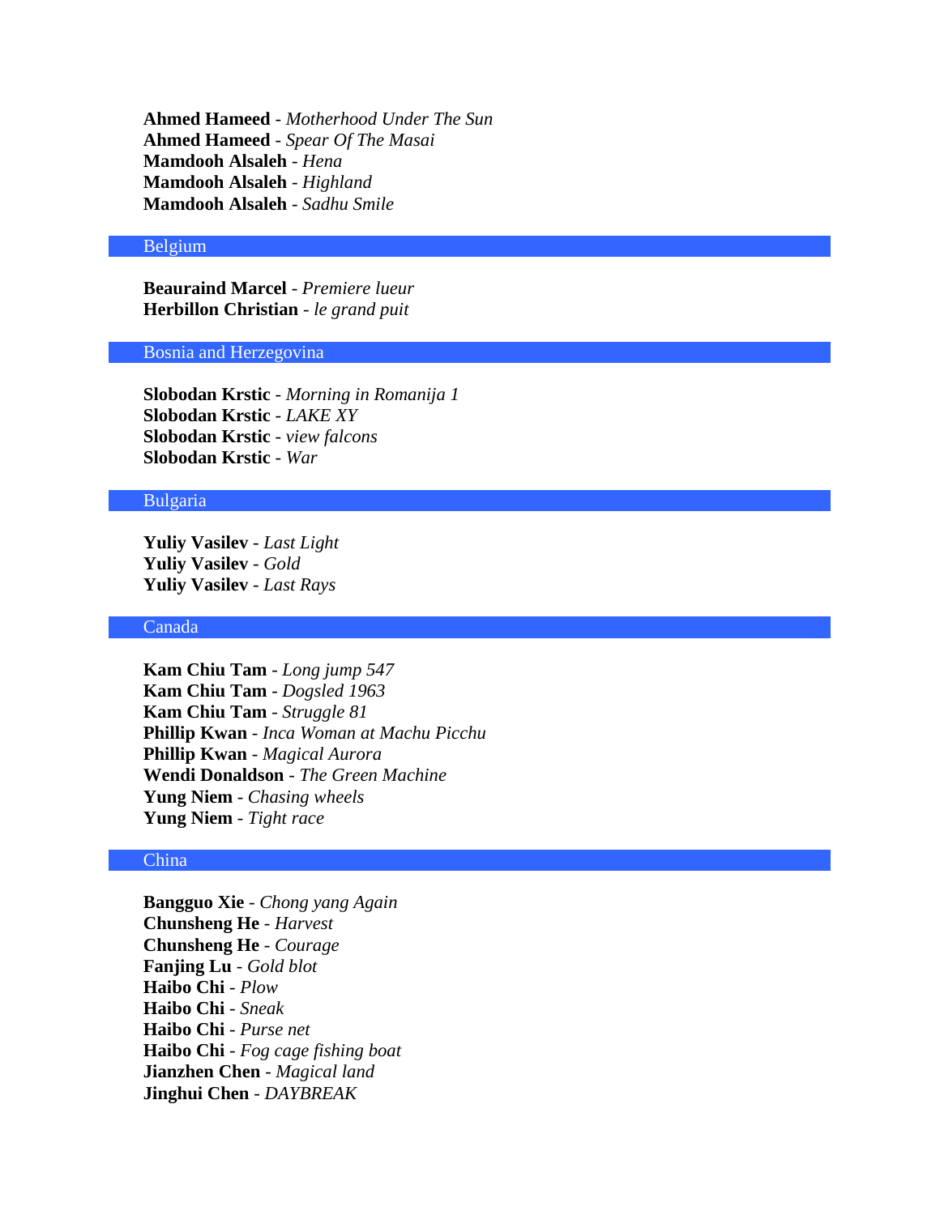**Ahmed Hameed** - *Motherhood Under The Sun*
**Ahmed Hameed** - *Spear Of The Masai*
**Mamdooh Alsaleh** - *Hena*
**Mamdooh Alsaleh** - *Highland*
**Mamdooh Alsaleh** - *Sadhu Smile*

## Belgium

**Beauraind Marcel** - *Premiere lueur*
**Herbillon Christian** - *le grand puit*

## Bosnia and Herzegovina

**Slobodan Krstic** - *Morning in Romanija 1*
**Slobodan Krstic** - *LAKE XY*
**Slobodan Krstic** - *view falcons*
**Slobodan Krstic** - *War*

## Bulgaria

**Yuliy Vasilev** - *Last Light*
**Yuliy Vasilev** - *Gold*
**Yuliy Vasilev** - *Last Rays*

## Canada

**Kam Chiu Tam** - *Long jump 547*
**Kam Chiu Tam** - *Dogsled 1963*
**Kam Chiu Tam** - *Struggle 81*
**Phillip Kwan** - *Inca Woman at Machu Picchu*
**Phillip Kwan** - *Magical Aurora*
**Wendi Donaldson** - *The Green Machine*
**Yung Niem** - *Chasing wheels*
**Yung Niem** - *Tight race*

## China

**Bangguo Xie** - *Chong yang Again*
**Chunsheng He** - *Harvest*
**Chunsheng He** - *Courage*
**Fanjing Lu** - *Gold blot*
**Haibo Chi** - *Plow*
**Haibo Chi** - *Sneak*
**Haibo Chi** - *Purse net*
**Haibo Chi** - *Fog cage fishing boat*
**Jianzhen Chen** - *Magical land*
**Jinghui Chen** - *DAYBREAK*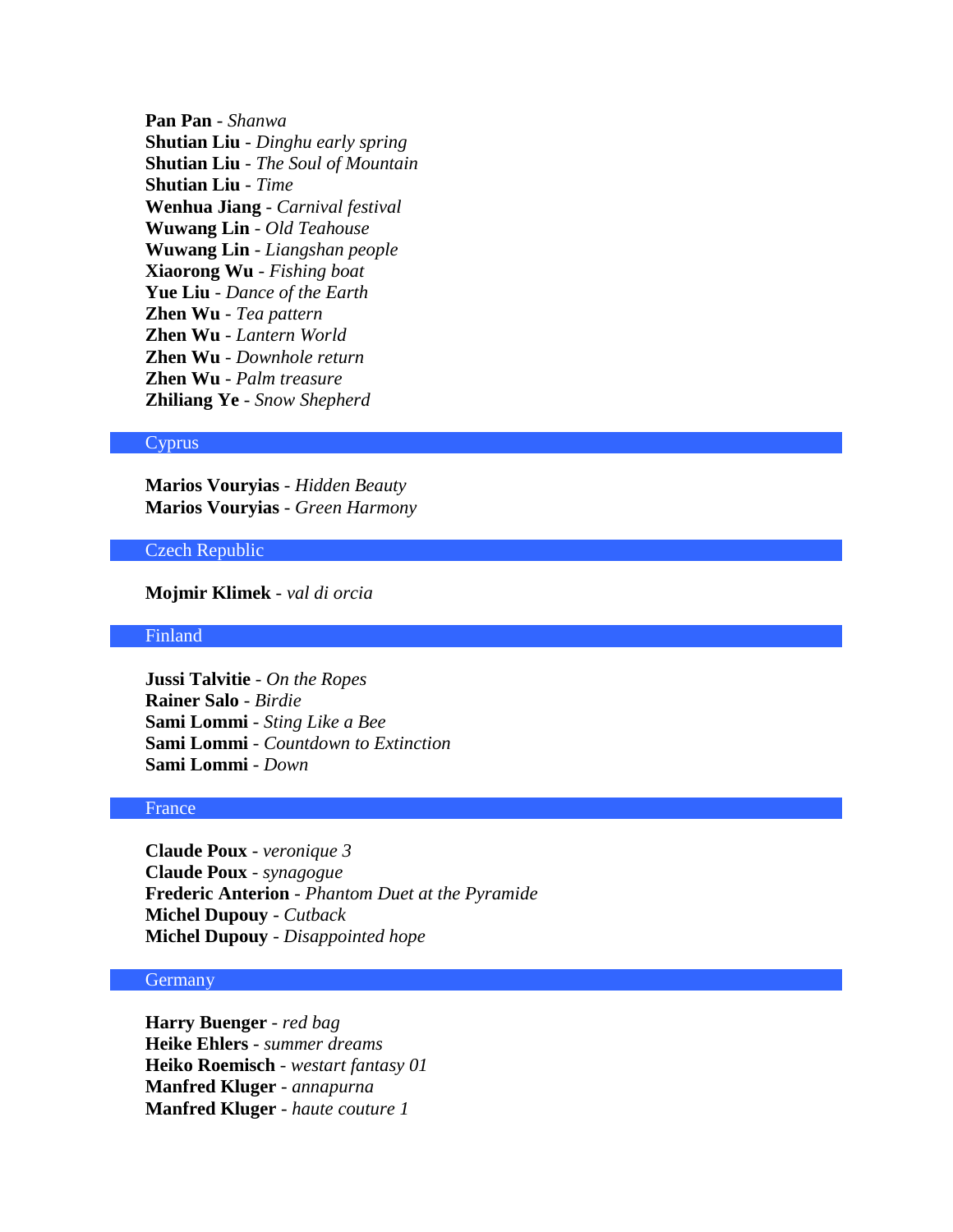**Pan Pan** - *Shanwa*
**Shutian Liu** - *Dinghu early spring*
**Shutian Liu** - *The Soul of Mountain*
**Shutian Liu** - *Time*
**Wenhua Jiang** - *Carnival festival*
**Wuwang Lin** - *Old Teahouse*
**Wuwang Lin** - *Liangshan people*
**Xiaorong Wu** - *Fishing boat*
**Yue Liu** - *Dance of the Earth*
**Zhen Wu** - *Tea pattern*
**Zhen Wu** - *Lantern World*
**Zhen Wu** - *Downhole return*
**Zhen Wu** - *Palm treasure*
**Zhiliang Ye** - *Snow Shepherd*

## Cyprus

**Marios Vouryias** - *Hidden Beauty*
**Marios Vouryias** - *Green Harmony*

## Czech Republic

**Mojmir Klimek** - *val di orcia*

## Finland

**Jussi Talvitie** - *On the Ropes*
**Rainer Salo** - *Birdie*
**Sami Lommi** - *Sting Like a Bee*
**Sami Lommi** - *Countdown to Extinction*
**Sami Lommi** - *Down*

## France

**Claude Poux** - *veronique 3*
**Claude Poux** - *synagogue*
**Frederic Anterion** - *Phantom Duet at the Pyramide*
**Michel Dupouy** - *Cutback*
**Michel Dupouy** - *Disappointed hope*

## Germany

**Harry Buenger** - *red bag*
**Heike Ehlers** - *summer dreams*
**Heiko Roemisch** - *westart fantasy 01*
**Manfred Kluger** - *annapurna*
**Manfred Kluger** - *haute couture 1*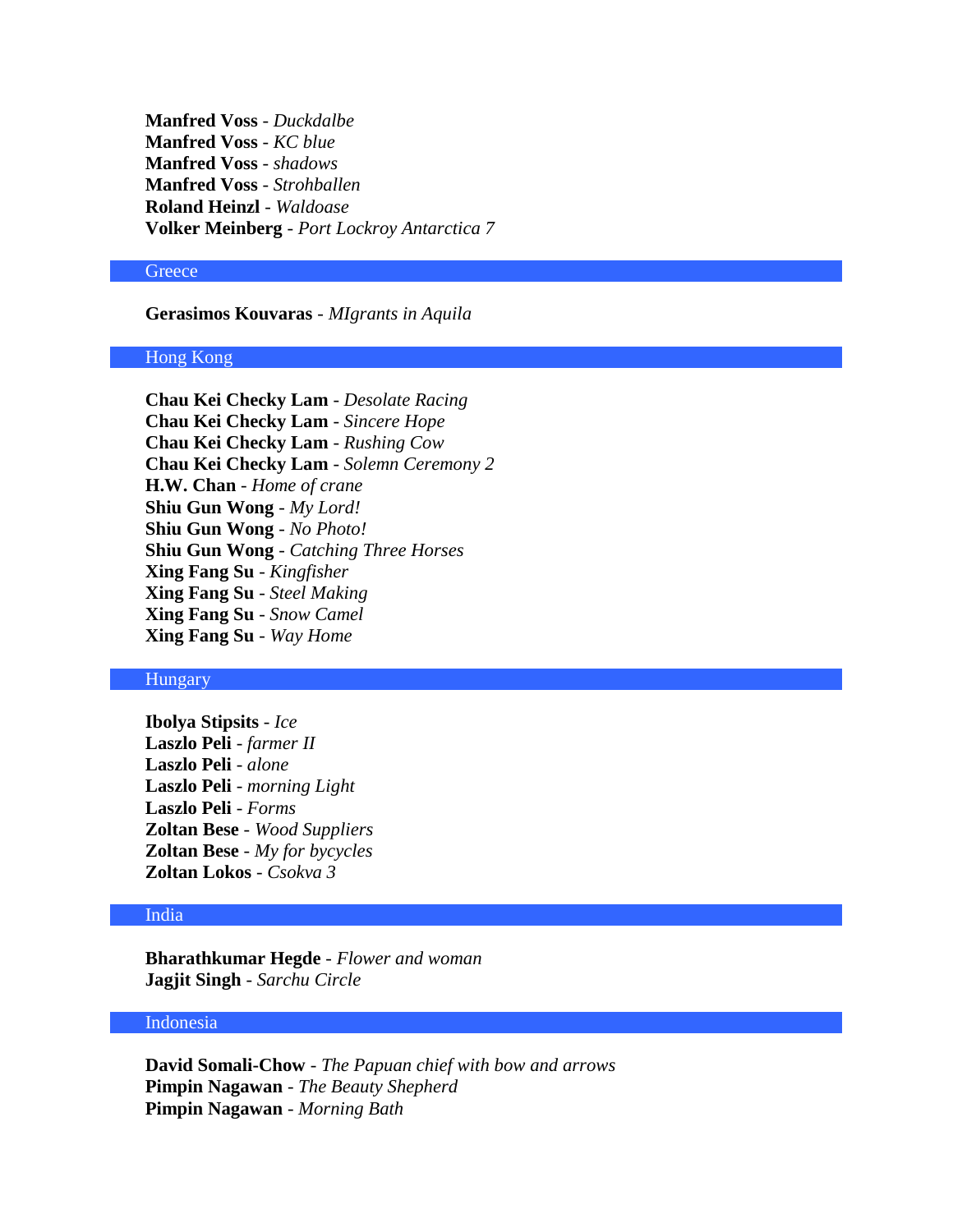**Manfred Voss** - *Duckdalbe*
**Manfred Voss** - *KC blue*
**Manfred Voss** - *shadows*
**Manfred Voss** - *Strohballen*
**Roland Heinzl** - *Waldoase*
**Volker Meinberg** - *Port Lockroy Antarctica 7*

## Greece

**Gerasimos Kouvaras** - *MIgrants in Aquila*

## Hong Kong

**Chau Kei Checky Lam** - *Desolate Racing*
**Chau Kei Checky Lam** - *Sincere Hope*
**Chau Kei Checky Lam** - *Rushing Cow*
**Chau Kei Checky Lam** - *Solemn Ceremony 2*
**H.W. Chan** - *Home of crane*
**Shiu Gun Wong** - *My Lord!*
**Shiu Gun Wong** - *No Photo!*
**Shiu Gun Wong** - *Catching Three Horses*
**Xing Fang Su** - *Kingfisher*
**Xing Fang Su** - *Steel Making*
**Xing Fang Su** - *Snow Camel*
**Xing Fang Su** - *Way Home*

## Hungary

**Ibolya Stipsits** - *Ice*
**Laszlo Peli** - *farmer II*
**Laszlo Peli** - *alone*
**Laszlo Peli** - *morning Light*
**Laszlo Peli** - *Forms*
**Zoltan Bese** - *Wood Suppliers*
**Zoltan Bese** - *My for bycycles*
**Zoltan Lokos** - *Csokva 3*

## India

**Bharathkumar Hegde** - *Flower and woman*
**Jagjit Singh** - *Sarchu Circle*

## Indonesia

**David Somali-Chow** - *The Papuan chief with bow and arrows*
**Pimpin Nagawan** - *The Beauty Shepherd*
**Pimpin Nagawan** - *Morning Bath*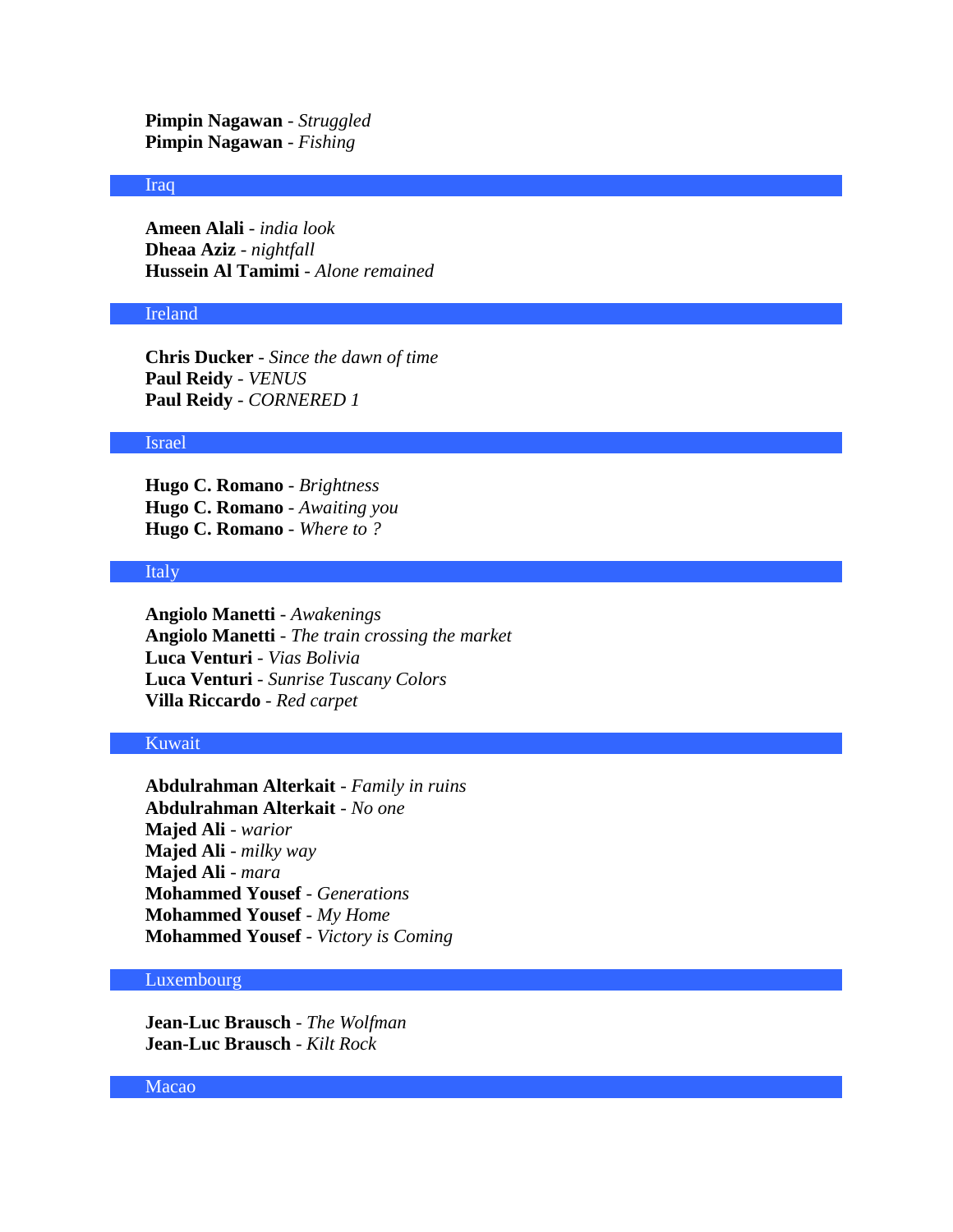**Pimpin Nagawan** - *Struggled*
**Pimpin Nagawan** - *Fishing*

## Iraq

**Ameen Alali** - *india look*
**Dheaa Aziz** - *nightfall*
**Hussein Al Tamimi** - *Alone remained*

## Ireland

**Chris Ducker** - *Since the dawn of time*
**Paul Reidy** - *VENUS*
**Paul Reidy** - *CORNERED 1*

## Israel

**Hugo C. Romano** - *Brightness*
**Hugo C. Romano** - *Awaiting you*
**Hugo C. Romano** - *Where to ?*

## Italy

**Angiolo Manetti** - *Awakenings*
**Angiolo Manetti** - *The train crossing the market*
**Luca Venturi** - *Vias Bolivia*
**Luca Venturi** - *Sunrise Tuscany Colors*
**Villa Riccardo** - *Red carpet*

## Kuwait

**Abdulrahman Alterkait** - *Family in ruins*
**Abdulrahman Alterkait** - *No one*
**Majed Ali** - *warior*
**Majed Ali** - *milky way*
**Majed Ali** - *mara*
**Mohammed Yousef** - *Generations*
**Mohammed Yousef** - *My Home*
**Mohammed Yousef** - *Victory is Coming*

## Luxembourg

**Jean-Luc Brausch** - *The Wolfman*
**Jean-Luc Brausch** - *Kilt Rock*

## Macao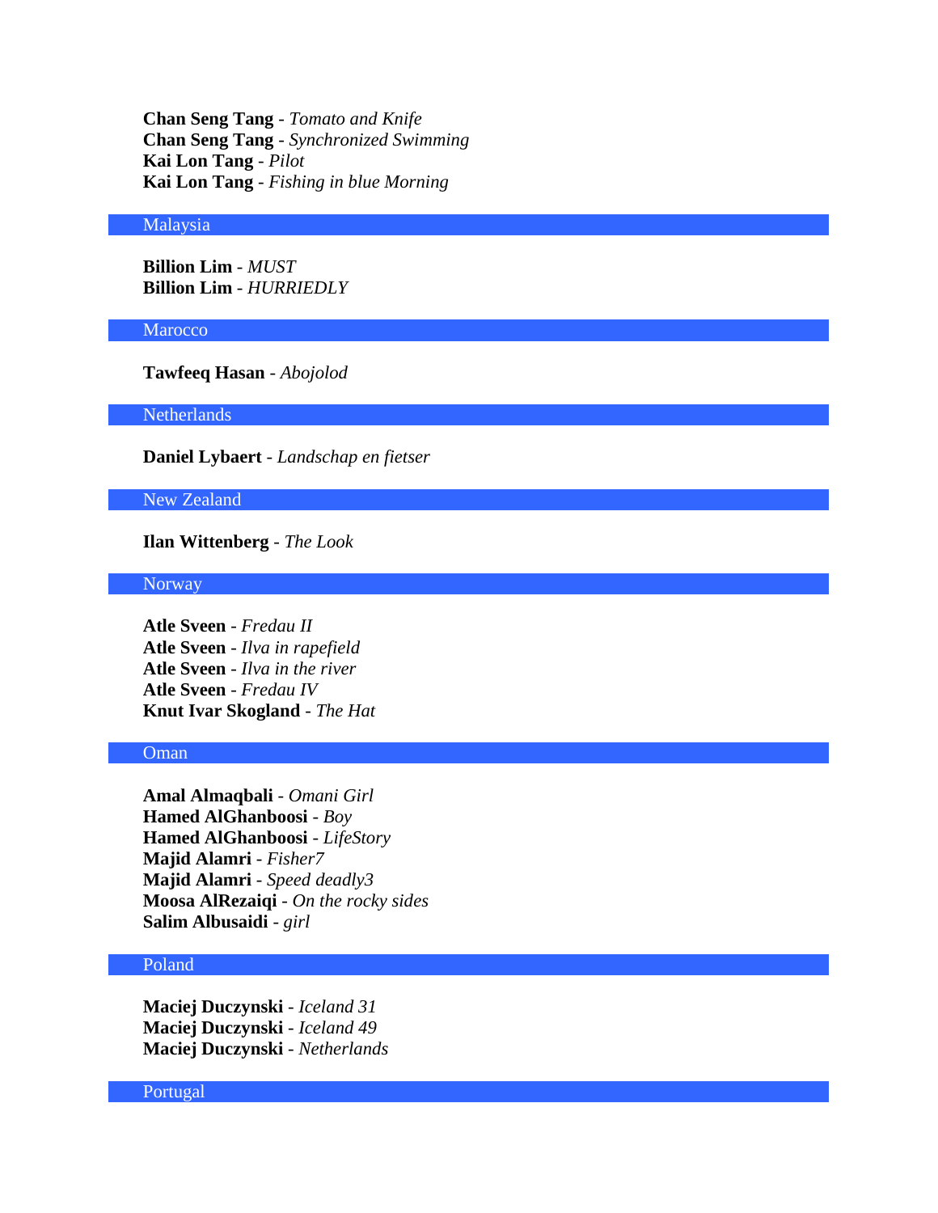**Chan Seng Tang** - *Tomato and Knife*
**Chan Seng Tang** - *Synchronized Swimming*
**Kai Lon Tang** - *Pilot*
**Kai Lon Tang** - *Fishing in blue Morning*

## Malaysia

**Billion Lim** - *MUST*
**Billion Lim** - *HURRIEDLY*

## Marocco

**Tawfeeq Hasan** - *Abojolod*

## Netherlands

**Daniel Lybaert** - *Landschap en fietser*

## New Zealand

**Ilan Wittenberg** - *The Look*

## Norway

**Atle Sveen** - *Fredau II*
**Atle Sveen** - *Ilva in rapefield*
**Atle Sveen** - *Ilva in the river*
**Atle Sveen** - *Fredau IV*
**Knut Ivar Skogland** - *The Hat*

## Oman

**Amal Almaqbali** - *Omani Girl*
**Hamed AlGhanboosi** - *Boy*
**Hamed AlGhanboosi** - *LifeStory*
**Majid Alamri** - *Fisher7*
**Majid Alamri** - *Speed deadly3*
**Moosa AlRezaiqi** - *On the rocky sides*
**Salim Albusaidi** - *girl*

## Poland

**Maciej Duczynski** - *Iceland 31*
**Maciej Duczynski** - *Iceland 49*
**Maciej Duczynski** - *Netherlands*

## Portugal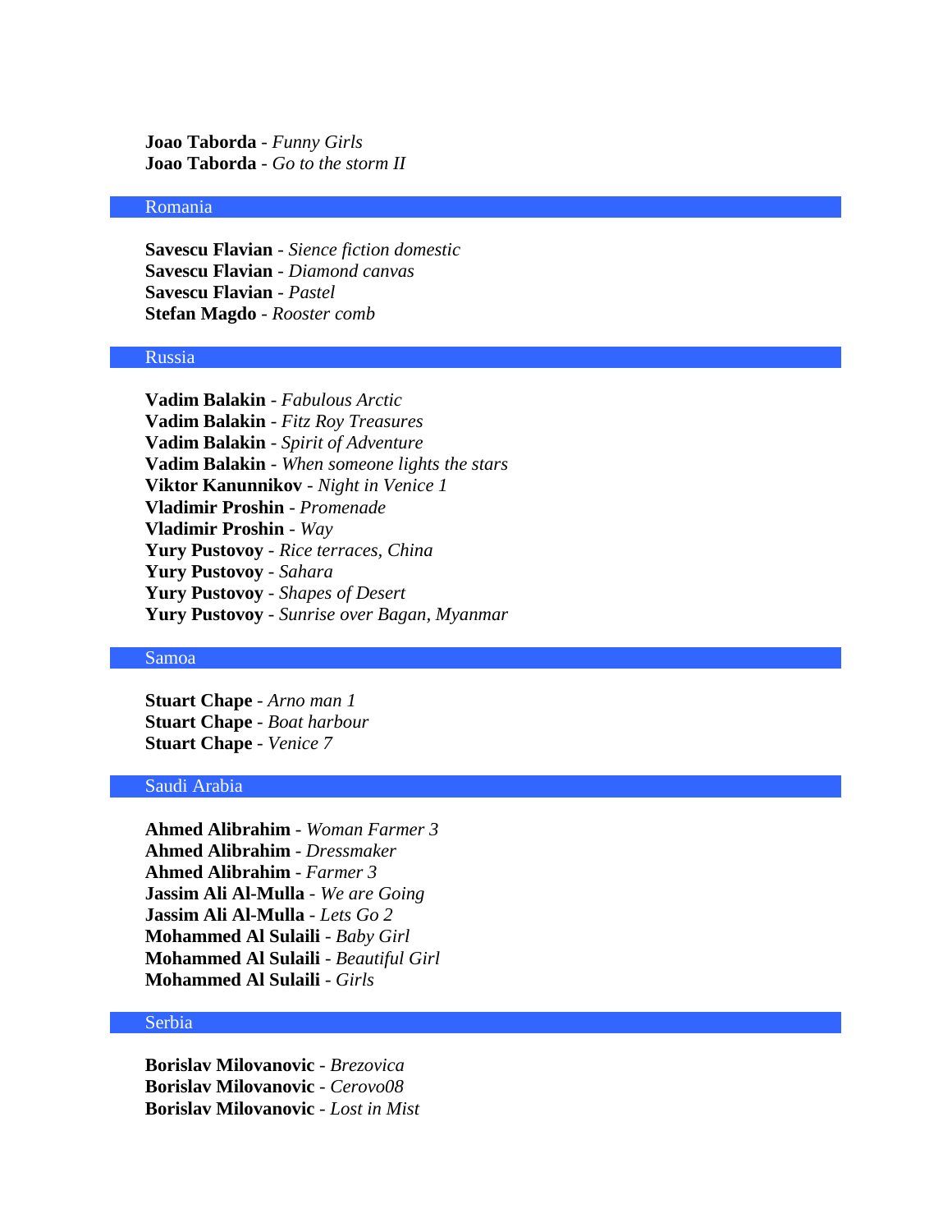**Joao Taborda** - *Funny Girls*
**Joao Taborda** - *Go to the storm II*

## Romania

**Savescu Flavian** - *Sience fiction domestic*
**Savescu Flavian** - *Diamond canvas*
**Savescu Flavian** - *Pastel*
**Stefan Magdo** - *Rooster comb*

## Russia

**Vadim Balakin** - *Fabulous Arctic*
**Vadim Balakin** - *Fitz Roy Treasures*
**Vadim Balakin** - *Spirit of Adventure*
**Vadim Balakin** - *When someone lights the stars*
**Viktor Kanunnikov** - *Night in Venice 1*
**Vladimir Proshin** - *Promenade*
**Vladimir Proshin** - *Way*
**Yury Pustovoy** - *Rice terraces, China*
**Yury Pustovoy** - *Sahara*
**Yury Pustovoy** - *Shapes of Desert*
**Yury Pustovoy** - *Sunrise over Bagan, Myanmar*

## Samoa

**Stuart Chape** - *Arno man 1*
**Stuart Chape** - *Boat harbour*
**Stuart Chape** - *Venice 7*

## Saudi Arabia

**Ahmed Alibrahim** - *Woman Farmer 3*
**Ahmed Alibrahim** - *Dressmaker*
**Ahmed Alibrahim** - *Farmer 3*
**Jassim Ali Al-Mulla** - *We are Going*
**Jassim Ali Al-Mulla** - *Lets Go 2*
**Mohammed Al Sulaili** - *Baby Girl*
**Mohammed Al Sulaili** - *Beautiful Girl*
**Mohammed Al Sulaili** - *Girls*

## Serbia

**Borislav Milovanovic** - *Brezovica*
**Borislav Milovanovic** - *Cerovo08*
**Borislav Milovanovic** - *Lost in Mist*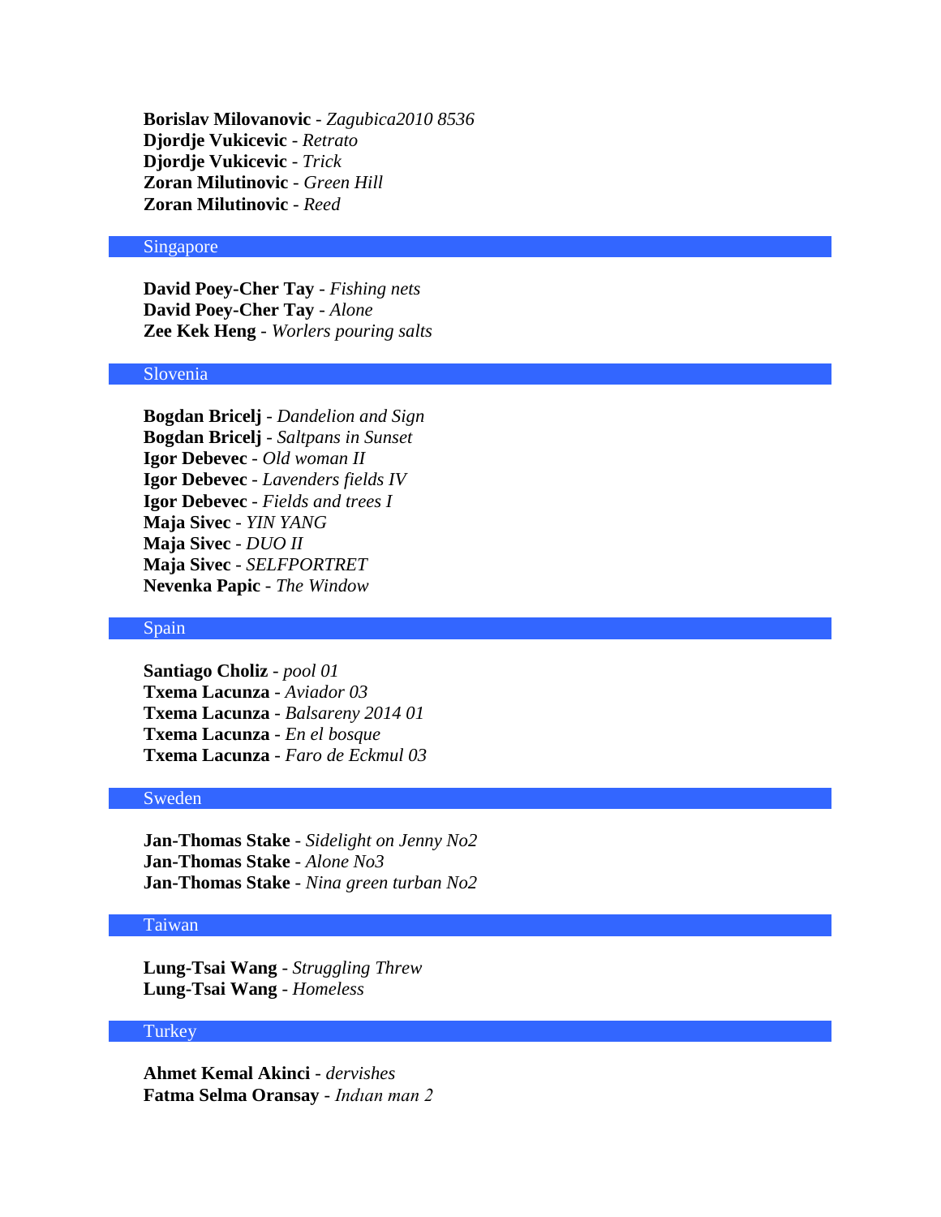**Borislav Milovanovic** - *Zagubica2010 8536*
**Djordje Vukicevic** - *Retrato*
**Djordje Vukicevic** - *Trick*
**Zoran Milutinovic** - *Green Hill*
**Zoran Milutinovic** - *Reed*

## Singapore

**David Poey-Cher Tay** - *Fishing nets*
**David Poey-Cher Tay** - *Alone*
**Zee Kek Heng** - *Worlers pouring salts*

## Slovenia

**Bogdan Bricelj** - *Dandelion and Sign*
**Bogdan Bricelj** - *Saltpans in Sunset*
**Igor Debevec** - *Old woman II*
**Igor Debevec** - *Lavenders fields IV*
**Igor Debevec** - *Fields and trees I*
**Maja Sivec** - *YIN YANG*
**Maja Sivec** - *DUO II*
**Maja Sivec** - *SELFPORTRET*
**Nevenka Papic** - *The Window*

## Spain

**Santiago Choliz** - *pool 01*
**Txema Lacunza** - *Aviador 03*
**Txema Lacunza** - *Balsareny 2014 01*
**Txema Lacunza** - *En el bosque*
**Txema Lacunza** - *Faro de Eckmul 03*

## Sweden

**Jan-Thomas Stake** - *Sidelight on Jenny No2*
**Jan-Thomas Stake** - *Alone No3*
**Jan-Thomas Stake** - *Nina green turban No2*

## Taiwan

**Lung-Tsai Wang** - *Struggling Threw*
**Lung-Tsai Wang** - *Homeless*

## Turkey

**Ahmet Kemal Akinci** - *dervishes*
**Fatma Selma Oransay** - *Indıan man 2*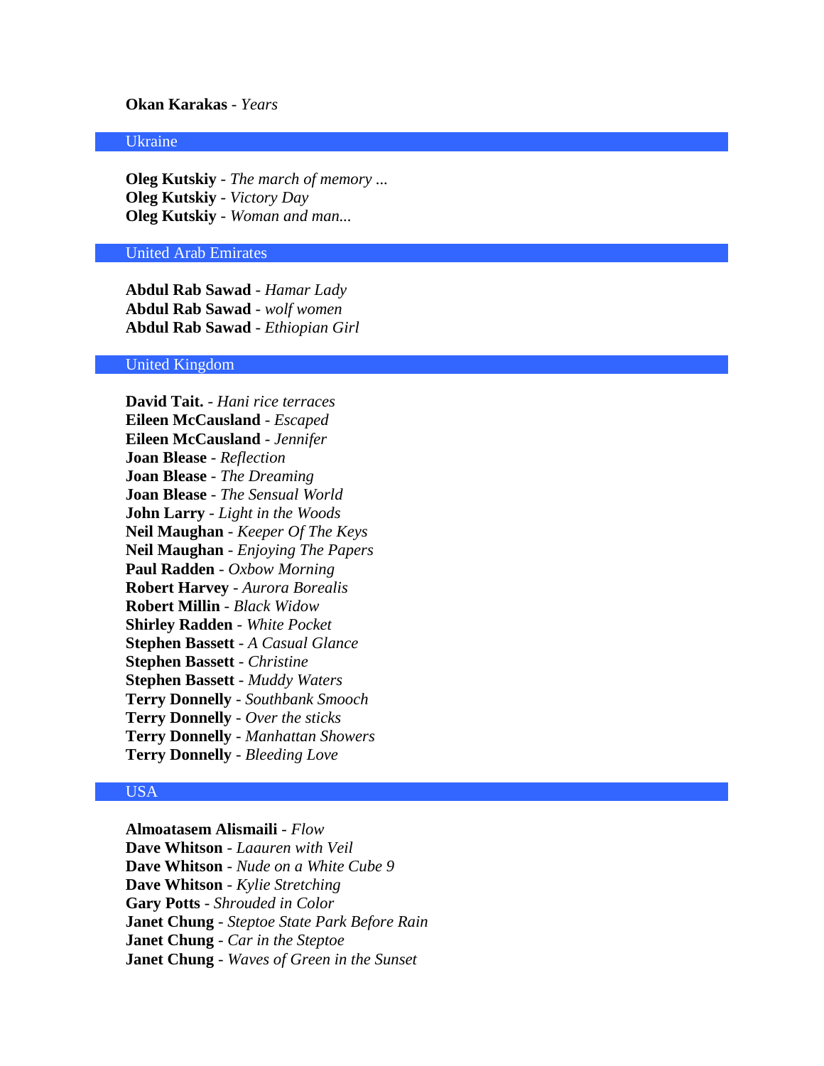**Okan Karakas** - *Years*

## Ukraine

**Oleg Kutskiy** - *The march of memory ...*
**Oleg Kutskiy** - *Victory Day*
**Oleg Kutskiy** - *Woman and man...*

## United Arab Emirates

**Abdul Rab Sawad** - *Hamar Lady*
**Abdul Rab Sawad** - *wolf women*
**Abdul Rab Sawad** - *Ethiopian Girl*

## United Kingdom

**David Tait.** - *Hani rice terraces*
**Eileen McCausland** - *Escaped*
**Eileen McCausland** - *Jennifer*
**Joan Blease** - *Reflection*
**Joan Blease** - *The Dreaming*
**Joan Blease** - *The Sensual World*
**John Larry** - *Light in the Woods*
**Neil Maughan** - *Keeper Of The Keys*
**Neil Maughan** - *Enjoying The Papers*
**Paul Radden** - *Oxbow Morning*
**Robert Harvey** - *Aurora Borealis*
**Robert Millin** - *Black Widow*
**Shirley Radden** - *White Pocket*
**Stephen Bassett** - *A Casual Glance*
**Stephen Bassett** - *Christine*
**Stephen Bassett** - *Muddy Waters*
**Terry Donnelly** - *Southbank Smooch*
**Terry Donnelly** - *Over the sticks*
**Terry Donnelly** - *Manhattan Showers*
**Terry Donnelly** - *Bleeding Love*

## USA

**Almoatasem Alismaili** - *Flow*
**Dave Whitson** - *Laauren with Veil*
**Dave Whitson** - *Nude on a White Cube 9*
**Dave Whitson** - *Kylie Stretching*
**Gary Potts** - *Shrouded in Color*
**Janet Chung** - *Steptoe State Park Before Rain*
**Janet Chung** - *Car in the Steptoe*
**Janet Chung** - *Waves of Green in the Sunset*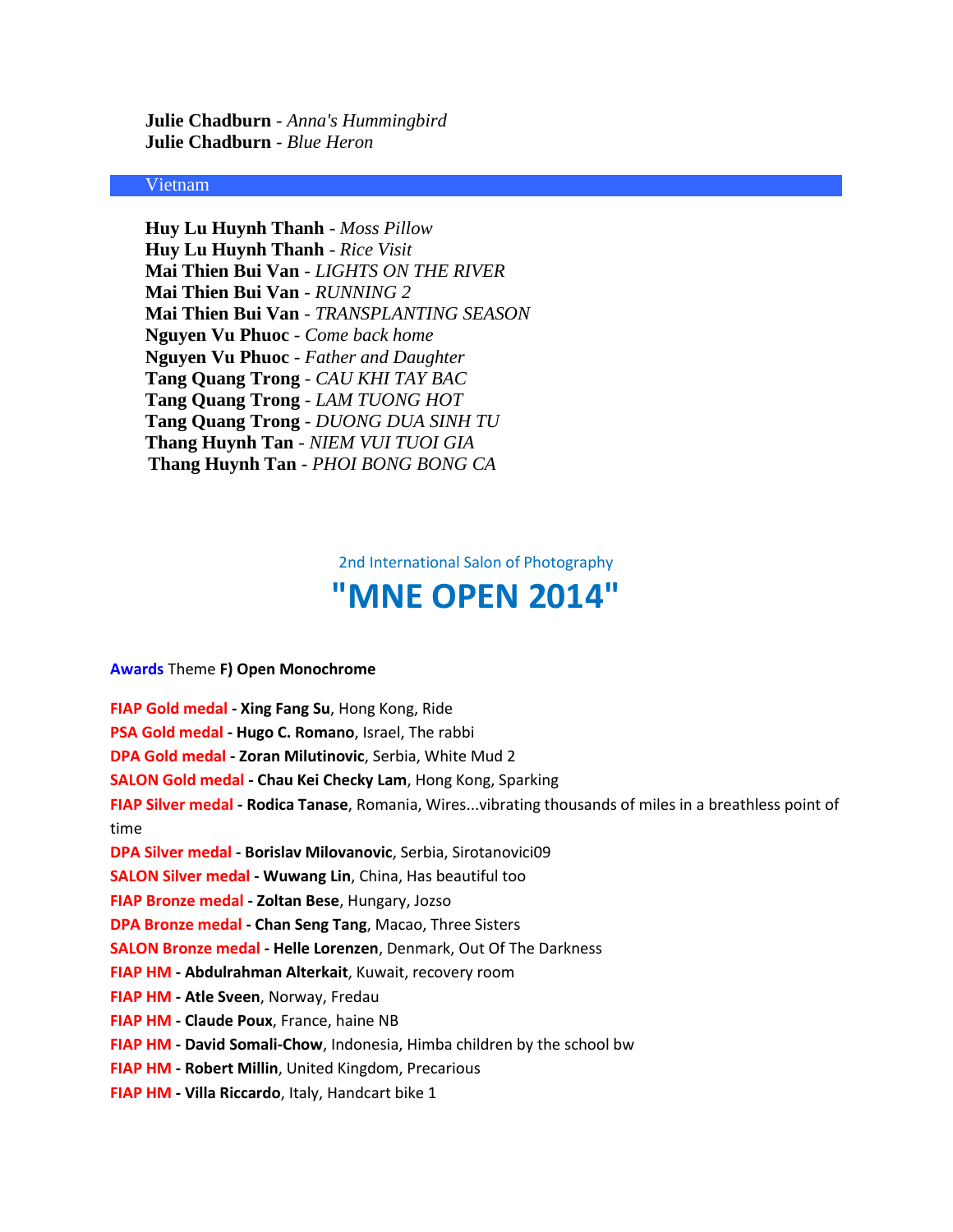**Julie Chadburn** - *Anna's Hummingbird*
**Julie Chadburn** - *Blue Heron*

## Vietnam

**Huy Lu Huynh Thanh** - *Moss Pillow*
**Huy Lu Huynh Thanh** - *Rice Visit*
**Mai Thien Bui Van** - *LIGHTS ON THE RIVER*
**Mai Thien Bui Van** - *RUNNING 2*
**Mai Thien Bui Van** - *TRANSPLANTING SEASON*
**Nguyen Vu Phuoc** - *Come back home*
**Nguyen Vu Phuoc** - *Father and Daughter*
**Tang Quang Trong** - *CAU KHI TAY BAC*
**Tang Quang Trong** - *LAM TUONG HOT*
**Tang Quang Trong** - *DUONG DUA SINH TU*
**Thang Huynh Tan** - *NIEM VUI TUOI GIA*
**Thang Huynh Tan** - *PHOI BONG BONG CA*

2nd International Salon of Photography

# "MNE OPEN 2014"

**Awards** Theme **F) Open Monochrome**

**FIAP Gold medal - Xing Fang Su**, Hong Kong, Ride
**PSA Gold medal - Hugo C. Romano**, Israel, The rabbi
**DPA Gold medal - Zoran Milutinovic**, Serbia, White Mud 2
**SALON Gold medal - Chau Kei Checky Lam**, Hong Kong, Sparking
**FIAP Silver medal - Rodica Tanase**, Romania, Wires...vibrating thousands of miles in a breathless point of time
**DPA Silver medal - Borislav Milovanovic**, Serbia, Sirotanovici09
**SALON Silver medal - Wuwang Lin**, China, Has beautiful too
**FIAP Bronze medal - Zoltan Bese**, Hungary, Jozso
**DPA Bronze medal - Chan Seng Tang**, Macao, Three Sisters
**SALON Bronze medal - Helle Lorenzen**, Denmark, Out Of The Darkness
**FIAP HM - Abdulrahman Alterkait**, Kuwait, recovery room
**FIAP HM - Atle Sveen**, Norway, Fredau
**FIAP HM - Claude Poux**, France, haine NB
**FIAP HM - David Somali-Chow**, Indonesia, Himba children by the school bw
**FIAP HM - Robert Millin**, United Kingdom, Precarious
**FIAP HM - Villa Riccardo**, Italy, Handcart bike 1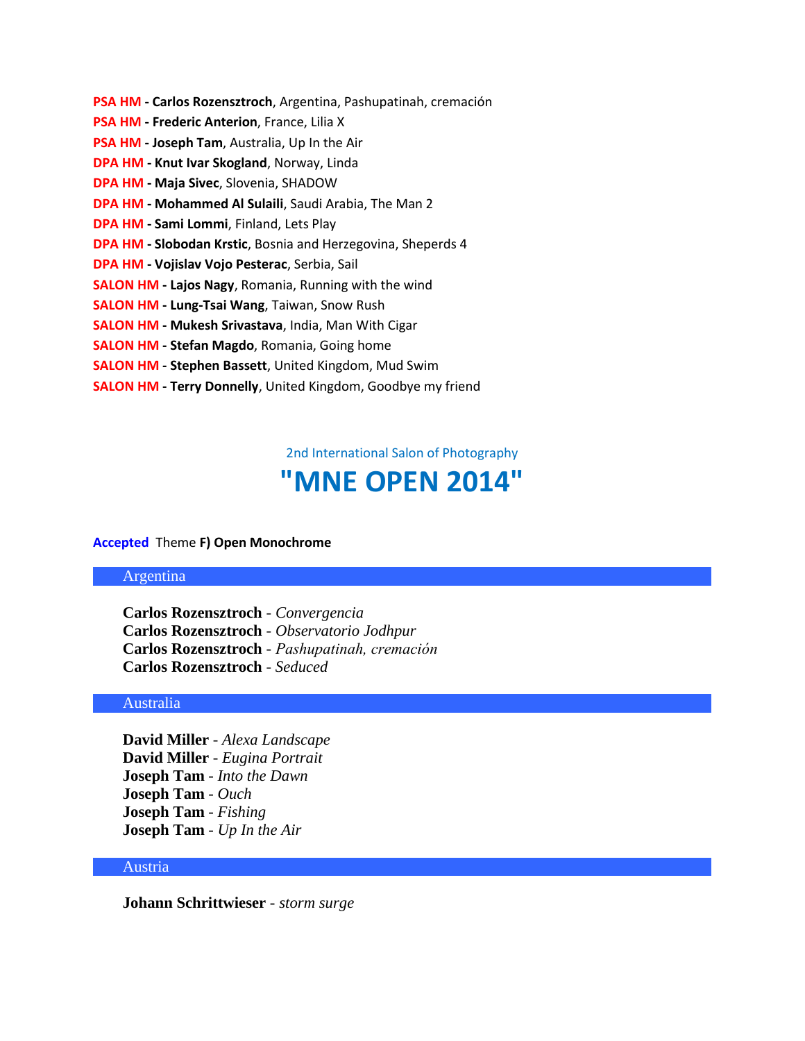**PSA HM - Carlos Rozensztroch**, Argentina, Pashupatinah, cremación

**PSA HM - Frederic Anterion**, France, Lilia X

**PSA HM - Joseph Tam**, Australia, Up In the Air

**DPA HM - Knut Ivar Skogland**, Norway, Linda

**DPA HM - Maja Sivec**, Slovenia, SHADOW

**DPA HM - Mohammed Al Sulaili**, Saudi Arabia, The Man 2

**DPA HM - Sami Lommi**, Finland, Lets Play

**DPA HM - Slobodan Krstic**, Bosnia and Herzegovina, Sheperds 4

**DPA HM - Vojislav Vojo Pesterac**, Serbia, Sail

**SALON HM - Lajos Nagy**, Romania, Running with the wind

**SALON HM - Lung-Tsai Wang**, Taiwan, Snow Rush

**SALON HM - Mukesh Srivastava**, India, Man With Cigar

**SALON HM - Stefan Magdo**, Romania, Going home

**SALON HM - Stephen Bassett**, United Kingdom, Mud Swim

**SALON HM - Terry Donnelly**, United Kingdom, Goodbye my friend

2nd International Salon of Photography

# "MNE OPEN 2014"

**Accepted** Theme **F) Open Monochrome**

## Argentina

**Carlos Rozensztroch** - *Convergencia*
**Carlos Rozensztroch** - *Observatorio Jodhpur*
**Carlos Rozensztroch** - *Pashupatinah, cremación*
**Carlos Rozensztroch** - *Seduced*

## Australia

**David Miller** - *Alexa Landscape*
**David Miller** - *Eugina Portrait*
**Joseph Tam** - *Into the Dawn*
**Joseph Tam** - *Ouch*
**Joseph Tam** - *Fishing*
**Joseph Tam** - *Up In the Air*

## Austria

**Johann Schrittwieser** - *storm surge*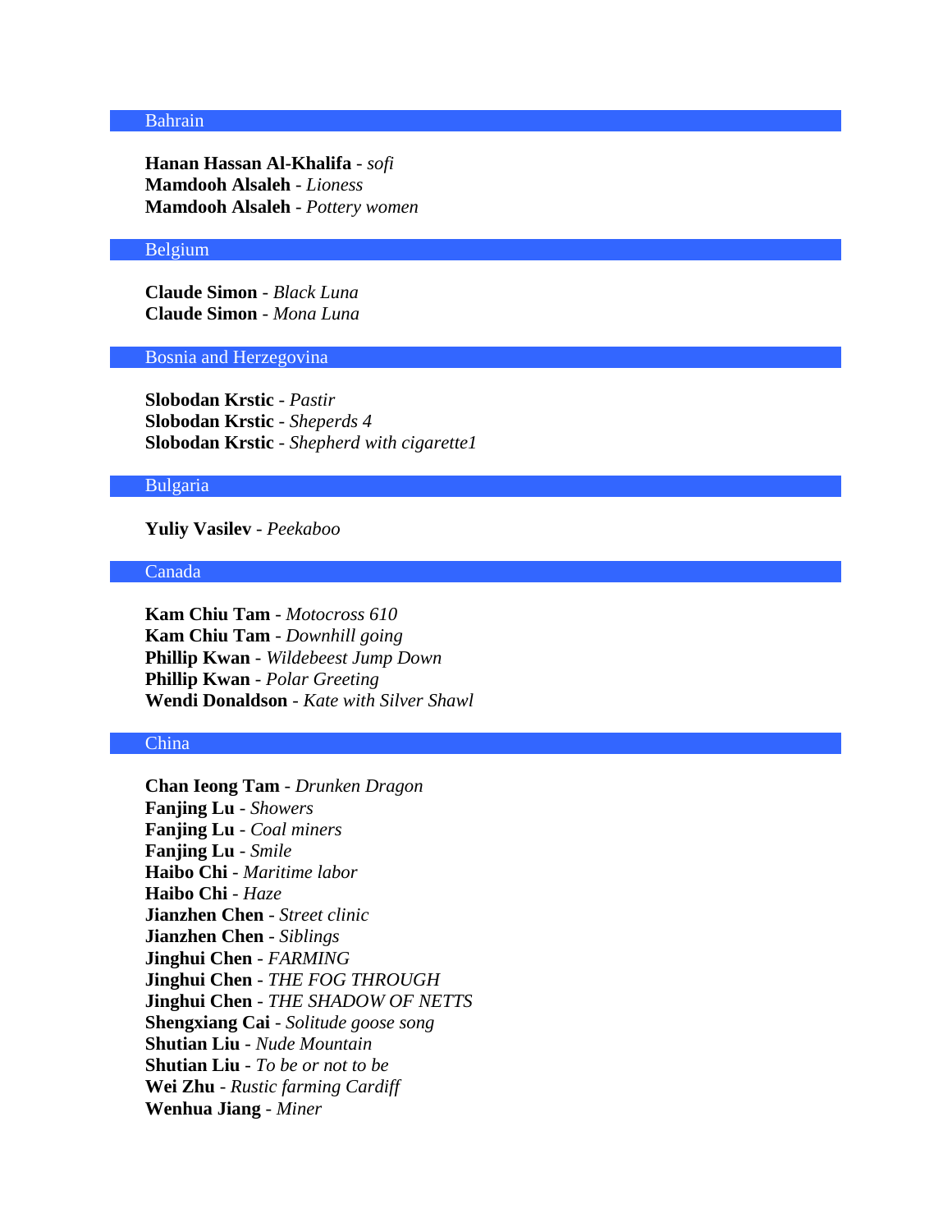## Bahrain

**Hanan Hassan Al-Khalifa** - *sofi*
**Mamdooh Alsaleh** - *Lioness*
**Mamdooh Alsaleh** - *Pottery women*

## Belgium

**Claude Simon** - *Black Luna*
**Claude Simon** - *Mona Luna*

## Bosnia and Herzegovina

**Slobodan Krstic** - *Pastir*
**Slobodan Krstic** - *Sheperds 4*
**Slobodan Krstic** - *Shepherd with cigarette1*

## Bulgaria

**Yuliy Vasilev** - *Peekaboo*

## Canada

**Kam Chiu Tam** - *Motocross 610*
**Kam Chiu Tam** - *Downhill going*
**Phillip Kwan** - *Wildebeest Jump Down*
**Phillip Kwan** - *Polar Greeting*
**Wendi Donaldson** - *Kate with Silver Shawl*

## China

**Chan Ieong Tam** - *Drunken Dragon*
**Fanjing Lu** - *Showers*
**Fanjing Lu** - *Coal miners*
**Fanjing Lu** - *Smile*
**Haibo Chi** - *Maritime labor*
**Haibo Chi** - *Haze*
**Jianzhen Chen** - *Street clinic*
**Jianzhen Chen** - *Siblings*
**Jinghui Chen** - *FARMING*
**Jinghui Chen** - *THE FOG THROUGH*
**Jinghui Chen** - *THE SHADOW OF NETTS*
**Shengxiang Cai** - *Solitude goose song*
**Shutian Liu** - *Nude Mountain*
**Shutian Liu** - *To be or not to be*
**Wei Zhu** - *Rustic farming Cardiff*
**Wenhua Jiang** - *Miner*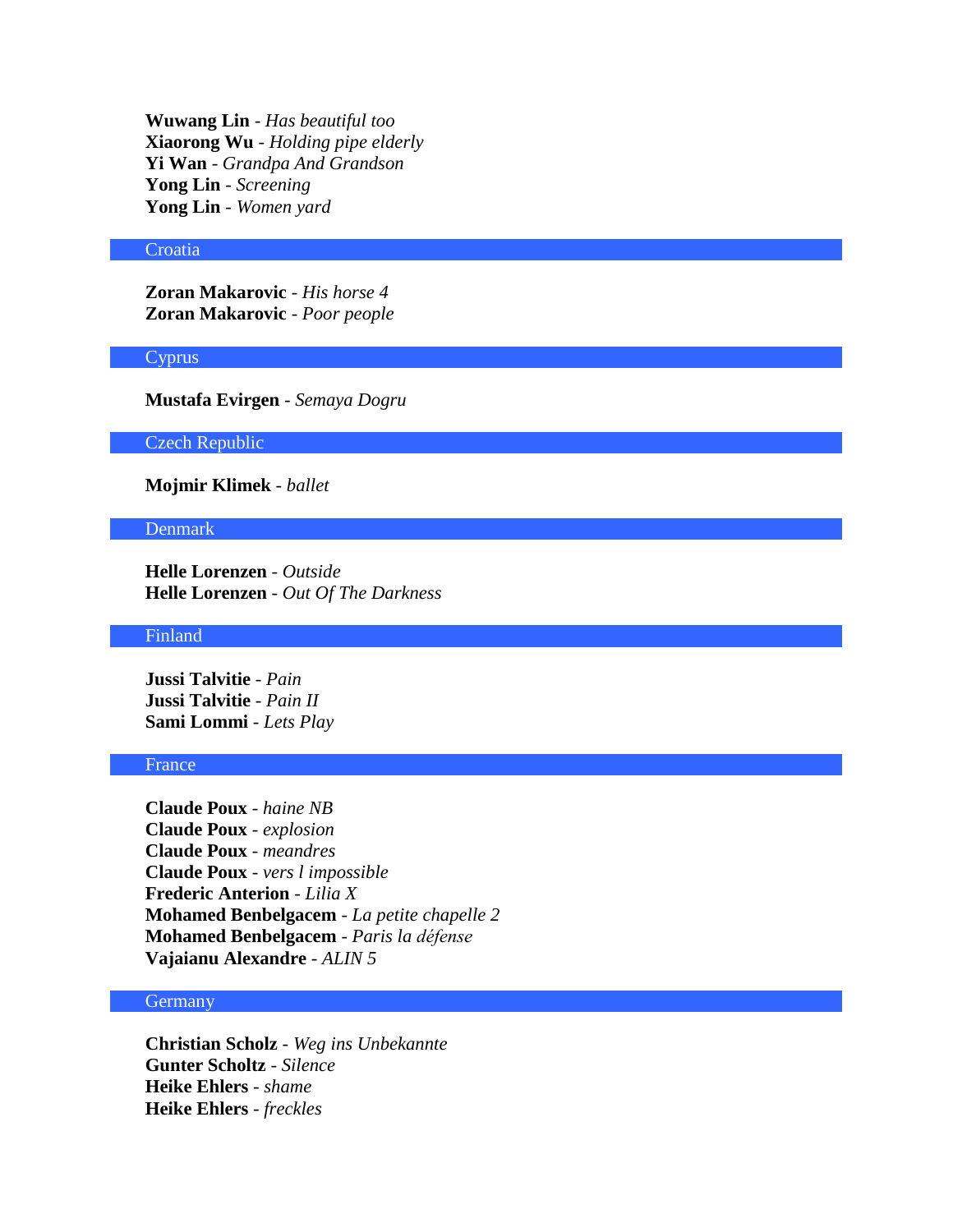**Wuwang Lin** - *Has beautiful too*
**Xiaorong Wu** - *Holding pipe elderly*
**Yi Wan** - *Grandpa And Grandson*
**Yong Lin** - *Screening*
**Yong Lin** - *Women yard*

## Croatia

**Zoran Makarovic** - *His horse 4*
**Zoran Makarovic** - *Poor people*

## Cyprus

**Mustafa Evirgen** - *Semaya Dogru*

## Czech Republic

**Mojmir Klimek** - *ballet*

## Denmark

**Helle Lorenzen** - *Outside*
**Helle Lorenzen** - *Out Of The Darkness*

## Finland

**Jussi Talvitie** - *Pain*
**Jussi Talvitie** - *Pain II*
**Sami Lommi** - *Lets Play*

## France

**Claude Poux** - *haine NB*
**Claude Poux** - *explosion*
**Claude Poux** - *meandres*
**Claude Poux** - *vers l impossible*
**Frederic Anterion** - *Lilia X*
**Mohamed Benbelgacem** - *La petite chapelle 2*
**Mohamed Benbelgacem** - *Paris la défense*
**Vajaianu Alexandre** - *ALIN 5*

## Germany

**Christian Scholz** - *Weg ins Unbekannte*
**Gunter Scholtz** - *Silence*
**Heike Ehlers** - *shame*
**Heike Ehlers** - *freckles*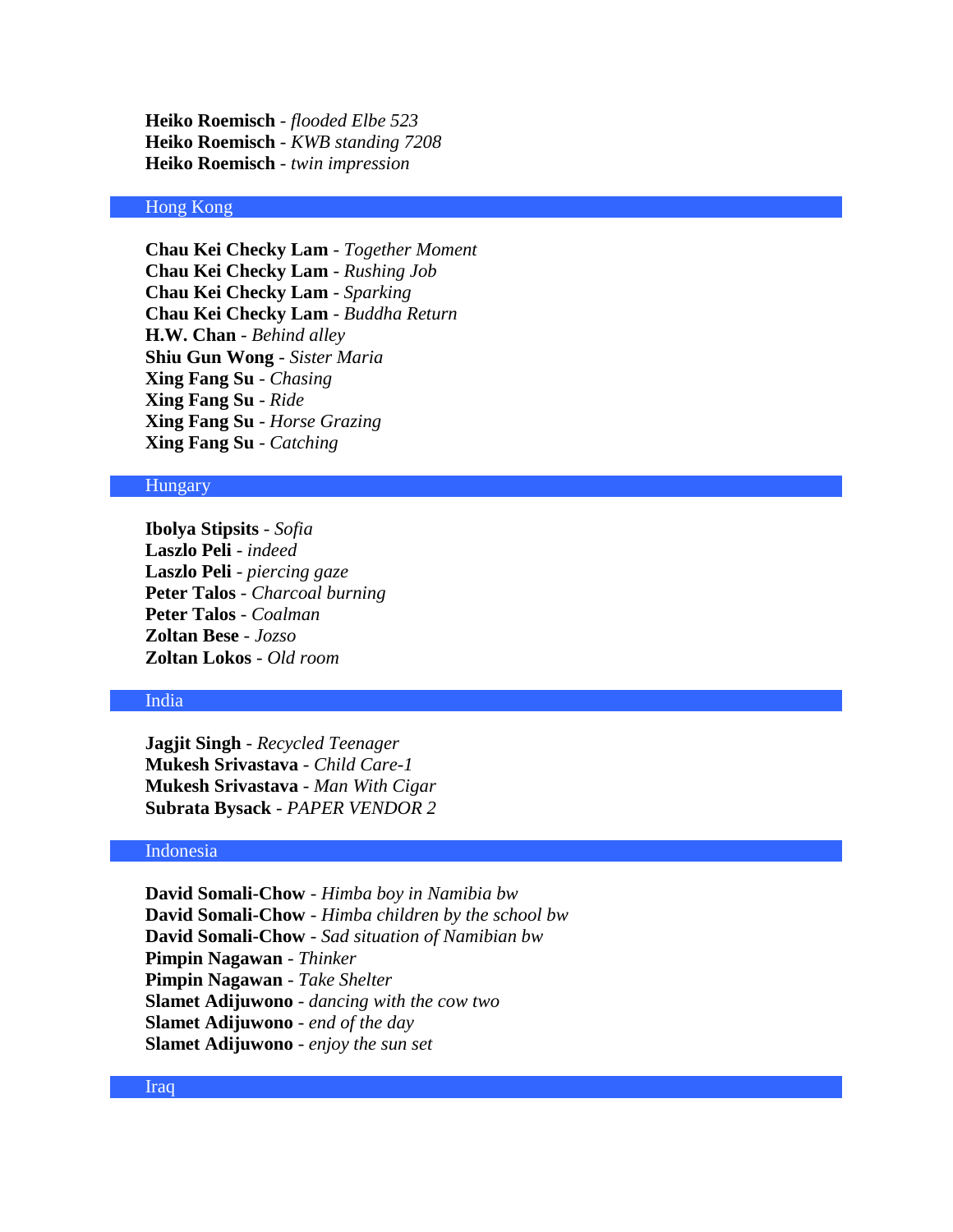**Heiko Roemisch** - *flooded Elbe 523*
**Heiko Roemisch** - *KWB standing 7208*
**Heiko Roemisch** - *twin impression*

## Hong Kong

**Chau Kei Checky Lam** - *Together Moment*
**Chau Kei Checky Lam** - *Rushing Job*
**Chau Kei Checky Lam** - *Sparking*
**Chau Kei Checky Lam** - *Buddha Return*
**H.W. Chan** - *Behind alley*
**Shiu Gun Wong** - *Sister Maria*
**Xing Fang Su** - *Chasing*
**Xing Fang Su** - *Ride*
**Xing Fang Su** - *Horse Grazing*
**Xing Fang Su** - *Catching*

## Hungary

**Ibolya Stipsits** - *Sofia*
**Laszlo Peli** - *indeed*
**Laszlo Peli** - *piercing gaze*
**Peter Talos** - *Charcoal burning*
**Peter Talos** - *Coalman*
**Zoltan Bese** - *Jozso*
**Zoltan Lokos** - *Old room*

## India

**Jagjit Singh** - *Recycled Teenager*
**Mukesh Srivastava** - *Child Care-1*
**Mukesh Srivastava** - *Man With Cigar*
**Subrata Bysack** - *PAPER VENDOR 2*

## Indonesia

**David Somali-Chow** - *Himba boy in Namibia bw*
**David Somali-Chow** - *Himba children by the school bw*
**David Somali-Chow** - *Sad situation of Namibian bw*
**Pimpin Nagawan** - *Thinker*
**Pimpin Nagawan** - *Take Shelter*
**Slamet Adijuwono** - *dancing with the cow two*
**Slamet Adijuwono** - *end of the day*
**Slamet Adijuwono** - *enjoy the sun set*

## Iraq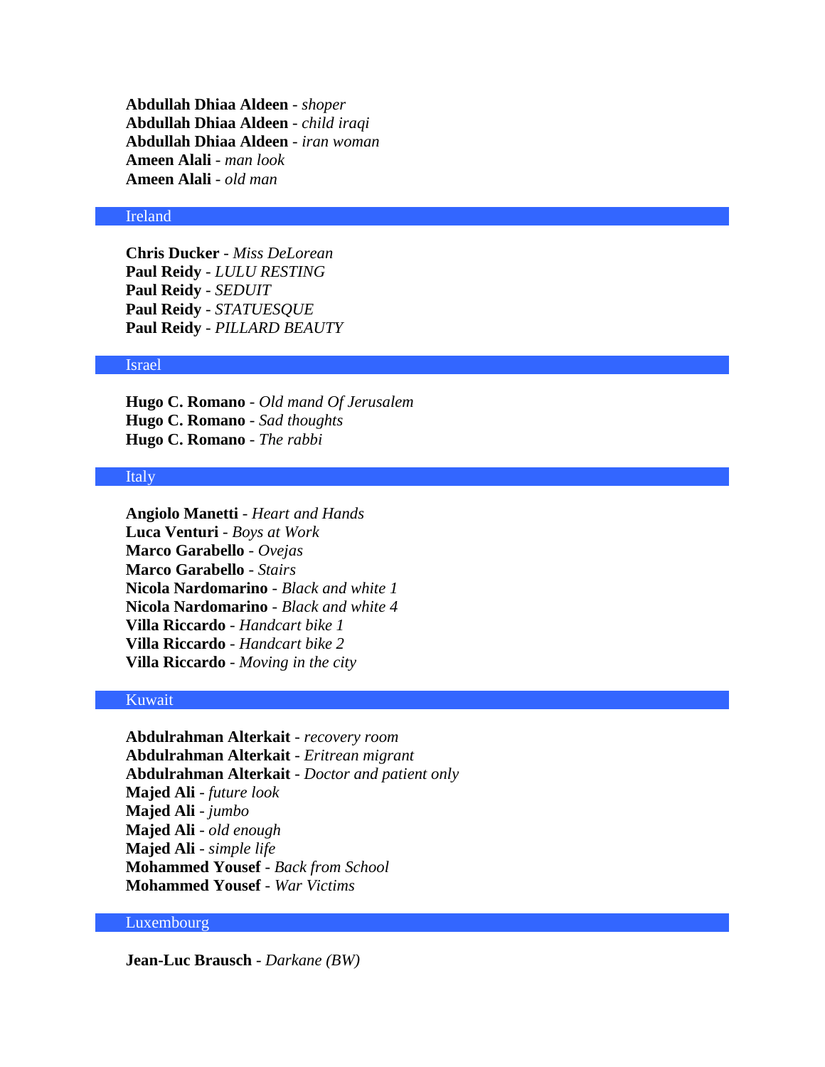**Abdullah Dhiaa Aldeen** - *shoper*
**Abdullah Dhiaa Aldeen** - *child iraqi*
**Abdullah Dhiaa Aldeen** - *iran woman*
**Ameen Alali** - *man look*
**Ameen Alali** - *old man*

## Ireland

**Chris Ducker** - *Miss DeLorean*
**Paul Reidy** - *LULU RESTING*
**Paul Reidy** - *SEDUIT*
**Paul Reidy** - *STATUESQUE*
**Paul Reidy** - *PILLARD BEAUTY*

## Israel

**Hugo C. Romano** - *Old mand Of Jerusalem*
**Hugo C. Romano** - *Sad thoughts*
**Hugo C. Romano** - *The rabbi*

## Italy

**Angiolo Manetti** - *Heart and Hands*
**Luca Venturi** - *Boys at Work*
**Marco Garabello** - *Ovejas*
**Marco Garabello** - *Stairs*
**Nicola Nardomarino** - *Black and white 1*
**Nicola Nardomarino** - *Black and white 4*
**Villa Riccardo** - *Handcart bike 1*
**Villa Riccardo** - *Handcart bike 2*
**Villa Riccardo** - *Moving in the city*

## Kuwait

**Abdulrahman Alterkait** - *recovery room*
**Abdulrahman Alterkait** - *Eritrean migrant*
**Abdulrahman Alterkait** - *Doctor and patient only*
**Majed Ali** - *future look*
**Majed Ali** - *jumbo*
**Majed Ali** - *old enough*
**Majed Ali** - *simple life*
**Mohammed Yousef** - *Back from School*
**Mohammed Yousef** - *War Victims*

## Luxembourg

**Jean-Luc Brausch** - *Darkane (BW)*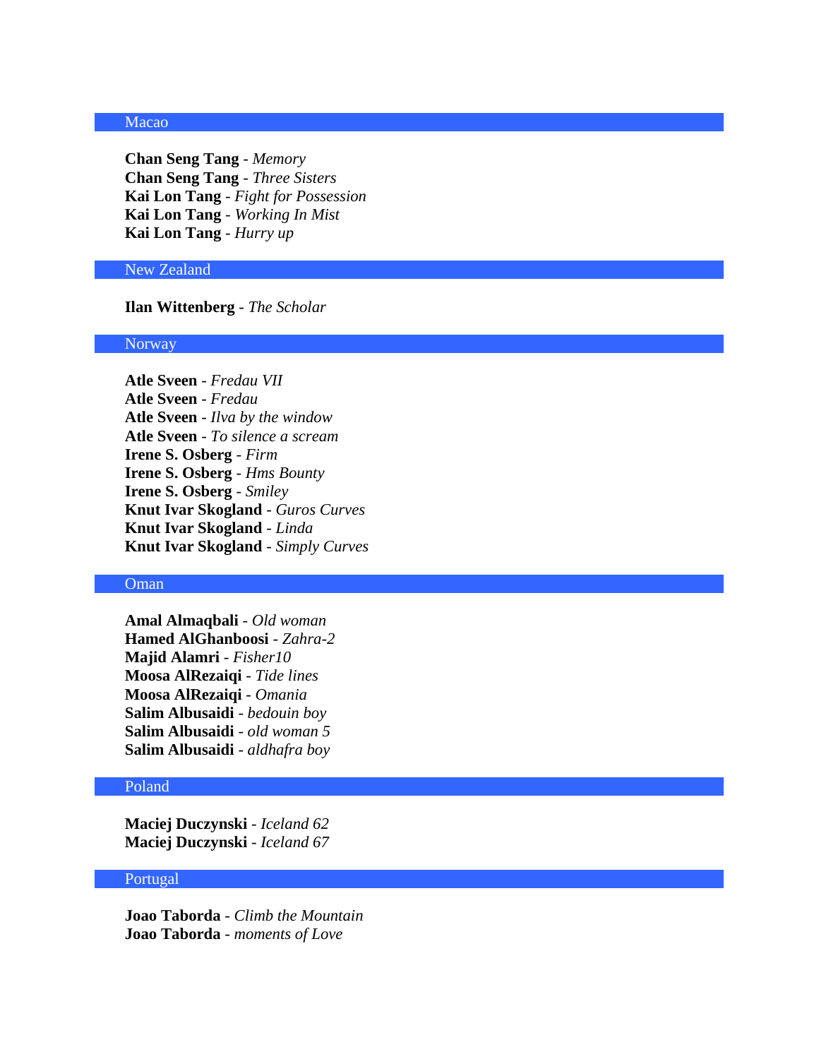## Macao

**Chan Seng Tang** - *Memory*
**Chan Seng Tang** - *Three Sisters*
**Kai Lon Tang** - *Fight for Possession*
**Kai Lon Tang** - *Working In Mist*
**Kai Lon Tang** - *Hurry up*

## New Zealand

**Ilan Wittenberg** - *The Scholar*

## Norway

**Atle Sveen** - *Fredau VII*
**Atle Sveen** - *Fredau*
**Atle Sveen** - *Ilva by the window*
**Atle Sveen** - *To silence a scream*
**Irene S. Osberg** - *Firm*
**Irene S. Osberg** - *Hms Bounty*
**Irene S. Osberg** - *Smiley*
**Knut Ivar Skogland** - *Guros Curves*
**Knut Ivar Skogland** - *Linda*
**Knut Ivar Skogland** - *Simply Curves*

## Oman

**Amal Almaqbali** - *Old woman*
**Hamed AlGhanboosi** - *Zahra-2*
**Majid Alamri** - *Fisher10*
**Moosa AlRezaiqi** - *Tide lines*
**Moosa AlRezaiqi** - *Omania*
**Salim Albusaidi** - *bedouin boy*
**Salim Albusaidi** - *old woman 5*
**Salim Albusaidi** - *aldhafra boy*

## Poland

**Maciej Duczynski** - *Iceland 62*
**Maciej Duczynski** - *Iceland 67*

## Portugal

**Joao Taborda** - *Climb the Mountain*
**Joao Taborda** - *moments of Love*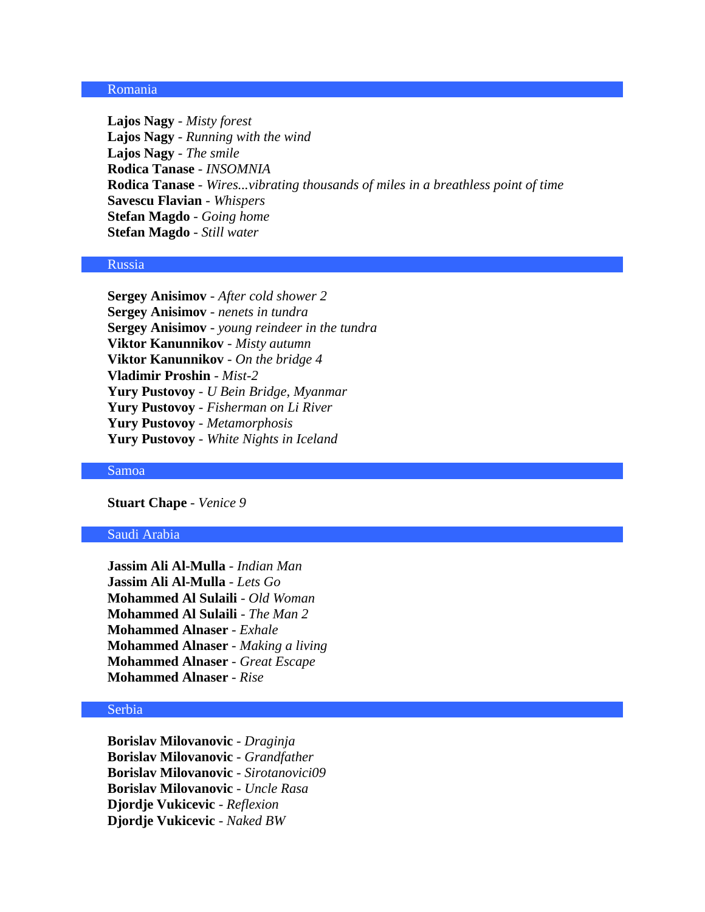## Romania

**Lajos Nagy** - *Misty forest*
**Lajos Nagy** - *Running with the wind*
**Lajos Nagy** - *The smile*
**Rodica Tanase** - *INSOMNIA*
**Rodica Tanase** - *Wires...vibrating thousands of miles in a breathless point of time*
**Savescu Flavian** - *Whispers*
**Stefan Magdo** - *Going home*
**Stefan Magdo** - *Still water*

## Russia

**Sergey Anisimov** - *After cold shower 2*
**Sergey Anisimov** - *nenets in tundra*
**Sergey Anisimov** - *young reindeer in the tundra*
**Viktor Kanunnikov** - *Misty autumn*
**Viktor Kanunnikov** - *On the bridge 4*
**Vladimir Proshin** - *Mist-2*
**Yury Pustovoy** - *U Bein Bridge, Myanmar*
**Yury Pustovoy** - *Fisherman on Li River*
**Yury Pustovoy** - *Metamorphosis*
**Yury Pustovoy** - *White Nights in Iceland*

## Samoa

**Stuart Chape** - *Venice 9*

## Saudi Arabia

**Jassim Ali Al-Mulla** - *Indian Man*
**Jassim Ali Al-Mulla** - *Lets Go*
**Mohammed Al Sulaili** - *Old Woman*
**Mohammed Al Sulaili** - *The Man 2*
**Mohammed Alnaser** - *Exhale*
**Mohammed Alnaser** - *Making a living*
**Mohammed Alnaser** - *Great Escape*
**Mohammed Alnaser** - *Rise*

## Serbia

**Borislav Milovanovic** - *Draginja*
**Borislav Milovanovic** - *Grandfather*
**Borislav Milovanovic** - *Sirotanovici09*
**Borislav Milovanovic** - *Uncle Rasa*
**Djordje Vukicevic** - *Reflexion*
**Djordje Vukicevic** - *Naked BW*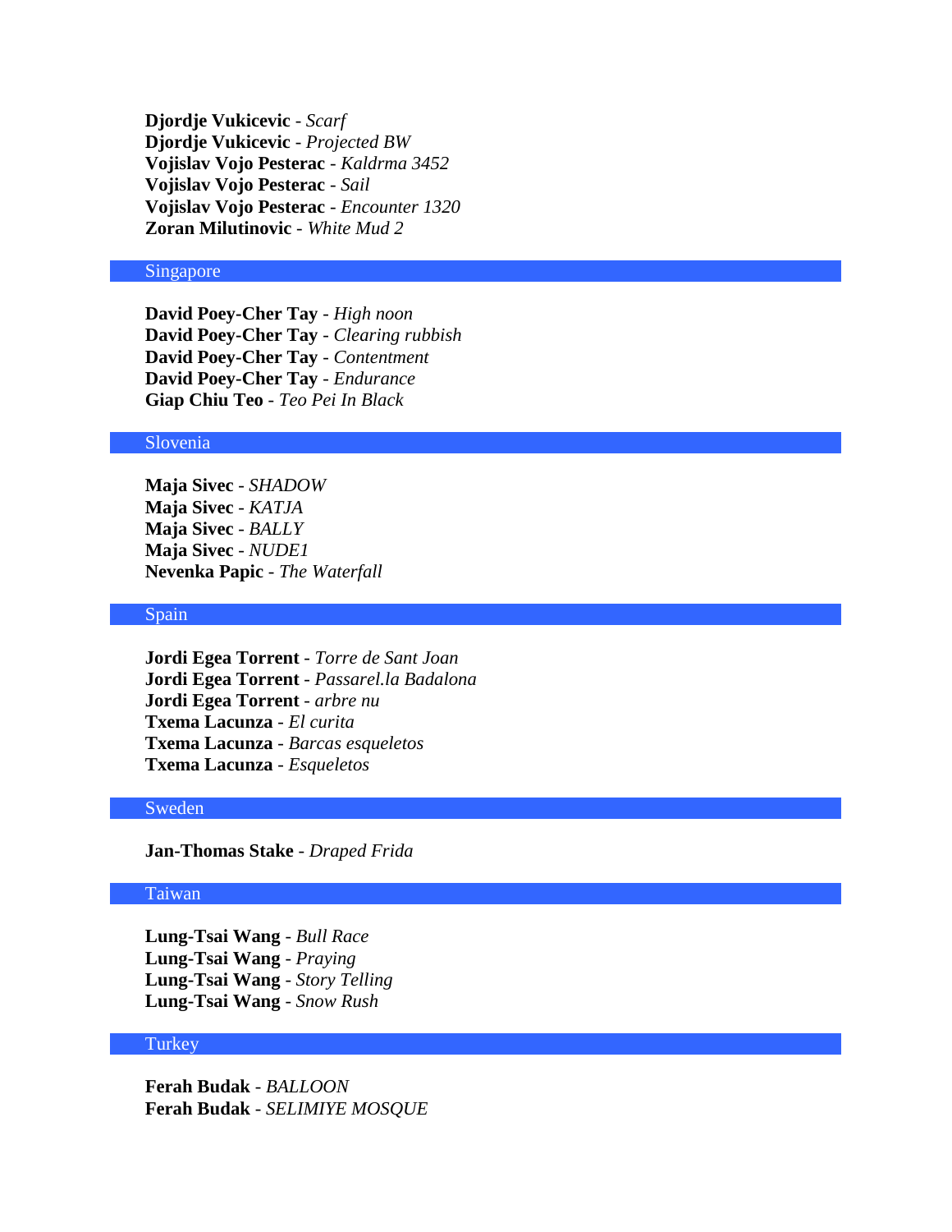**Djordje Vukicevic** - *Scarf*
**Djordje Vukicevic** - *Projected BW*
**Vojislav Vojo Pesterac** - *Kaldrma 3452*
**Vojislav Vojo Pesterac** - *Sail*
**Vojislav Vojo Pesterac** - *Encounter 1320*
**Zoran Milutinovic** - *White Mud 2*

## Singapore

**David Poey-Cher Tay** - *High noon*
**David Poey-Cher Tay** - *Clearing rubbish*
**David Poey-Cher Tay** - *Contentment*
**David Poey-Cher Tay** - *Endurance*
**Giap Chiu Teo** - *Teo Pei In Black*

## Slovenia

**Maja Sivec** - *SHADOW*
**Maja Sivec** - *KATJA*
**Maja Sivec** - *BALLY*
**Maja Sivec** - *NUDE1*
**Nevenka Papic** - *The Waterfall*

## Spain

**Jordi Egea Torrent** - *Torre de Sant Joan*
**Jordi Egea Torrent** - *Passarel.la Badalona*
**Jordi Egea Torrent** - *arbre nu*
**Txema Lacunza** - *El curita*
**Txema Lacunza** - *Barcas esqueletos*
**Txema Lacunza** - *Esqueletos*

## Sweden

**Jan-Thomas Stake** - *Draped Frida*

## Taiwan

**Lung-Tsai Wang** - *Bull Race*
**Lung-Tsai Wang** - *Praying*
**Lung-Tsai Wang** - *Story Telling*
**Lung-Tsai Wang** - *Snow Rush*

## Turkey

**Ferah Budak** - *BALLOON*
**Ferah Budak** - *SELIMIYE MOSQUE*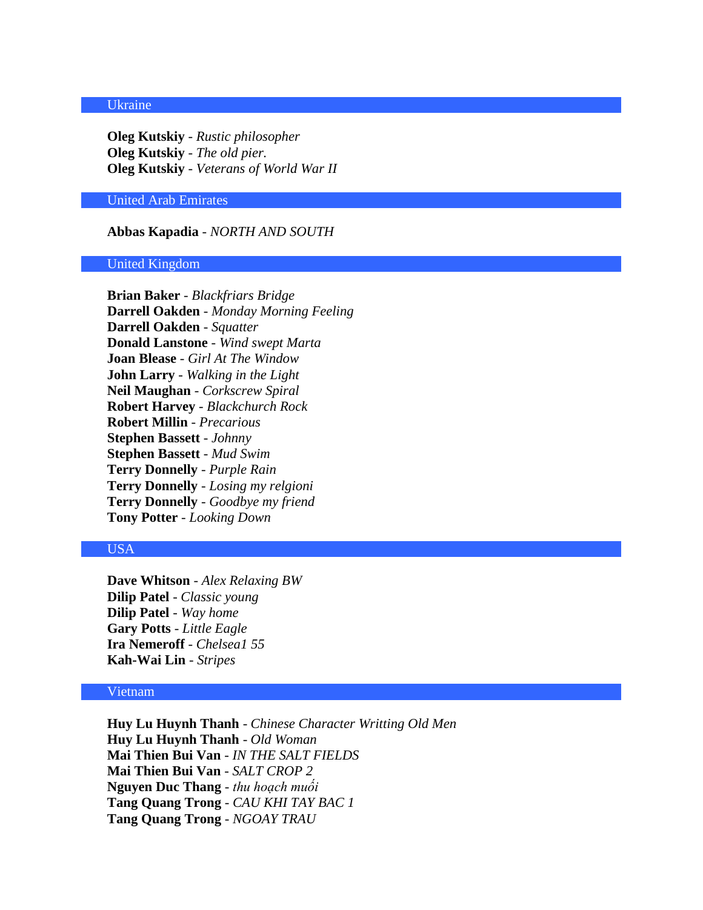## Ukraine

**Oleg Kutskiy** - *Rustic philosopher*
**Oleg Kutskiy** - *The old pier.*
**Oleg Kutskiy** - *Veterans of World War II*

## United Arab Emirates

**Abbas Kapadia** - *NORTH AND SOUTH*

## United Kingdom

**Brian Baker** - *Blackfriars Bridge*
**Darrell Oakden** - *Monday Morning Feeling*
**Darrell Oakden** - *Squatter*
**Donald Lanstone** - *Wind swept Marta*
**Joan Blease** - *Girl At The Window*
**John Larry** - *Walking in the Light*
**Neil Maughan** - *Corkscrew Spiral*
**Robert Harvey** - *Blackchurch Rock*
**Robert Millin** - *Precarious*
**Stephen Bassett** - *Johnny*
**Stephen Bassett** - *Mud Swim*
**Terry Donnelly** - *Purple Rain*
**Terry Donnelly** - *Losing my relgioni*
**Terry Donnelly** - *Goodbye my friend*
**Tony Potter** - *Looking Down*

## USA

**Dave Whitson** - *Alex Relaxing BW*
**Dilip Patel** - *Classic young*
**Dilip Patel** - *Way home*
**Gary Potts** - *Little Eagle*
**Ira Nemeroff** - *Chelsea1 55*
**Kah-Wai Lin** - *Stripes*

## Vietnam

**Huy Lu Huynh Thanh** - *Chinese Character Writting Old Men*
**Huy Lu Huynh Thanh** - *Old Woman*
**Mai Thien Bui Van** - *IN THE SALT FIELDS*
**Mai Thien Bui Van** - *SALT CROP 2*
**Nguyen Duc Thang** - *thu hoạch muối*
**Tang Quang Trong** - *CAU KHI TAY BAC 1*
**Tang Quang Trong** - *NGOAY TRAU*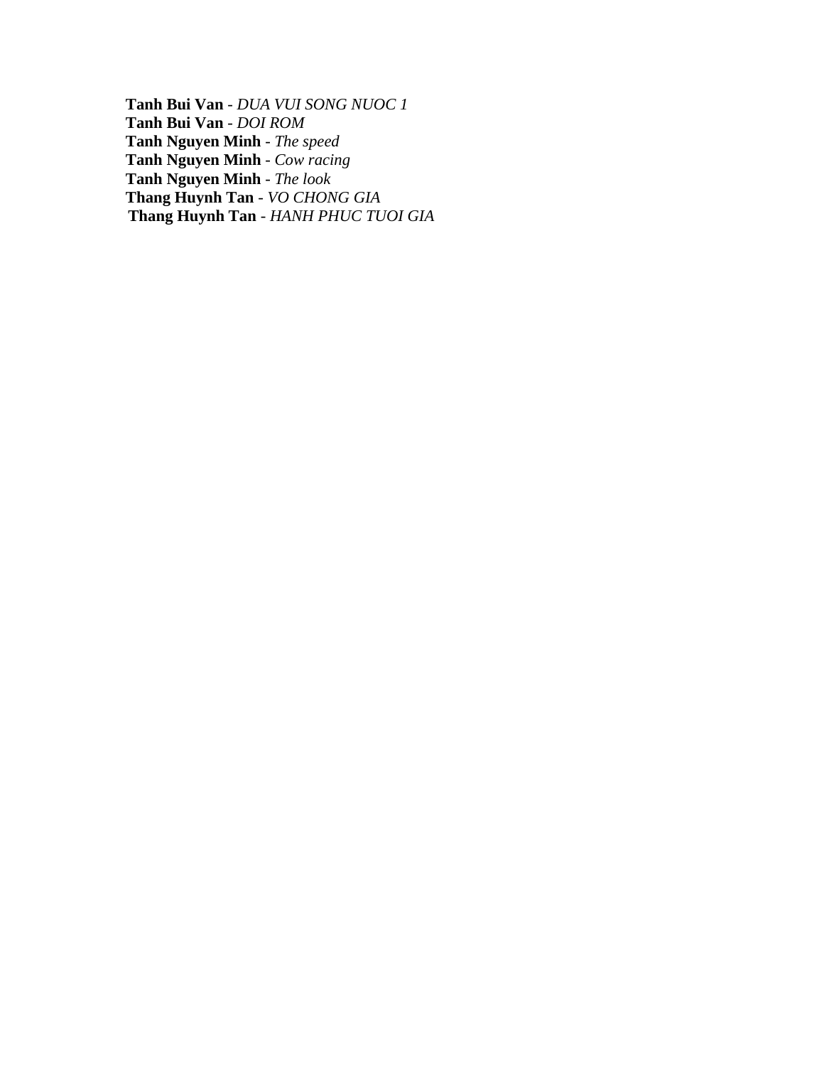**Tanh Bui Van** - *DUA VUI SONG NUOC 1*
**Tanh Bui Van** - *DOI ROM*
**Tanh Nguyen Minh** - *The speed*
**Tanh Nguyen Minh** - *Cow racing*
**Tanh Nguyen Minh** - *The look*
**Thang Huynh Tan** - *VO CHONG GIA*
**Thang Huynh Tan** - *HANH PHUC TUOI GIA*